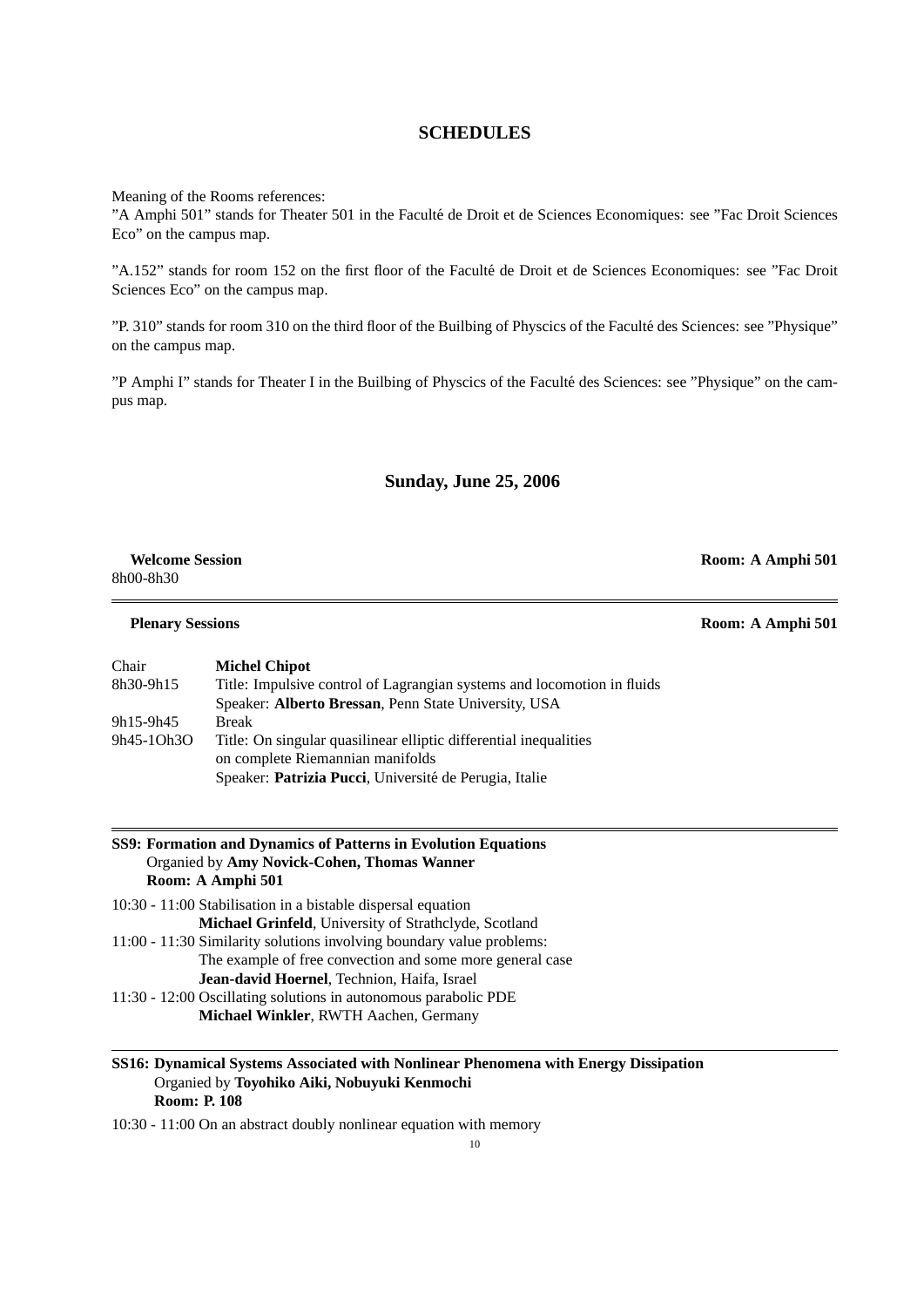# SCHEDULES

Meaning of the Rooms references:
"A Amphi 501" stands for Theater 501 in the Faculté de Droit et de Sciences Economiques: see "Fac Droit Sciences Eco" on the campus map.

"A.152" stands for room 152 on the first floor of the Faculté de Droit et de Sciences Economiques: see "Fac Droit Sciences Eco" on the campus map.

"P. 310" stands for room 310 on the third floor of the Builbing of Physcics of the Faculté des Sciences: see "Physique" on the campus map.

"P Amphi I" stands for Theater I in the Builbing of Physcics of the Faculté des Sciences: see "Physique" on the campus map.

## Sunday, June 25, 2006

**Welcome Session** — **Room: A Amphi 501**
8h00-8h30

---

**Plenary Sessions** — **Room: A Amphi 501**

| | |
|---|---|
| Chair | **Michel Chipot** |
| 8h30-9h15 | Title: Impulsive control of Lagrangian systems and locomotion in fluids<br>Speaker: **Alberto Bressan**, Penn State University, USA |
| 9h15-9h45 | Break |
| 9h45-1Oh3O | Title: On singular quasilinear elliptic differential inequalities on complete Riemannian manifolds<br>Speaker: **Patrizia Pucci**, Université de Perugia, Italie |

---

**SS9: Formation and Dynamics of Patterns in Evolution Equations**
Organied by **Amy Novick-Cohen, Thomas Wanner**
**Room: A Amphi 501**

10:30 - 11:00 Stabilisation in a bistable dispersal equation
**Michael Grinfeld**, University of Strathclyde, Scotland

11:00 - 11:30 Similarity solutions involving boundary value problems: The example of free convection and some more general case
**Jean-david Hoernel**, Technion, Haifa, Israel

11:30 - 12:00 Oscillating solutions in autonomous parabolic PDE
**Michael Winkler**, RWTH Aachen, Germany

---

**SS16: Dynamical Systems Associated with Nonlinear Phenomena with Energy Dissipation**
Organied by **Toyohiko Aiki, Nobuyuki Kenmochi**
**Room: P. 108**

10:30 - 11:00 On an abstract doubly nonlinear equation with memory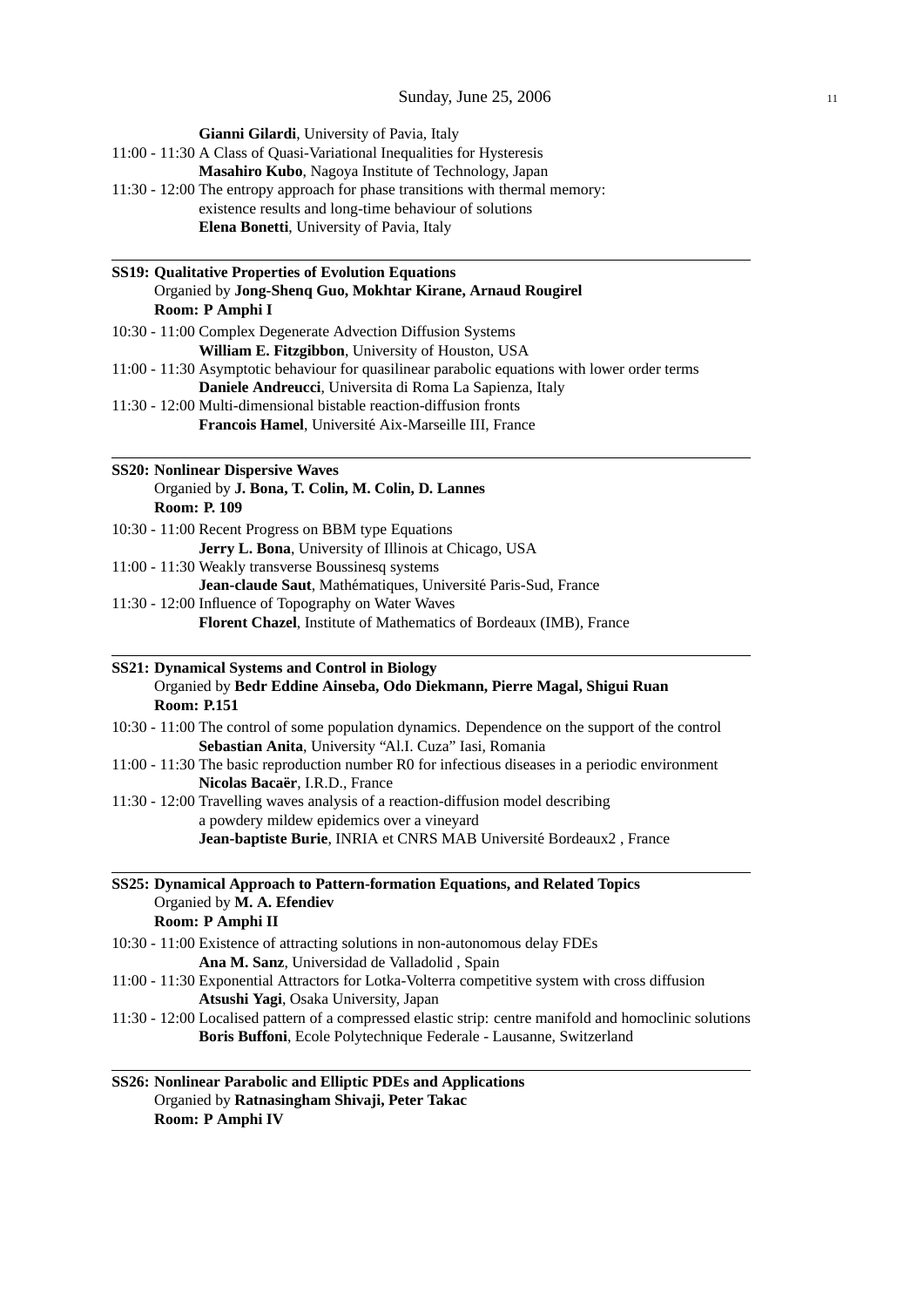**Gianni Gilardi**, University of Pavia, Italy

11:00 - 11:30 A Class of Quasi-Variational Inequalities for Hysteresis
**Masahiro Kubo**, Nagoya Institute of Technology, Japan

11:30 - 12:00 The entropy approach for phase transitions with thermal memory: existence results and long-time behaviour of solutions
**Elena Bonetti**, University of Pavia, Italy

---

**SS19: Qualitative Properties of Evolution Equations**
Organied by **Jong-Shenq Guo, Mokhtar Kirane, Arnaud Rougirel**
**Room: P Amphi I**

10:30 - 11:00 Complex Degenerate Advection Diffusion Systems
**William E. Fitzgibbon**, University of Houston, USA

11:00 - 11:30 Asymptotic behaviour for quasilinear parabolic equations with lower order terms
**Daniele Andreucci**, Universita di Roma La Sapienza, Italy

11:30 - 12:00 Multi-dimensional bistable reaction-diffusion fronts
**Francois Hamel**, Université Aix-Marseille III, France

---

**SS20: Nonlinear Dispersive Waves**
Organied by **J. Bona, T. Colin, M. Colin, D. Lannes**
**Room: P. 109**

10:30 - 11:00 Recent Progress on BBM type Equations
**Jerry L. Bona**, University of Illinois at Chicago, USA

11:00 - 11:30 Weakly transverse Boussinesq systems
**Jean-claude Saut**, Mathématiques, Université Paris-Sud, France

11:30 - 12:00 Influence of Topography on Water Waves
**Florent Chazel**, Institute of Mathematics of Bordeaux (IMB), France

---

**SS21: Dynamical Systems and Control in Biology**
Organied by **Bedr Eddine Ainseba, Odo Diekmann, Pierre Magal, Shigui Ruan**
**Room: P.151**

10:30 - 11:00 The control of some population dynamics. Dependence on the support of the control
**Sebastian Anita**, University "Al.I. Cuza" Iasi, Romania

11:00 - 11:30 The basic reproduction number R0 for infectious diseases in a periodic environment
**Nicolas Bacaër**, I.R.D., France

11:30 - 12:00 Travelling waves analysis of a reaction-diffusion model describing a powdery mildew epidemics over a vineyard
**Jean-baptiste Burie**, INRIA et CNRS MAB Université Bordeaux2 , France

---

**SS25: Dynamical Approach to Pattern-formation Equations, and Related Topics**
Organied by **M. A. Efendiev**
**Room: P Amphi II**

10:30 - 11:00 Existence of attracting solutions in non-autonomous delay FDEs
**Ana M. Sanz**, Universidad de Valladolid , Spain

11:00 - 11:30 Exponential Attractors for Lotka-Volterra competitive system with cross diffusion
**Atsushi Yagi**, Osaka University, Japan

11:30 - 12:00 Localised pattern of a compressed elastic strip: centre manifold and homoclinic solutions
**Boris Buffoni**, Ecole Polytechnique Federale - Lausanne, Switzerland

---

**SS26: Nonlinear Parabolic and Elliptic PDEs and Applications**
Organied by **Ratnasingham Shivaji, Peter Takac**
**Room: P Amphi IV**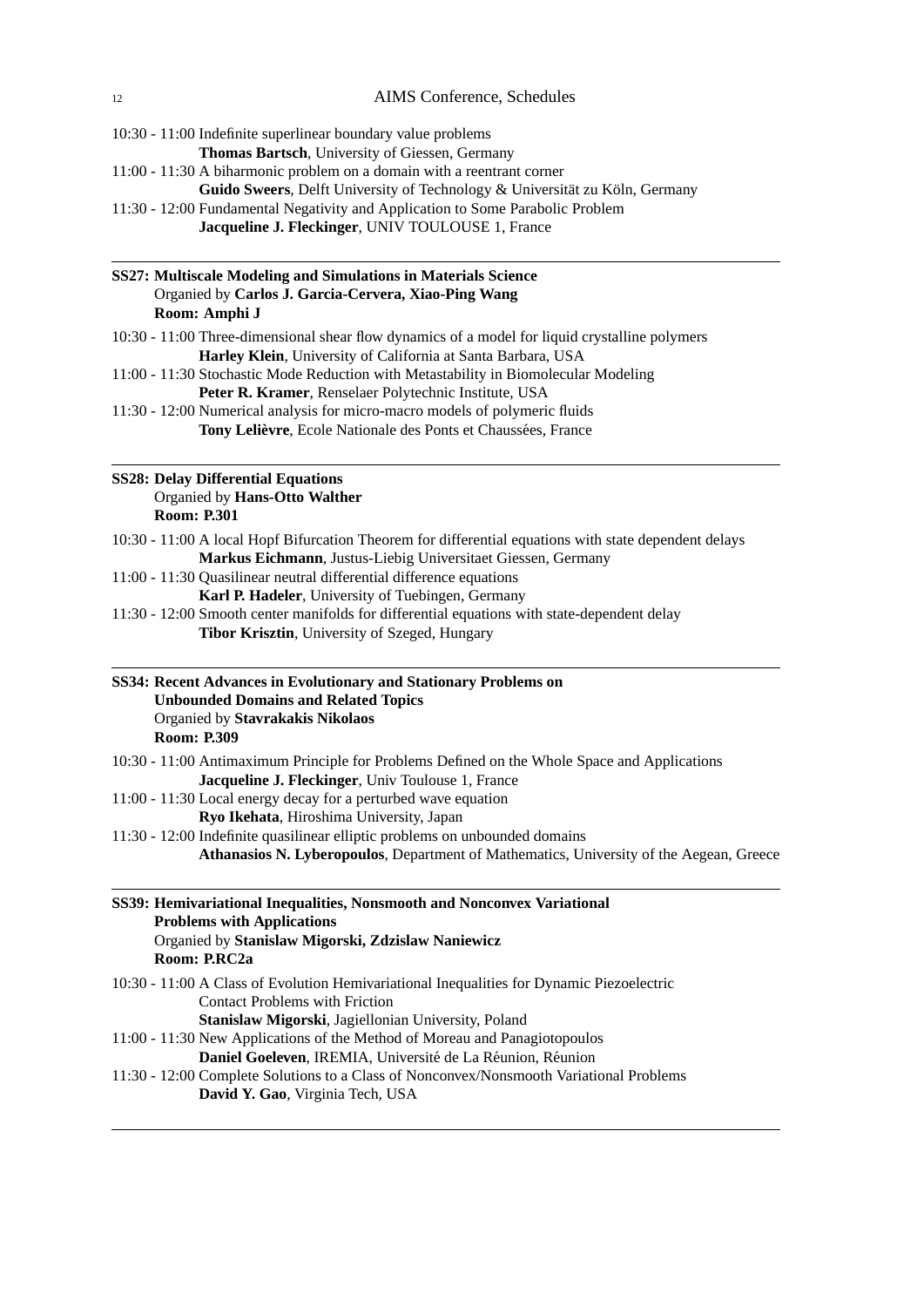10:30 - 11:00 Indefinite superlinear boundary value problems
**Thomas Bartsch**, University of Giessen, Germany

11:00 - 11:30 A biharmonic problem on a domain with a reentrant corner
**Guido Sweers**, Delft University of Technology & Universität zu Köln, Germany

11:30 - 12:00 Fundamental Negativity and Application to Some Parabolic Problem
**Jacqueline J. Fleckinger**, UNIV TOULOUSE 1, France

---

**SS27: Multiscale Modeling and Simulations in Materials Science**
Organied by **Carlos J. Garcia-Cervera, Xiao-Ping Wang**
**Room: Amphi J**

10:30 - 11:00 Three-dimensional shear flow dynamics of a model for liquid crystalline polymers
**Harley Klein**, University of California at Santa Barbara, USA

11:00 - 11:30 Stochastic Mode Reduction with Metastability in Biomolecular Modeling
**Peter R. Kramer**, Renselaer Polytechnic Institute, USA

11:30 - 12:00 Numerical analysis for micro-macro models of polymeric fluids
**Tony Lelièvre**, Ecole Nationale des Ponts et Chaussées, France

---

**SS28: Delay Differential Equations**
Organied by **Hans-Otto Walther**
**Room: P.301**

10:30 - 11:00 A local Hopf Bifurcation Theorem for differential equations with state dependent delays
**Markus Eichmann**, Justus-Liebig Universitaet Giessen, Germany

11:00 - 11:30 Quasilinear neutral differential difference equations
**Karl P. Hadeler**, University of Tuebingen, Germany

11:30 - 12:00 Smooth center manifolds for differential equations with state-dependent delay
**Tibor Krisztin**, University of Szeged, Hungary

---

**SS34: Recent Advances in Evolutionary and Stationary Problems on Unbounded Domains and Related Topics**
Organied by **Stavrakakis Nikolaos**
**Room: P.309**

10:30 - 11:00 Antimaximum Principle for Problems Defined on the Whole Space and Applications
**Jacqueline J. Fleckinger**, Univ Toulouse 1, France

11:00 - 11:30 Local energy decay for a perturbed wave equation
**Ryo Ikehata**, Hiroshima University, Japan

11:30 - 12:00 Indefinite quasilinear elliptic problems on unbounded domains
**Athanasios N. Lyberopoulos**, Department of Mathematics, University of the Aegean, Greece

---

**SS39: Hemivariational Inequalities, Nonsmooth and Nonconvex Variational Problems with Applications**
Organied by **Stanislaw Migorski, Zdzislaw Naniewicz**
**Room: P.RC2a**

10:30 - 11:00 A Class of Evolution Hemivariational Inequalities for Dynamic Piezoelectric Contact Problems with Friction
**Stanislaw Migorski**, Jagiellonian University, Poland

11:00 - 11:30 New Applications of the Method of Moreau and Panagiotopoulos
**Daniel Goeleven**, IREMIA, Université de La Réunion, Réunion

11:30 - 12:00 Complete Solutions to a Class of Nonconvex/Nonsmooth Variational Problems
**David Y. Gao**, Virginia Tech, USA

---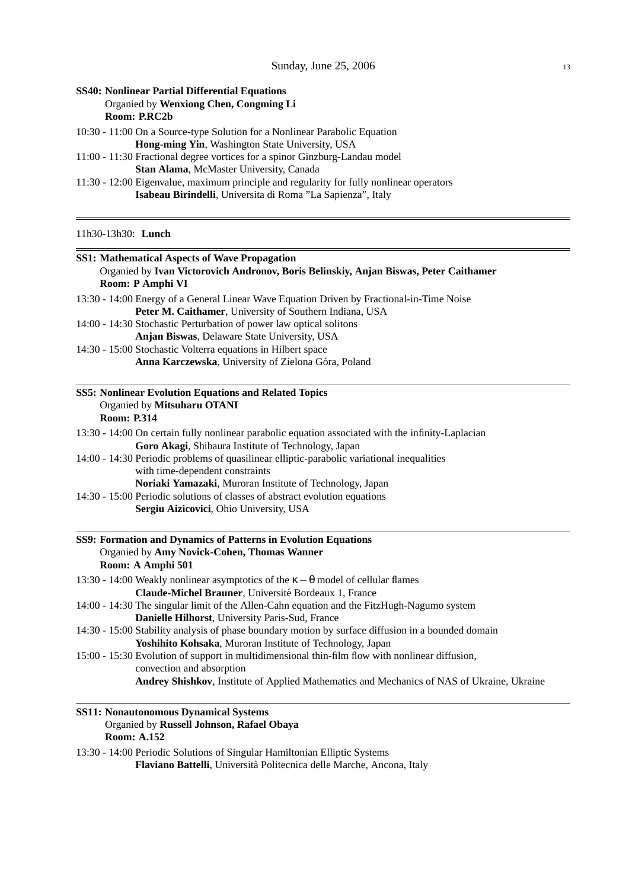**SS40: Nonlinear Partial Differential Equations**
Organied by **Wenxiong Chen, Congming Li**
**Room: P.RC2b**

10:30 - 11:00 On a Source-type Solution for a Nonlinear Parabolic Equation
**Hong-ming Yin**, Washington State University, USA

11:00 - 11:30 Fractional degree vortices for a spinor Ginzburg-Landau model
**Stan Alama**, McMaster University, Canada

11:30 - 12:00 Eigenvalue, maximum principle and regularity for fully nonlinear operators
**Isabeau Birindelli**, Universita di Roma "La Sapienza", Italy

---

11h30-13h30: **Lunch**

---

**SS1: Mathematical Aspects of Wave Propagation**
Organied by **Ivan Victorovich Andronov, Boris Belinskiy, Anjan Biswas, Peter Caithamer**
**Room: P Amphi VI**

13:30 - 14:00 Energy of a General Linear Wave Equation Driven by Fractional-in-Time Noise
**Peter M. Caithamer**, University of Southern Indiana, USA

14:00 - 14:30 Stochastic Perturbation of power law optical solitons
**Anjan Biswas**, Delaware State University, USA

14:30 - 15:00 Stochastic Volterra equations in Hilbert space
**Anna Karczewska**, University of Zielona Góra, Poland

---

**SS5: Nonlinear Evolution Equations and Related Topics**
Organied by **Mitsuharu OTANI**
**Room: P.314**

13:30 - 14:00 On certain fully nonlinear parabolic equation associated with the infinity-Laplacian
**Goro Akagi**, Shibaura Institute of Technology, Japan

14:00 - 14:30 Periodic problems of quasilinear elliptic-parabolic variational inequalities with time-dependent constraints
**Noriaki Yamazaki**, Muroran Institute of Technology, Japan

14:30 - 15:00 Periodic solutions of classes of abstract evolution equations
**Sergiu Aizicovici**, Ohio University, USA

---

**SS9: Formation and Dynamics of Patterns in Evolution Equations**
Organied by **Amy Novick-Cohen, Thomas Wanner**
**Room: A Amphi 501**

13:30 - 14:00 Weakly nonlinear asymptotics of the $\kappa - \theta$ model of cellular flames
**Claude-Michel Brauner**, Université Bordeaux 1, France

14:00 - 14:30 The singular limit of the Allen-Cahn equation and the FitzHugh-Nagumo system
**Danielle Hilhorst**, University Paris-Sud, France

14:30 - 15:00 Stability analysis of phase boundary motion by surface diffusion in a bounded domain
**Yoshihito Kohsaka**, Muroran Institute of Technology, Japan

15:00 - 15:30 Evolution of support in multidimensional thin-film flow with nonlinear diffusion, convection and absorption
**Andrey Shishkov**, Institute of Applied Mathematics and Mechanics of NAS of Ukraine, Ukraine

---

**SS11: Nonautonomous Dynamical Systems**
Organied by **Russell Johnson, Rafael Obaya**
**Room: A.152**

13:30 - 14:00 Periodic Solutions of Singular Hamiltonian Elliptic Systems
**Flaviano Battelli**, Università Politecnica delle Marche, Ancona, Italy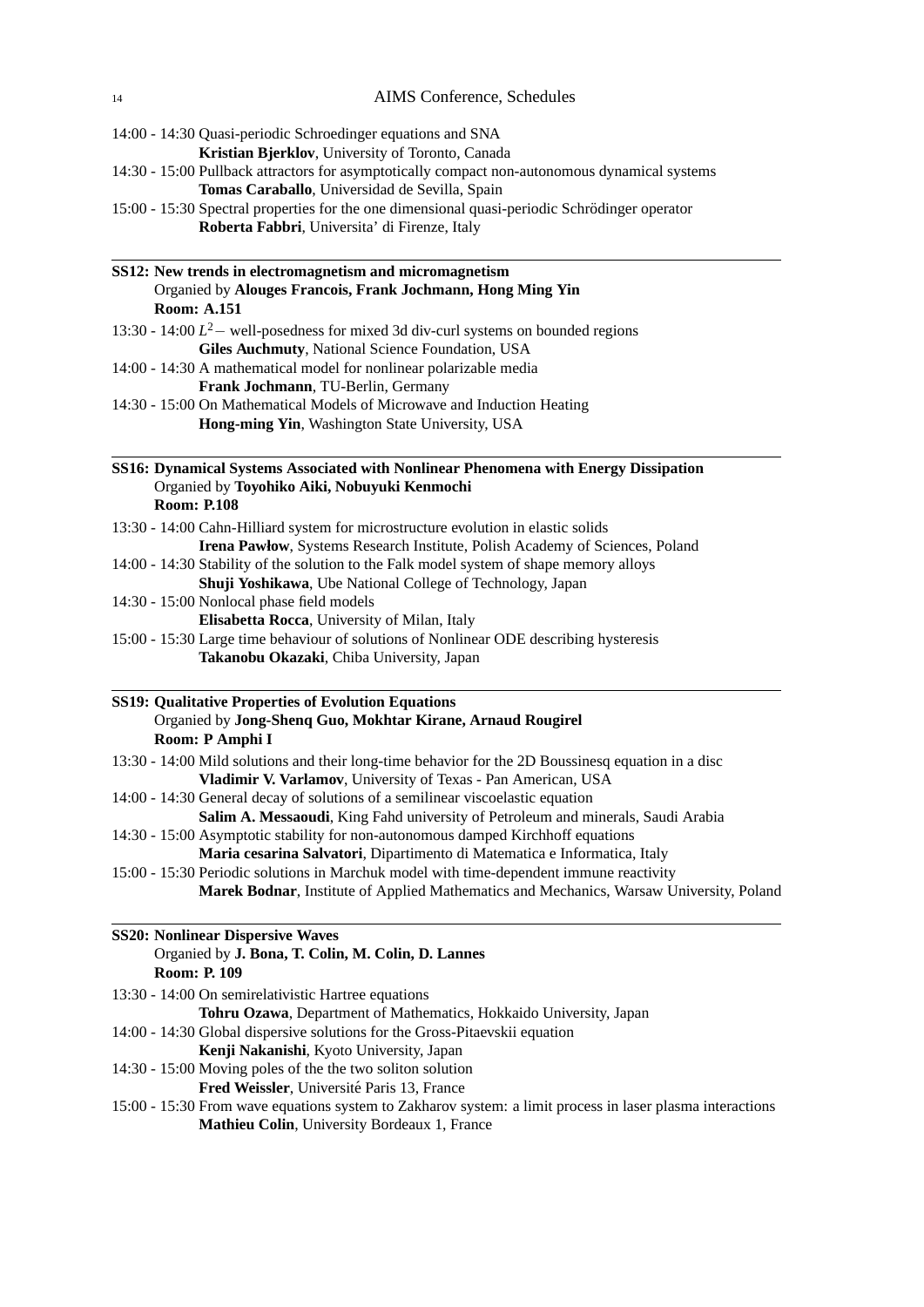14:00 - 14:30 Quasi-periodic Schroedinger equations and SNA
**Kristian Bjerklov**, University of Toronto, Canada

14:30 - 15:00 Pullback attractors for asymptotically compact non-autonomous dynamical systems
**Tomas Caraballo**, Universidad de Sevilla, Spain

15:00 - 15:30 Spectral properties for the one dimensional quasi-periodic Schrödinger operator
**Roberta Fabbri**, Universita' di Firenze, Italy

---

**SS12: New trends in electromagnetism and micromagnetism**
Organied by **Alouges Francois, Frank Jochmann, Hong Ming Yin**
**Room: A.151**

13:30 - 14:00 $L^2-$ well-posedness for mixed 3d div-curl systems on bounded regions
**Giles Auchmuty**, National Science Foundation, USA

14:00 - 14:30 A mathematical model for nonlinear polarizable media
**Frank Jochmann**, TU-Berlin, Germany

14:30 - 15:00 On Mathematical Models of Microwave and Induction Heating
**Hong-ming Yin**, Washington State University, USA

---

**SS16: Dynamical Systems Associated with Nonlinear Phenomena with Energy Dissipation**
Organied by **Toyohiko Aiki, Nobuyuki Kenmochi**
**Room: P.108**

13:30 - 14:00 Cahn-Hilliard system for microstructure evolution in elastic solids
**Irena Pawłow**, Systems Research Institute, Polish Academy of Sciences, Poland

14:00 - 14:30 Stability of the solution to the Falk model system of shape memory alloys
**Shuji Yoshikawa**, Ube National College of Technology, Japan

14:30 - 15:00 Nonlocal phase field models
**Elisabetta Rocca**, University of Milan, Italy

15:00 - 15:30 Large time behaviour of solutions of Nonlinear ODE describing hysteresis
**Takanobu Okazaki**, Chiba University, Japan

---

**SS19: Qualitative Properties of Evolution Equations**
Organied by **Jong-Shenq Guo, Mokhtar Kirane, Arnaud Rougirel**
**Room: P Amphi I**

13:30 - 14:00 Mild solutions and their long-time behavior for the 2D Boussinesq equation in a disc
**Vladimir V. Varlamov**, University of Texas - Pan American, USA

14:00 - 14:30 General decay of solutions of a semilinear viscoelastic equation
**Salim A. Messaoudi**, King Fahd university of Petroleum and minerals, Saudi Arabia

14:30 - 15:00 Asymptotic stability for non-autonomous damped Kirchhoff equations
**Maria cesarina Salvatori**, Dipartimento di Matematica e Informatica, Italy

15:00 - 15:30 Periodic solutions in Marchuk model with time-dependent immune reactivity
**Marek Bodnar**, Institute of Applied Mathematics and Mechanics, Warsaw University, Poland

---

**SS20: Nonlinear Dispersive Waves**
Organied by **J. Bona, T. Colin, M. Colin, D. Lannes**
**Room: P. 109**

13:30 - 14:00 On semirelativistic Hartree equations
**Tohru Ozawa**, Department of Mathematics, Hokkaido University, Japan

14:00 - 14:30 Global dispersive solutions for the Gross-Pitaevskii equation
**Kenji Nakanishi**, Kyoto University, Japan

14:30 - 15:00 Moving poles of the the two soliton solution
**Fred Weissler**, Université Paris 13, France

15:00 - 15:30 From wave equations system to Zakharov system: a limit process in laser plasma interactions
**Mathieu Colin**, University Bordeaux 1, France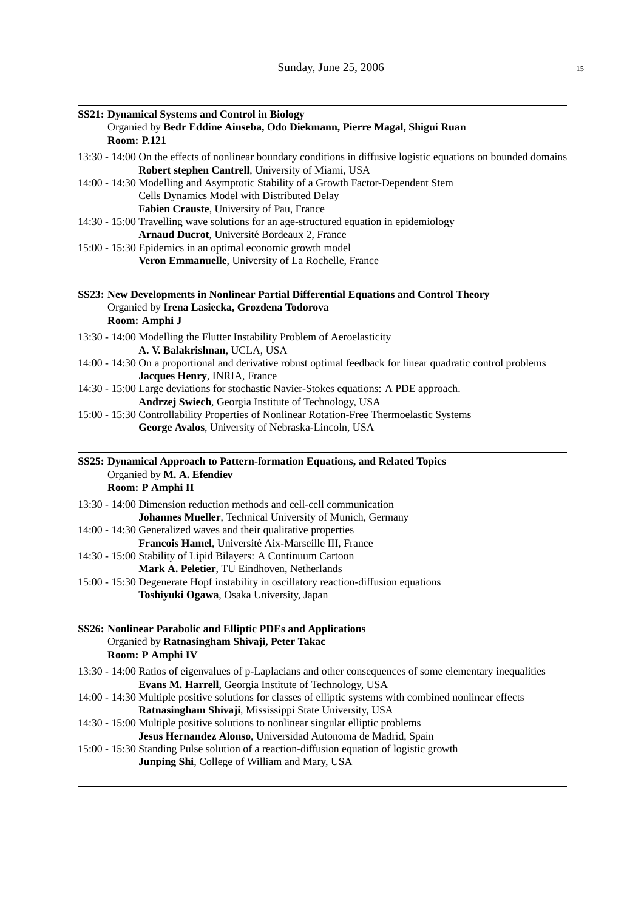## SS21: Dynamical Systems and Control in Biology

Organied by **Bedr Eddine Ainseba, Odo Diekmann, Pierre Magal, Shigui Ruan**

**Room: P.121**

13:30 - 14:00 On the effects of nonlinear boundary conditions in diffusive logistic equations on bounded domains
**Robert stephen Cantrell**, University of Miami, USA

14:00 - 14:30 Modelling and Asymptotic Stability of a Growth Factor-Dependent Stem Cells Dynamics Model with Distributed Delay
**Fabien Crauste**, University of Pau, France

14:30 - 15:00 Travelling wave solutions for an age-structured equation in epidemiology
**Arnaud Ducrot**, Université Bordeaux 2, France

15:00 - 15:30 Epidemics in an optimal economic growth model
**Veron Emmanuelle**, University of La Rochelle, France

## SS23: New Developments in Nonlinear Partial Differential Equations and Control Theory

Organied by **Irena Lasiecka, Grozdena Todorova**

**Room: Amphi J**

13:30 - 14:00 Modelling the Flutter Instability Problem of Aeroelasticity
**A. V. Balakrishnan**, UCLA, USA

14:00 - 14:30 On a proportional and derivative robust optimal feedback for linear quadratic control problems
**Jacques Henry**, INRIA, France

14:30 - 15:00 Large deviations for stochastic Navier-Stokes equations: A PDE approach.
**Andrzej Swiech**, Georgia Institute of Technology, USA

15:00 - 15:30 Controllability Properties of Nonlinear Rotation-Free Thermoelastic Systems
**George Avalos**, University of Nebraska-Lincoln, USA

## SS25: Dynamical Approach to Pattern-formation Equations, and Related Topics

Organied by **M. A. Efendiev**

**Room: P Amphi II**

13:30 - 14:00 Dimension reduction methods and cell-cell communication
**Johannes Mueller**, Technical University of Munich, Germany

14:00 - 14:30 Generalized waves and their qualitative properties
**Francois Hamel**, Université Aix-Marseille III, France

14:30 - 15:00 Stability of Lipid Bilayers: A Continuum Cartoon
**Mark A. Peletier**, TU Eindhoven, Netherlands

15:00 - 15:30 Degenerate Hopf instability in oscillatory reaction-diffusion equations
**Toshiyuki Ogawa**, Osaka University, Japan

## SS26: Nonlinear Parabolic and Elliptic PDEs and Applications

Organied by **Ratnasingham Shivaji, Peter Takac**

**Room: P Amphi IV**

13:30 - 14:00 Ratios of eigenvalues of p-Laplacians and other consequences of some elementary inequalities
**Evans M. Harrell**, Georgia Institute of Technology, USA

14:00 - 14:30 Multiple positive solutions for classes of elliptic systems with combined nonlinear effects
**Ratnasingham Shivaji**, Mississippi State University, USA

14:30 - 15:00 Multiple positive solutions to nonlinear singular elliptic problems
**Jesus Hernandez Alonso**, Universidad Autonoma de Madrid, Spain

15:00 - 15:30 Standing Pulse solution of a reaction-diffusion equation of logistic growth
**Junping Shi**, College of William and Mary, USA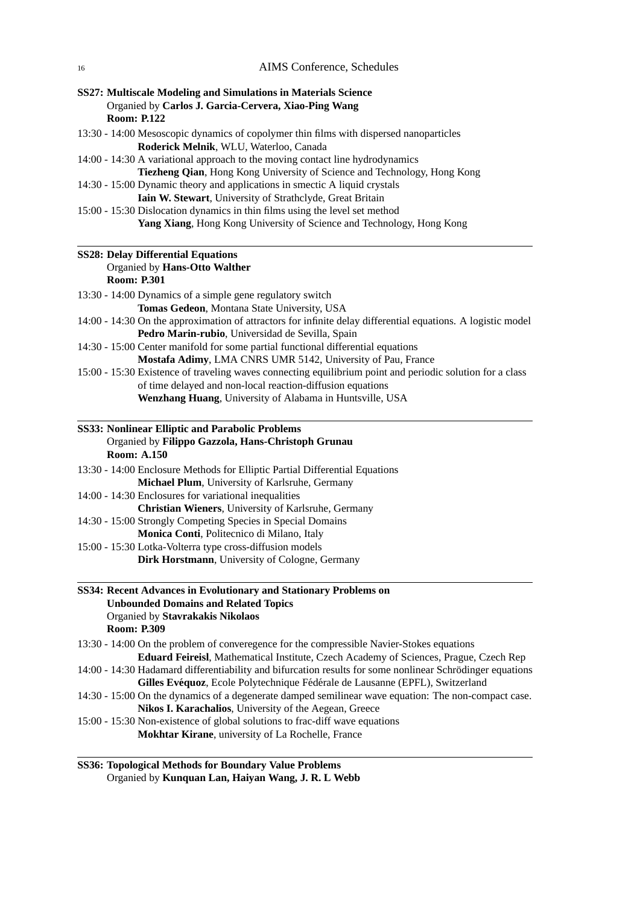**SS27: Multiscale Modeling and Simulations in Materials Science**
Organied by **Carlos J. Garcia-Cervera, Xiao-Ping Wang**
**Room: P.122**

13:30 - 14:00 Mesoscopic dynamics of copolymer thin films with dispersed nanoparticles
**Roderick Melnik**, WLU, Waterloo, Canada

14:00 - 14:30 A variational approach to the moving contact line hydrodynamics
**Tiezheng Qian**, Hong Kong University of Science and Technology, Hong Kong

14:30 - 15:00 Dynamic theory and applications in smectic A liquid crystals
**Iain W. Stewart**, University of Strathclyde, Great Britain

15:00 - 15:30 Dislocation dynamics in thin films using the level set method
**Yang Xiang**, Hong Kong University of Science and Technology, Hong Kong

---

**SS28: Delay Differential Equations**
Organied by **Hans-Otto Walther**
**Room: P.301**

13:30 - 14:00 Dynamics of a simple gene regulatory switch
**Tomas Gedeon**, Montana State University, USA

14:00 - 14:30 On the approximation of attractors for infinite delay differential equations. A logistic model
**Pedro Marin-rubio**, Universidad de Sevilla, Spain

14:30 - 15:00 Center manifold for some partial functional differential equations
**Mostafa Adimy**, LMA CNRS UMR 5142, University of Pau, France

15:00 - 15:30 Existence of traveling waves connecting equilibrium point and periodic solution for a class of time delayed and non-local reaction-diffusion equations
**Wenzhang Huang**, University of Alabama in Huntsville, USA

---

**SS33: Nonlinear Elliptic and Parabolic Problems**
Organied by **Filippo Gazzola, Hans-Christoph Grunau**
**Room: A.150**

13:30 - 14:00 Enclosure Methods for Elliptic Partial Differential Equations
**Michael Plum**, University of Karlsruhe, Germany

14:00 - 14:30 Enclosures for variational inequalities
**Christian Wieners**, University of Karlsruhe, Germany

14:30 - 15:00 Strongly Competing Species in Special Domains
**Monica Conti**, Politecnico di Milano, Italy

15:00 - 15:30 Lotka-Volterra type cross-diffusion models
**Dirk Horstmann**, University of Cologne, Germany

---

**SS34: Recent Advances in Evolutionary and Stationary Problems on Unbounded Domains and Related Topics**
Organied by **Stavrakakis Nikolaos**
**Room: P.309**

13:30 - 14:00 On the problem of converegence for the compressible Navier-Stokes equations
**Eduard Feireisl**, Mathematical Institute, Czech Academy of Sciences, Prague, Czech Rep

14:00 - 14:30 Hadamard differentiability and bifurcation results for some nonlinear Schrödinger equations
**Gilles Evéquoz**, Ecole Polytechnique Fédérale de Lausanne (EPFL), Switzerland

14:30 - 15:00 On the dynamics of a degenerate damped semilinear wave equation: The non-compact case.
**Nikos I. Karachalios**, University of the Aegean, Greece

15:00 - 15:30 Non-existence of global solutions to frac-diff wave equations
**Mokhtar Kirane**, university of La Rochelle, France

---

**SS36: Topological Methods for Boundary Value Problems**
Organied by **Kunquan Lan, Haiyan Wang, J. R. L Webb**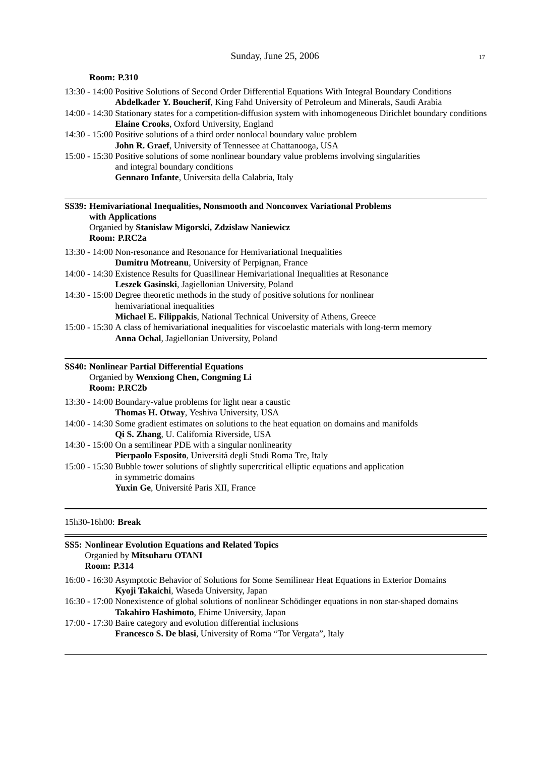**Room: P.310**

13:30 - 14:00 Positive Solutions of Second Order Differential Equations With Integral Boundary Conditions
**Abdelkader Y. Boucherif**, King Fahd University of Petroleum and Minerals, Saudi Arabia

14:00 - 14:30 Stationary states for a competition-diffusion system with inhomogeneous Dirichlet boundary conditions
**Elaine Crooks**, Oxford University, England

14:30 - 15:00 Positive solutions of a third order nonlocal boundary value problem
**John R. Graef**, University of Tennessee at Chattanooga, USA

15:00 - 15:30 Positive solutions of some nonlinear boundary value problems involving singularities and integral boundary conditions
**Gennaro Infante**, Universita della Calabria, Italy

---

**SS39: Hemivariational Inequalities, Nonsmooth and Nonconvex Variational Problems with Applications**
Organied by **Stanislaw Migorski, Zdzislaw Naniewicz**
**Room: P.RC2a**

13:30 - 14:00 Non-resonance and Resonance for Hemivariational Inequalities
**Dumitru Motreanu**, University of Perpignan, France

14:00 - 14:30 Existence Results for Quasilinear Hemivariational Inequalities at Resonance
**Leszek Gasinski**, Jagiellonian University, Poland

14:30 - 15:00 Degree theoretic methods in the study of positive solutions for nonlinear hemivariational inequalities
**Michael E. Filippakis**, National Technical University of Athens, Greece

15:00 - 15:30 A class of hemivariational inequalities for viscoelastic materials with long-term memory
**Anna Ochal**, Jagiellonian University, Poland

---

**SS40: Nonlinear Partial Differential Equations**
Organied by **Wenxiong Chen, Congming Li**
**Room: P.RC2b**

13:30 - 14:00 Boundary-value problems for light near a caustic
**Thomas H. Otway**, Yeshiva University, USA

14:00 - 14:30 Some gradient estimates on solutions to the heat equation on domains and manifolds
**Qi S. Zhang**, U. California Riverside, USA

14:30 - 15:00 On a semilinear PDE with a singular nonlinearity
**Pierpaolo Esposito**, Universitá degli Studi Roma Tre, Italy

15:00 - 15:30 Bubble tower solutions of slightly supercritical elliptic equations and application in symmetric domains
**Yuxin Ge**, Université Paris XII, France

---

15h30-16h00: **Break**

---

**SS5: Nonlinear Evolution Equations and Related Topics**
Organied by **Mitsuharu OTANI**
**Room: P.314**

16:00 - 16:30 Asymptotic Behavior of Solutions for Some Semilinear Heat Equations in Exterior Domains
**Kyoji Takaichi**, Waseda University, Japan

16:30 - 17:00 Nonexistence of global solutions of nonlinear Schödinger equations in non star-shaped domains
**Takahiro Hashimoto**, Ehime University, Japan

17:00 - 17:30 Baire category and evolution differential inclusions
**Francesco S. De blasi**, University of Roma "Tor Vergata", Italy

---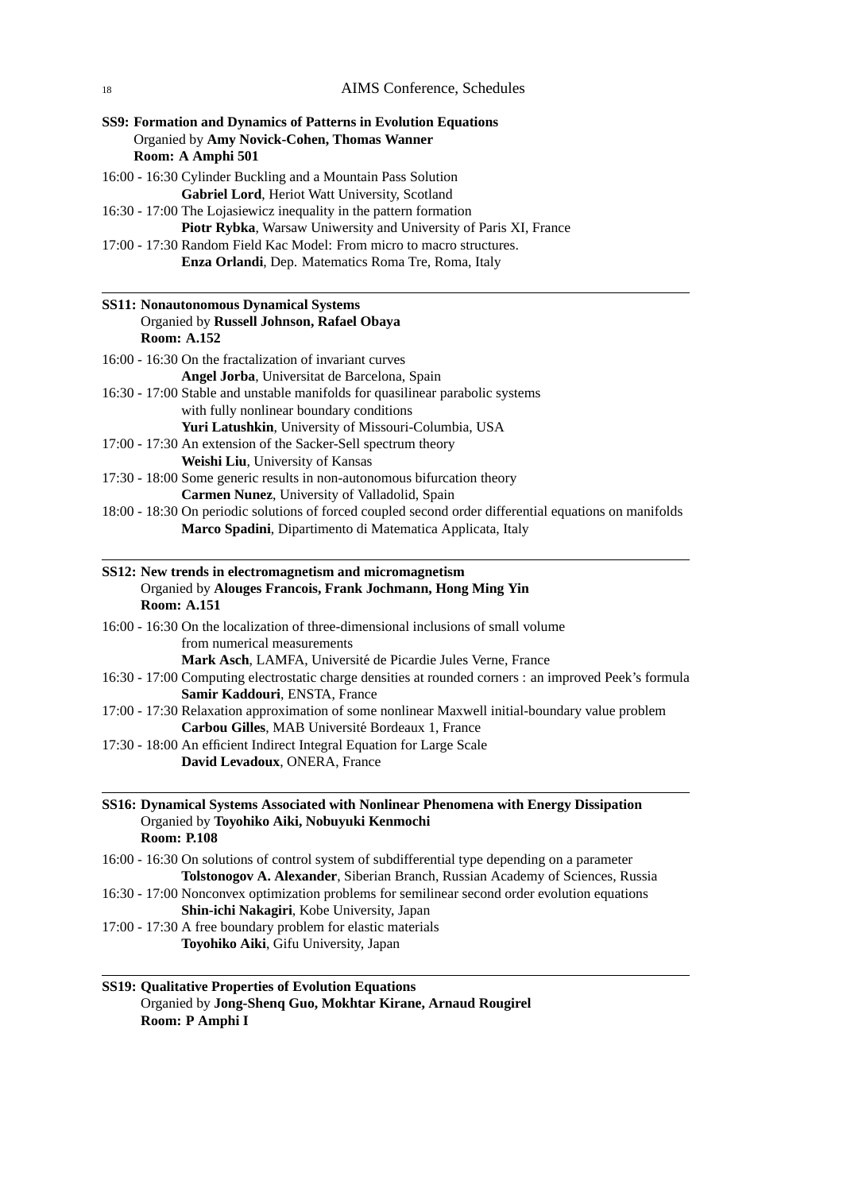**SS9: Formation and Dynamics of Patterns in Evolution Equations**
Organied by **Amy Novick-Cohen, Thomas Wanner**
**Room: A Amphi 501**

16:00 - 16:30 Cylinder Buckling and a Mountain Pass Solution
**Gabriel Lord**, Heriot Watt University, Scotland

16:30 - 17:00 The Lojasiewicz inequality in the pattern formation
**Piotr Rybka**, Warsaw Uniwersity and University of Paris XI, France

17:00 - 17:30 Random Field Kac Model: From micro to macro structures.
**Enza Orlandi**, Dep. Matematics Roma Tre, Roma, Italy

---

**SS11: Nonautonomous Dynamical Systems**
Organied by **Russell Johnson, Rafael Obaya**
**Room: A.152**

16:00 - 16:30 On the fractalization of invariant curves
**Angel Jorba**, Universitat de Barcelona, Spain

16:30 - 17:00 Stable and unstable manifolds for quasilinear parabolic systems with fully nonlinear boundary conditions
**Yuri Latushkin**, University of Missouri-Columbia, USA

17:00 - 17:30 An extension of the Sacker-Sell spectrum theory
**Weishi Liu**, University of Kansas

17:30 - 18:00 Some generic results in non-autonomous bifurcation theory
**Carmen Nunez**, University of Valladolid, Spain

18:00 - 18:30 On periodic solutions of forced coupled second order differential equations on manifolds
**Marco Spadini**, Dipartimento di Matematica Applicata, Italy

---

**SS12: New trends in electromagnetism and micromagnetism**
Organied by **Alouges Francois, Frank Jochmann, Hong Ming Yin**
**Room: A.151**

16:00 - 16:30 On the localization of three-dimensional inclusions of small volume from numerical measurements
**Mark Asch**, LAMFA, Université de Picardie Jules Verne, France

16:30 - 17:00 Computing electrostatic charge densities at rounded corners : an improved Peek's formula
**Samir Kaddouri**, ENSTA, France

17:00 - 17:30 Relaxation approximation of some nonlinear Maxwell initial-boundary value problem
**Carbou Gilles**, MAB Université Bordeaux 1, France

17:30 - 18:00 An efficient Indirect Integral Equation for Large Scale
**David Levadoux**, ONERA, France

---

**SS16: Dynamical Systems Associated with Nonlinear Phenomena with Energy Dissipation**
Organied by **Toyohiko Aiki, Nobuyuki Kenmochi**
**Room: P.108**

16:00 - 16:30 On solutions of control system of subdifferential type depending on a parameter
**Tolstonogov A. Alexander**, Siberian Branch, Russian Academy of Sciences, Russia

16:30 - 17:00 Nonconvex optimization problems for semilinear second order evolution equations
**Shin-ichi Nakagiri**, Kobe University, Japan

17:00 - 17:30 A free boundary problem for elastic materials
**Toyohiko Aiki**, Gifu University, Japan

---

**SS19: Qualitative Properties of Evolution Equations**
Organied by **Jong-Shenq Guo, Mokhtar Kirane, Arnaud Rougirel**
**Room: P Amphi I**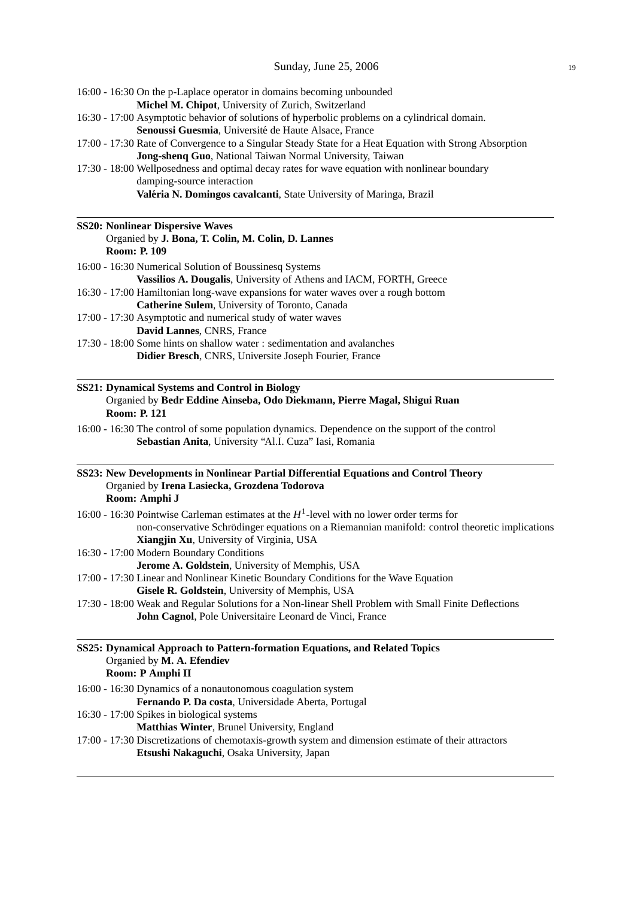16:00 - 16:30 On the p-Laplace operator in domains becoming unbounded
**Michel M. Chipot**, University of Zurich, Switzerland

16:30 - 17:00 Asymptotic behavior of solutions of hyperbolic problems on a cylindrical domain.
**Senoussi Guesmia**, Université de Haute Alsace, France

17:00 - 17:30 Rate of Convergence to a Singular Steady State for a Heat Equation with Strong Absorption
**Jong-shenq Guo**, National Taiwan Normal University, Taiwan

17:30 - 18:00 Wellposedness and optimal decay rates for wave equation with nonlinear boundary damping-source interaction
**Valéria N. Domingos cavalcanti**, State University of Maringa, Brazil

---

**SS20: Nonlinear Dispersive Waves**
Organied by **J. Bona, T. Colin, M. Colin, D. Lannes**
**Room: P. 109**

16:00 - 16:30 Numerical Solution of Boussinesq Systems
**Vassilios A. Dougalis**, University of Athens and IACM, FORTH, Greece

16:30 - 17:00 Hamiltonian long-wave expansions for water waves over a rough bottom
**Catherine Sulem**, University of Toronto, Canada

17:00 - 17:30 Asymptotic and numerical study of water waves
**David Lannes**, CNRS, France

17:30 - 18:00 Some hints on shallow water : sedimentation and avalanches
**Didier Bresch**, CNRS, Universite Joseph Fourier, France

---

**SS21: Dynamical Systems and Control in Biology**
Organied by **Bedr Eddine Ainseba, Odo Diekmann, Pierre Magal, Shigui Ruan**
**Room: P. 121**

16:00 - 16:30 The control of some population dynamics. Dependence on the support of the control
**Sebastian Anita**, University “Al.I. Cuza” Iasi, Romania

---

**SS23: New Developments in Nonlinear Partial Differential Equations and Control Theory**
Organied by **Irena Lasiecka, Grozdena Todorova**
**Room: Amphi J**

16:00 - 16:30 Pointwise Carleman estimates at the $H^1$-level with no lower order terms for non-conservative Schrödinger equations on a Riemannian manifold: control theoretic implications
**Xiangjin Xu**, University of Virginia, USA

16:30 - 17:00 Modern Boundary Conditions
**Jerome A. Goldstein**, University of Memphis, USA

17:00 - 17:30 Linear and Nonlinear Kinetic Boundary Conditions for the Wave Equation
**Gisele R. Goldstein**, University of Memphis, USA

17:30 - 18:00 Weak and Regular Solutions for a Non-linear Shell Problem with Small Finite Deflections
**John Cagnol**, Pole Universitaire Leonard de Vinci, France

---

**SS25: Dynamical Approach to Pattern-formation Equations, and Related Topics**
Organied by **M. A. Efendiev**
**Room: P Amphi II**

16:00 - 16:30 Dynamics of a nonautonomous coagulation system
**Fernando P. Da costa**, Universidade Aberta, Portugal

16:30 - 17:00 Spikes in biological systems
**Matthias Winter**, Brunel University, England

17:00 - 17:30 Discretizations of chemotaxis-growth system and dimension estimate of their attractors
**Etsushi Nakaguchi**, Osaka University, Japan

---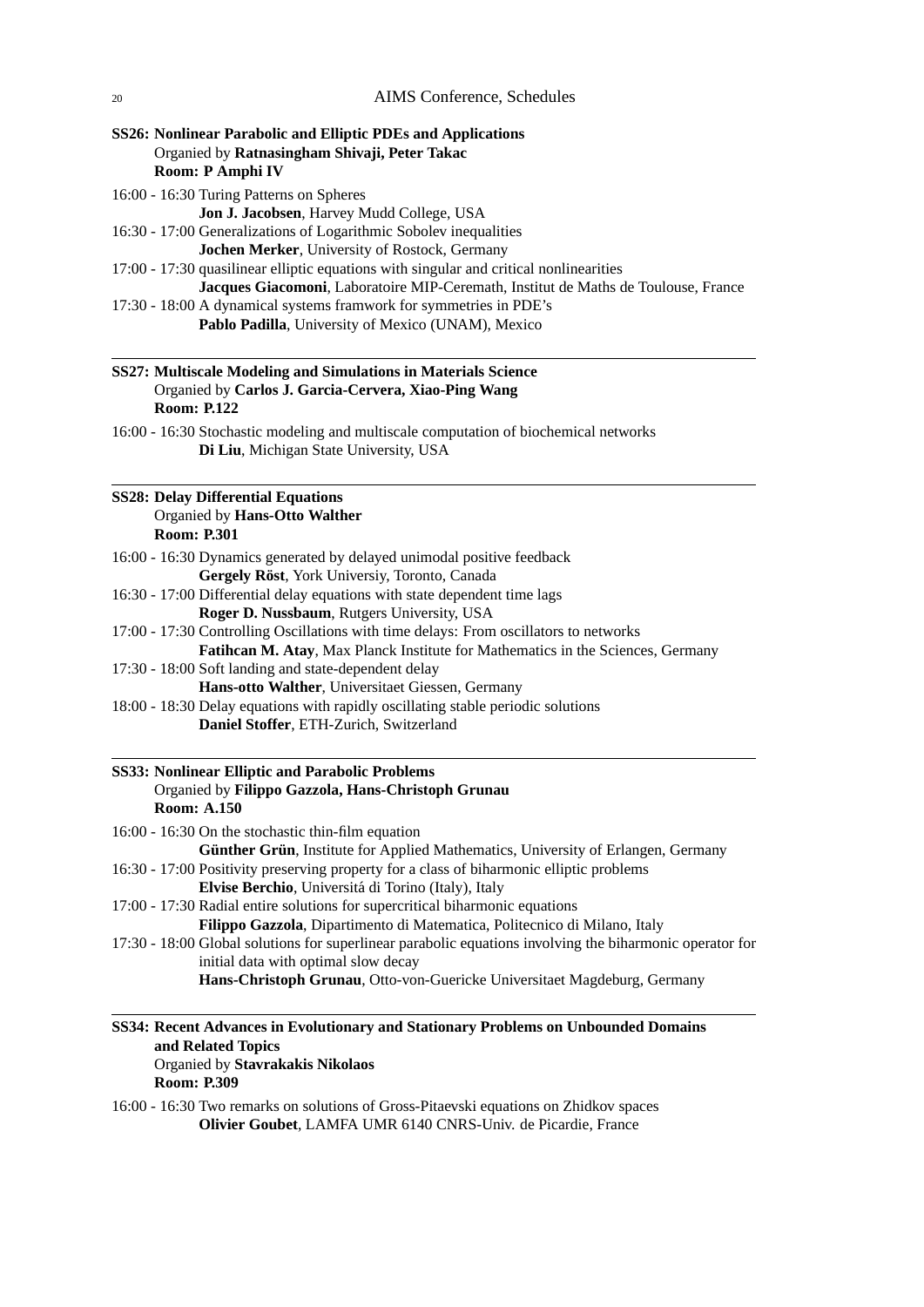**SS26: Nonlinear Parabolic and Elliptic PDEs and Applications**
Organied by **Ratnasingham Shivaji, Peter Takac**
**Room: P Amphi IV**

16:00 - 16:30 Turing Patterns on Spheres
**Jon J. Jacobsen**, Harvey Mudd College, USA

16:30 - 17:00 Generalizations of Logarithmic Sobolev inequalities
**Jochen Merker**, University of Rostock, Germany

17:00 - 17:30 quasilinear elliptic equations with singular and critical nonlinearities
**Jacques Giacomoni**, Laboratoire MIP-Ceremath, Institut de Maths de Toulouse, France

17:30 - 18:00 A dynamical systems framwork for symmetries in PDE's
**Pablo Padilla**, University of Mexico (UNAM), Mexico

---

**SS27: Multiscale Modeling and Simulations in Materials Science**
Organied by **Carlos J. Garcia-Cervera, Xiao-Ping Wang**
**Room: P.122**

16:00 - 16:30 Stochastic modeling and multiscale computation of biochemical networks
**Di Liu**, Michigan State University, USA

---

**SS28: Delay Differential Equations**
Organied by **Hans-Otto Walther**
**Room: P.301**

16:00 - 16:30 Dynamics generated by delayed unimodal positive feedback
**Gergely Röst**, York Universiy, Toronto, Canada

16:30 - 17:00 Differential delay equations with state dependent time lags
**Roger D. Nussbaum**, Rutgers University, USA

17:00 - 17:30 Controlling Oscillations with time delays: From oscillators to networks
**Fatihcan M. Atay**, Max Planck Institute for Mathematics in the Sciences, Germany

17:30 - 18:00 Soft landing and state-dependent delay
**Hans-otto Walther**, Universitaet Giessen, Germany

18:00 - 18:30 Delay equations with rapidly oscillating stable periodic solutions
**Daniel Stoffer**, ETH-Zurich, Switzerland

---

**SS33: Nonlinear Elliptic and Parabolic Problems**
Organied by **Filippo Gazzola, Hans-Christoph Grunau**
**Room: A.150**

16:00 - 16:30 On the stochastic thin-film equation
**Günther Grün**, Institute for Applied Mathematics, University of Erlangen, Germany

16:30 - 17:00 Positivity preserving property for a class of biharmonic elliptic problems
**Elvise Berchio**, Universitá di Torino (Italy), Italy

17:00 - 17:30 Radial entire solutions for supercritical biharmonic equations
**Filippo Gazzola**, Dipartimento di Matematica, Politecnico di Milano, Italy

17:30 - 18:00 Global solutions for superlinear parabolic equations involving the biharmonic operator for initial data with optimal slow decay
**Hans-Christoph Grunau**, Otto-von-Guericke Universitaet Magdeburg, Germany

---

**SS34: Recent Advances in Evolutionary and Stationary Problems on Unbounded Domains and Related Topics**
Organied by **Stavrakakis Nikolaos**
**Room: P.309**

16:00 - 16:30 Two remarks on solutions of Gross-Pitaevski equations on Zhidkov spaces
**Olivier Goubet**, LAMFA UMR 6140 CNRS-Univ. de Picardie, France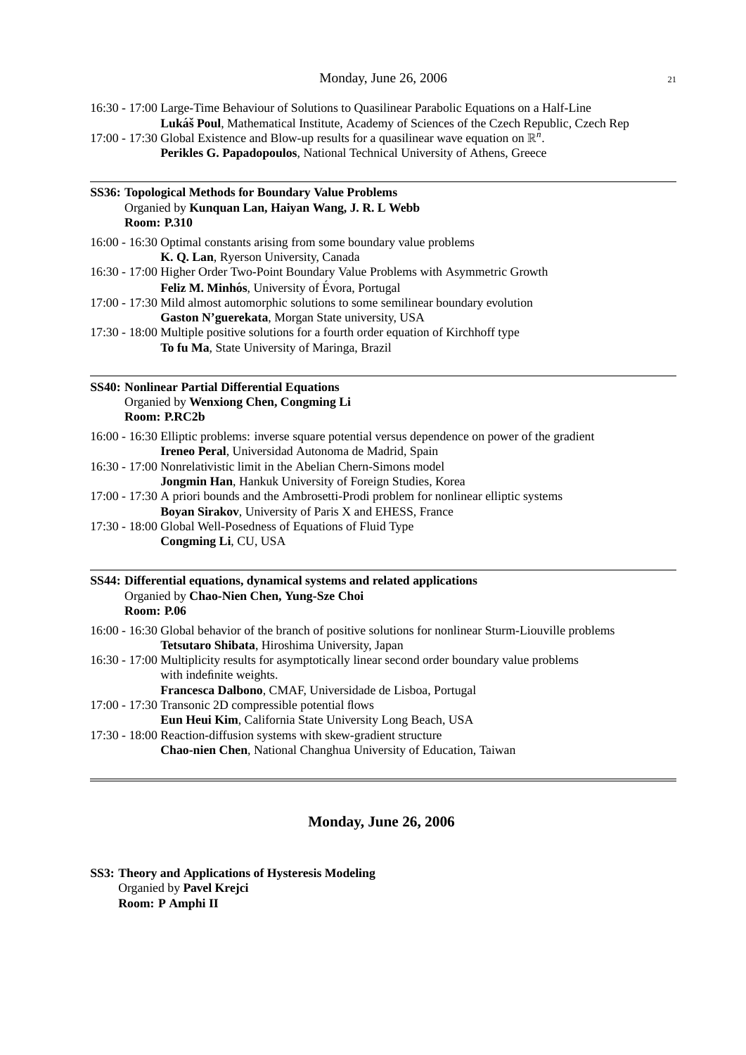16:30 - 17:00 Large-Time Behaviour of Solutions to Quasilinear Parabolic Equations on a Half-Line
**Lukáš Poul**, Mathematical Institute, Academy of Sciences of the Czech Republic, Czech Rep

17:00 - 17:30 Global Existence and Blow-up results for a quasilinear wave equation on $\mathbb{R}^n$.
**Perikles G. Papadopoulos**, National Technical University of Athens, Greece

---

**SS36: Topological Methods for Boundary Value Problems**
Organied by **Kunquan Lan, Haiyan Wang, J. R. L Webb**
**Room: P.310**

16:00 - 16:30 Optimal constants arising from some boundary value problems
**K. Q. Lan**, Ryerson University, Canada

16:30 - 17:00 Higher Order Two-Point Boundary Value Problems with Asymmetric Growth
**Feliz M. Minhós**, University of Évora, Portugal

17:00 - 17:30 Mild almost automorphic solutions to some semilinear boundary evolution
**Gaston N'guerekata**, Morgan State university, USA

17:30 - 18:00 Multiple positive solutions for a fourth order equation of Kirchhoff type
**To fu Ma**, State University of Maringa, Brazil

---

**SS40: Nonlinear Partial Differential Equations**
Organied by **Wenxiong Chen, Congming Li**
**Room: P.RC2b**

16:00 - 16:30 Elliptic problems: inverse square potential versus dependence on power of the gradient
**Ireneo Peral**, Universidad Autonoma de Madrid, Spain

16:30 - 17:00 Nonrelativistic limit in the Abelian Chern-Simons model
**Jongmin Han**, Hankuk University of Foreign Studies, Korea

17:00 - 17:30 A priori bounds and the Ambrosetti-Prodi problem for nonlinear elliptic systems
**Boyan Sirakov**, University of Paris X and EHESS, France

17:30 - 18:00 Global Well-Posedness of Equations of Fluid Type
**Congming Li**, CU, USA

---

**SS44: Differential equations, dynamical systems and related applications**
Organied by **Chao-Nien Chen, Yung-Sze Choi**
**Room: P.06**

16:00 - 16:30 Global behavior of the branch of positive solutions for nonlinear Sturm-Liouville problems
**Tetsutaro Shibata**, Hiroshima University, Japan

16:30 - 17:00 Multiplicity results for asymptotically linear second order boundary value problems with indefinite weights.
**Francesca Dalbono**, CMAF, Universidade de Lisboa, Portugal

17:00 - 17:30 Transonic 2D compressible potential flows
**Eun Heui Kim**, California State University Long Beach, USA

17:30 - 18:00 Reaction-diffusion systems with skew-gradient structure
**Chao-nien Chen**, National Changhua University of Education, Taiwan

---

## Monday, June 26, 2006

**SS3: Theory and Applications of Hysteresis Modeling**
Organied by **Pavel Krejci**
**Room: P Amphi II**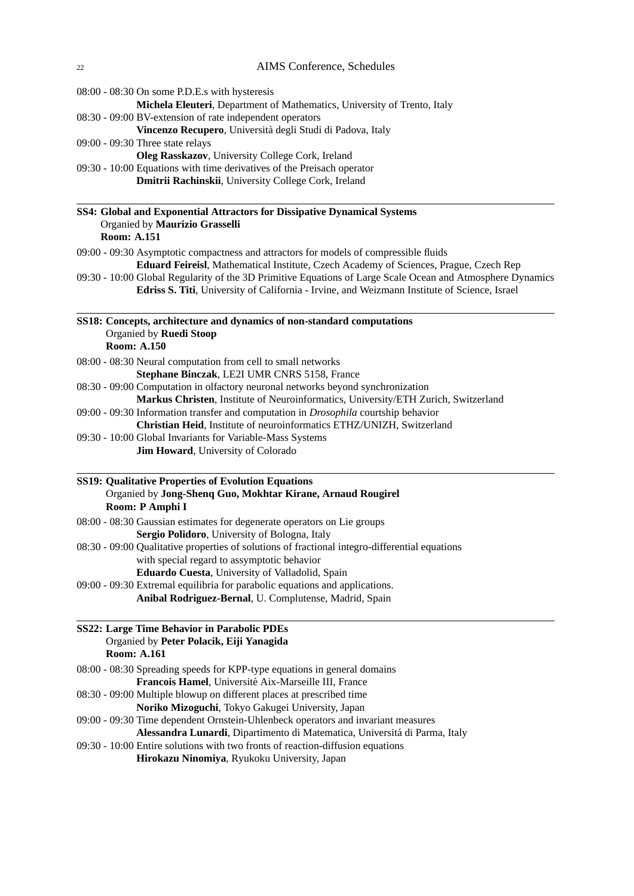08:00 - 08:30 On some P.D.E.s with hysteresis
**Michela Eleuteri**, Department of Mathematics, University of Trento, Italy

08:30 - 09:00 BV-extension of rate independent operators
**Vincenzo Recupero**, Università degli Studi di Padova, Italy

09:00 - 09:30 Three state relays
**Oleg Rasskazov**, University College Cork, Ireland

09:30 - 10:00 Equations with time derivatives of the Preisach operator
**Dmitrii Rachinskii**, University College Cork, Ireland

---

## SS4: Global and Exponential Attractors for Dissipative Dynamical Systems

Organied by **Maurizio Grasselli**
**Room: A.151**

09:00 - 09:30 Asymptotic compactness and attractors for models of compressible fluids
**Eduard Feireisl**, Mathematical Institute, Czech Academy of Sciences, Prague, Czech Rep

09:30 - 10:00 Global Regularity of the 3D Primitive Equations of Large Scale Ocean and Atmosphere Dynamics
**Edriss S. Titi**, University of California - Irvine, and Weizmann Institute of Science, Israel

---

## SS18: Concepts, architecture and dynamics of non-standard computations

Organied by **Ruedi Stoop**
**Room: A.150**

08:00 - 08:30 Neural computation from cell to small networks
**Stephane Binczak**, LE2I UMR CNRS 5158, France

08:30 - 09:00 Computation in olfactory neuronal networks beyond synchronization
**Markus Christen**, Institute of Neuroinformatics, University/ETH Zurich, Switzerland

09:00 - 09:30 Information transfer and computation in *Drosophila* courtship behavior
**Christian Heid**, Institute of neuroinformatics ETHZ/UNIZH, Switzerland

09:30 - 10:00 Global Invariants for Variable-Mass Systems
**Jim Howard**, University of Colorado

---

## SS19: Qualitative Properties of Evolution Equations

Organied by **Jong-Shenq Guo, Mokhtar Kirane, Arnaud Rougirel**
**Room: P Amphi I**

08:00 - 08:30 Gaussian estimates for degenerate operators on Lie groups
**Sergio Polidoro**, University of Bologna, Italy

08:30 - 09:00 Qualitative properties of solutions of fractional integro-differential equations with special regard to assymptotic behavior
**Eduardo Cuesta**, University of Valladolid, Spain

09:00 - 09:30 Extremal equilibria for parabolic equations and applications.
**Anibal Rodriguez-Bernal**, U. Complutense, Madrid, Spain

---

## SS22: Large Time Behavior in Parabolic PDEs

Organied by **Peter Polacik, Eiji Yanagida**
**Room: A.161**

08:00 - 08:30 Spreading speeds for KPP-type equations in general domains
**Francois Hamel**, Université Aix-Marseille III, France

08:30 - 09:00 Multiple blowup on different places at prescribed time
**Noriko Mizoguchi**, Tokyo Gakugei University, Japan

09:00 - 09:30 Time dependent Ornstein-Uhlenbeck operators and invariant measures
**Alessandra Lunardi**, Dipartimento di Matematica, Universitá di Parma, Italy

09:30 - 10:00 Entire solutions with two fronts of reaction-diffusion equations
**Hirokazu Ninomiya**, Ryukoku University, Japan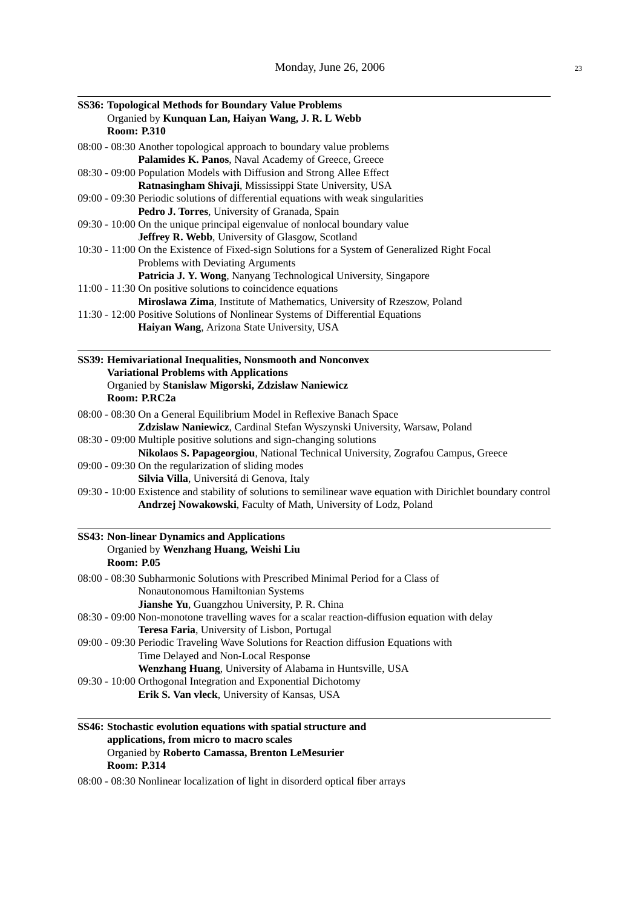### SS36: Topological Methods for Boundary Value Problems

Organied by **Kunquan Lan, Haiyan Wang, J. R. L Webb**
**Room: P.310**

08:00 - 08:30 Another topological approach to boundary value problems
**Palamides K. Panos**, Naval Academy of Greece, Greece

08:30 - 09:00 Population Models with Diffusion and Strong Allee Effect
**Ratnasingham Shivaji**, Mississippi State University, USA

09:00 - 09:30 Periodic solutions of differential equations with weak singularities
**Pedro J. Torres**, University of Granada, Spain

09:30 - 10:00 On the unique principal eigenvalue of nonlocal boundary value
**Jeffrey R. Webb**, University of Glasgow, Scotland

10:30 - 11:00 On the Existence of Fixed-sign Solutions for a System of Generalized Right Focal Problems with Deviating Arguments
**Patricia J. Y. Wong**, Nanyang Technological University, Singapore

11:00 - 11:30 On positive solutions to coincidence equations
**Miroslawa Zima**, Institute of Mathematics, University of Rzeszow, Poland

11:30 - 12:00 Positive Solutions of Nonlinear Systems of Differential Equations
**Haiyan Wang**, Arizona State University, USA

### SS39: Hemivariational Inequalities, Nonsmooth and Nonconvex Variational Problems with Applications

Organied by **Stanislaw Migorski, Zdzislaw Naniewicz**
**Room: P.RC2a**

08:00 - 08:30 On a General Equilibrium Model in Reflexive Banach Space
**Zdzislaw Naniewicz**, Cardinal Stefan Wyszynski University, Warsaw, Poland

08:30 - 09:00 Multiple positive solutions and sign-changing solutions
**Nikolaos S. Papageorgiou**, National Technical University, Zografou Campus, Greece

09:00 - 09:30 On the regularization of sliding modes
**Silvia Villa**, Universitá di Genova, Italy

09:30 - 10:00 Existence and stability of solutions to semilinear wave equation with Dirichlet boundary control
**Andrzej Nowakowski**, Faculty of Math, University of Lodz, Poland

### SS43: Non-linear Dynamics and Applications

Organied by **Wenzhang Huang, Weishi Liu**
**Room: P.05**

08:00 - 08:30 Subharmonic Solutions with Prescribed Minimal Period for a Class of Nonautonomous Hamiltonian Systems
**Jianshe Yu**, Guangzhou University, P. R. China

08:30 - 09:00 Non-monotone travelling waves for a scalar reaction-diffusion equation with delay
**Teresa Faria**, University of Lisbon, Portugal

09:00 - 09:30 Periodic Traveling Wave Solutions for Reaction diffusion Equations with Time Delayed and Non-Local Response
**Wenzhang Huang**, University of Alabama in Huntsville, USA

09:30 - 10:00 Orthogonal Integration and Exponential Dichotomy
**Erik S. Van vleck**, University of Kansas, USA

### SS46: Stochastic evolution equations with spatial structure and applications, from micro to macro scales

Organied by **Roberto Camassa, Brenton LeMesurier**
**Room: P.314**

08:00 - 08:30 Nonlinear localization of light in disorderd optical fiber arrays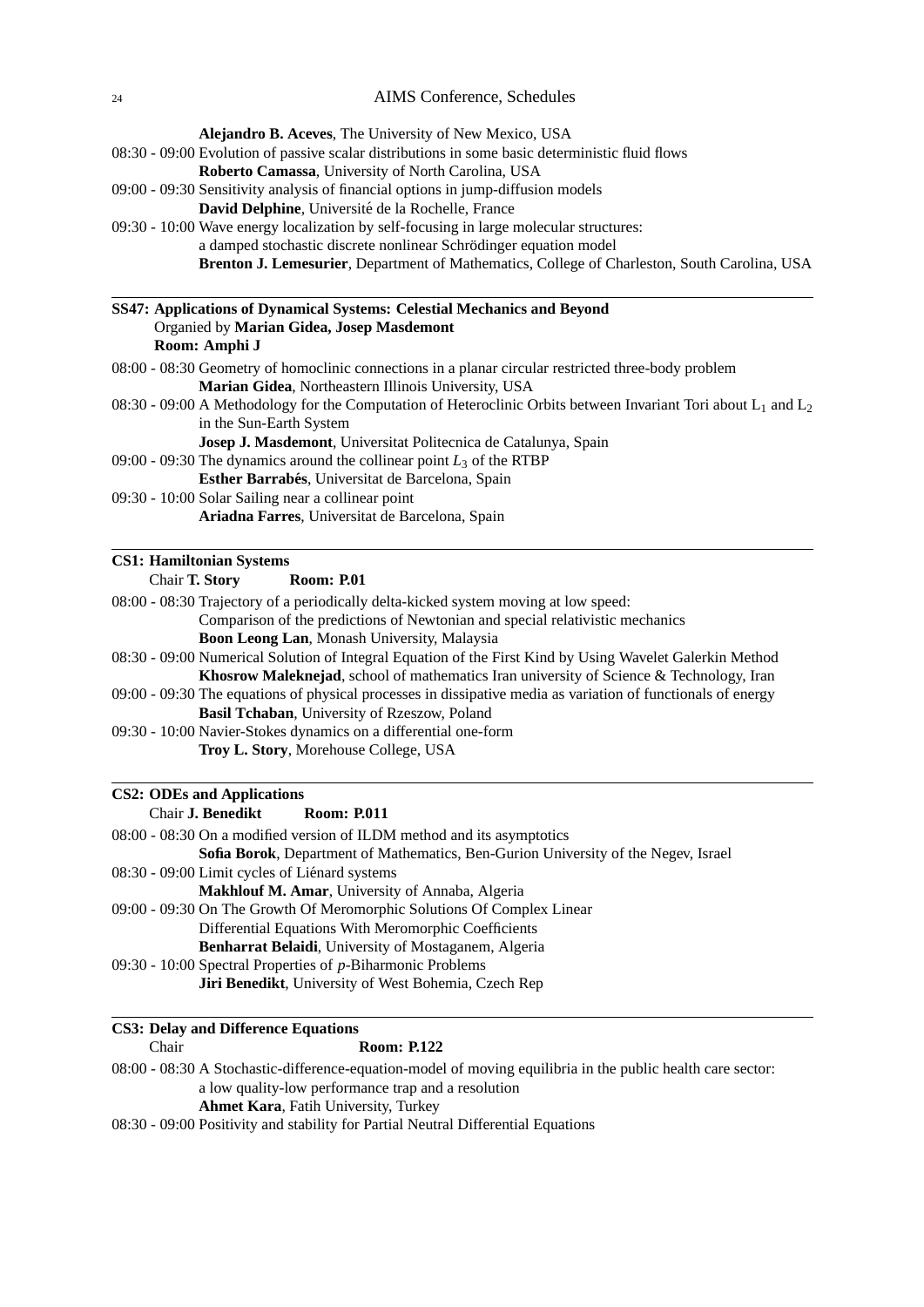**Alejandro B. Aceves**, The University of New Mexico, USA

08:30 - 09:00 Evolution of passive scalar distributions in some basic deterministic fluid flows
**Roberto Camassa**, University of North Carolina, USA

09:00 - 09:30 Sensitivity analysis of financial options in jump-diffusion models
**David Delphine**, Université de la Rochelle, France

09:30 - 10:00 Wave energy localization by self-focusing in large molecular structures: a damped stochastic discrete nonlinear Schrödinger equation model
**Brenton J. Lemesurier**, Department of Mathematics, College of Charleston, South Carolina, USA

---

**SS47: Applications of Dynamical Systems: Celestial Mechanics and Beyond**
Organied by **Marian Gidea, Josep Masdemont**
**Room: Amphi J**

08:00 - 08:30 Geometry of homoclinic connections in a planar circular restricted three-body problem
**Marian Gidea**, Northeastern Illinois University, USA

08:30 - 09:00 A Methodology for the Computation of Heteroclinic Orbits between Invariant Tori about $L_1$ and $L_2$ in the Sun-Earth System
**Josep J. Masdemont**, Universitat Politecnica de Catalunya, Spain

09:00 - 09:30 The dynamics around the collinear point $L_3$ of the RTBP
**Esther Barrabés**, Universitat de Barcelona, Spain

09:30 - 10:00 Solar Sailing near a collinear point
**Ariadna Farres**, Universitat de Barcelona, Spain

---

**CS1: Hamiltonian Systems**
Chair **T. Story** **Room: P.01**

08:00 - 08:30 Trajectory of a periodically delta-kicked system moving at low speed: Comparison of the predictions of Newtonian and special relativistic mechanics
**Boon Leong Lan**, Monash University, Malaysia

08:30 - 09:00 Numerical Solution of Integral Equation of the First Kind by Using Wavelet Galerkin Method
**Khosrow Maleknejad**, school of mathematics Iran university of Science & Technology, Iran

09:00 - 09:30 The equations of physical processes in dissipative media as variation of functionals of energy
**Basil Tchaban**, University of Rzeszow, Poland

09:30 - 10:00 Navier-Stokes dynamics on a differential one-form
**Troy L. Story**, Morehouse College, USA

---

**CS2: ODEs and Applications**
Chair **J. Benedikt** **Room: P.011**

08:00 - 08:30 On a modified version of ILDM method and its asymptotics
**Sofia Borok**, Department of Mathematics, Ben-Gurion University of the Negev, Israel

08:30 - 09:00 Limit cycles of Liénard systems
**Makhlouf M. Amar**, University of Annaba, Algeria

09:00 - 09:30 On The Growth Of Meromorphic Solutions Of Complex Linear Differential Equations With Meromorphic Coefficients
**Benharrat Belaidi**, University of Mostaganem, Algeria

09:30 - 10:00 Spectral Properties of $p$-Biharmonic Problems
**Jiri Benedikt**, University of West Bohemia, Czech Rep

---

**CS3: Delay and Difference Equations**
Chair **Room: P.122**

08:00 - 08:30 A Stochastic-difference-equation-model of moving equilibria in the public health care sector: a low quality-low performance trap and a resolution
**Ahmet Kara**, Fatih University, Turkey

08:30 - 09:00 Positivity and stability for Partial Neutral Differential Equations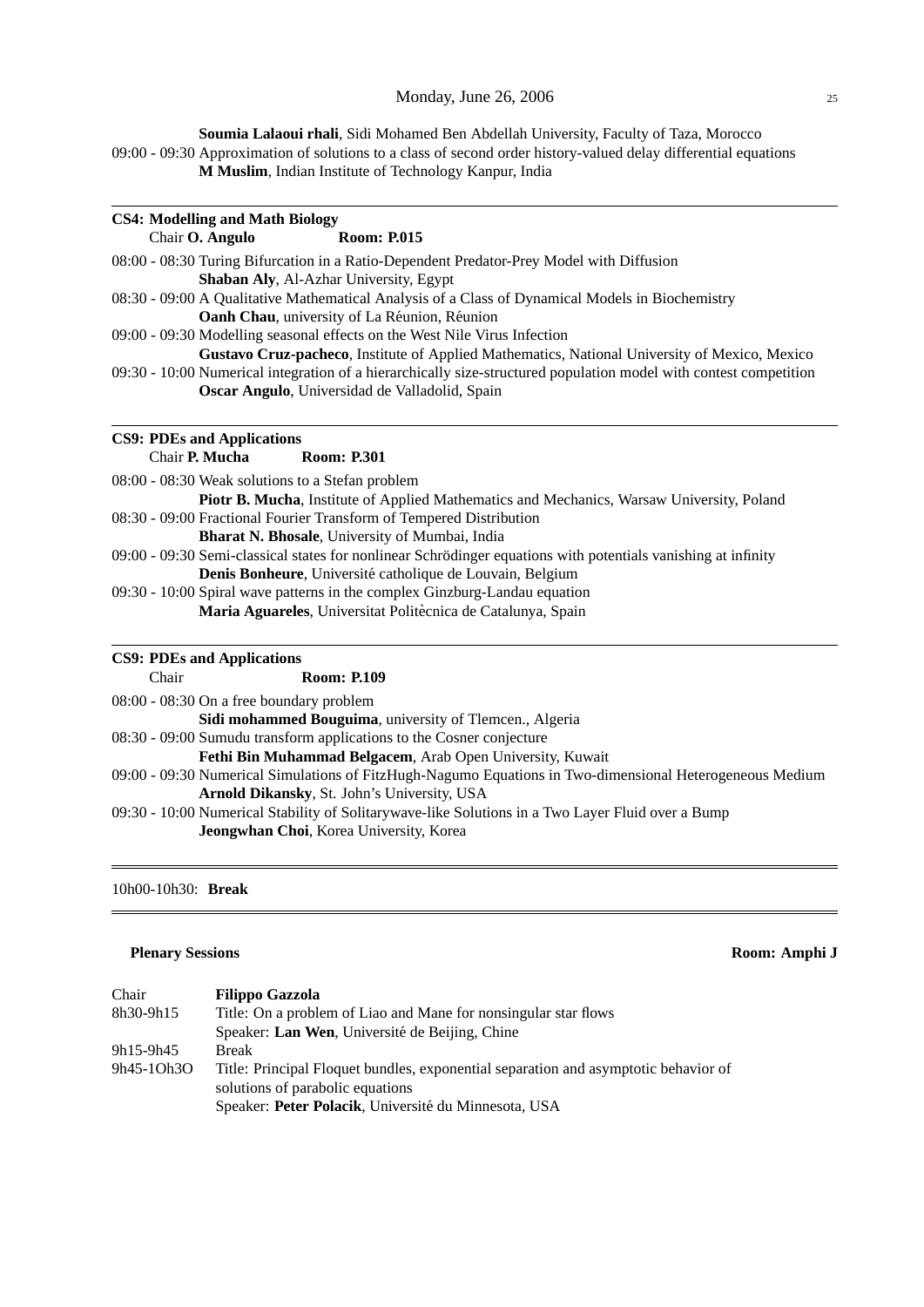**Soumia Lalaoui rhali**, Sidi Mohamed Ben Abdellah University, Faculty of Taza, Morocco

09:00 - 09:30 Approximation of solutions to a class of second order history-valued delay differential equations
**M Muslim**, Indian Institute of Technology Kanpur, India

---

### CS4: Modelling and Math Biology

Chair **O. Angulo** **Room: P.015**

08:00 - 08:30 Turing Bifurcation in a Ratio-Dependent Predator-Prey Model with Diffusion
**Shaban Aly**, Al-Azhar University, Egypt

08:30 - 09:00 A Qualitative Mathematical Analysis of a Class of Dynamical Models in Biochemistry
**Oanh Chau**, university of La Réunion, Réunion

09:00 - 09:30 Modelling seasonal effects on the West Nile Virus Infection
**Gustavo Cruz-pacheco**, Institute of Applied Mathematics, National University of Mexico, Mexico

09:30 - 10:00 Numerical integration of a hierarchically size-structured population model with contest competition
**Oscar Angulo**, Universidad de Valladolid, Spain

---

### CS9: PDEs and Applications

Chair **P. Mucha** **Room: P.301**

08:00 - 08:30 Weak solutions to a Stefan problem
**Piotr B. Mucha**, Institute of Applied Mathematics and Mechanics, Warsaw University, Poland

08:30 - 09:00 Fractional Fourier Transform of Tempered Distribution
**Bharat N. Bhosale**, University of Mumbai, India

09:00 - 09:30 Semi-classical states for nonlinear Schrödinger equations with potentials vanishing at infinity
**Denis Bonheure**, Université catholique de Louvain, Belgium

09:30 - 10:00 Spiral wave patterns in the complex Ginzburg-Landau equation
**Maria Aguareles**, Universitat Politècnica de Catalunya, Spain

---

### CS9: PDEs and Applications

Chair **Room: P.109**

08:00 - 08:30 On a free boundary problem
**Sidi mohammed Bouguima**, university of Tlemcen., Algeria

08:30 - 09:00 Sumudu transform applications to the Cosner conjecture
**Fethi Bin Muhammad Belgacem**, Arab Open University, Kuwait

09:00 - 09:30 Numerical Simulations of FitzHugh-Nagumo Equations in Two-dimensional Heterogeneous Medium
**Arnold Dikansky**, St. John's University, USA

09:30 - 10:00 Numerical Stability of Solitarywave-like Solutions in a Two Layer Fluid over a Bump
**Jeongwhan Choi**, Korea University, Korea

---

10h00-10h30: **Break**

---

**Plenary Sessions** **Room: Amphi J**

| | |
|---|---|
| Chair | **Filippo Gazzola** |
| 8h30-9h15 | Title: On a problem of Liao and Mane for nonsingular star flows<br>Speaker: **Lan Wen**, Université de Beijing, Chine |
| 9h15-9h45 | Break |
| 9h45-10h30 | Title: Principal Floquet bundles, exponential separation and asymptotic behavior of solutions of parabolic equations<br>Speaker: **Peter Polacik**, Université du Minnesota, USA |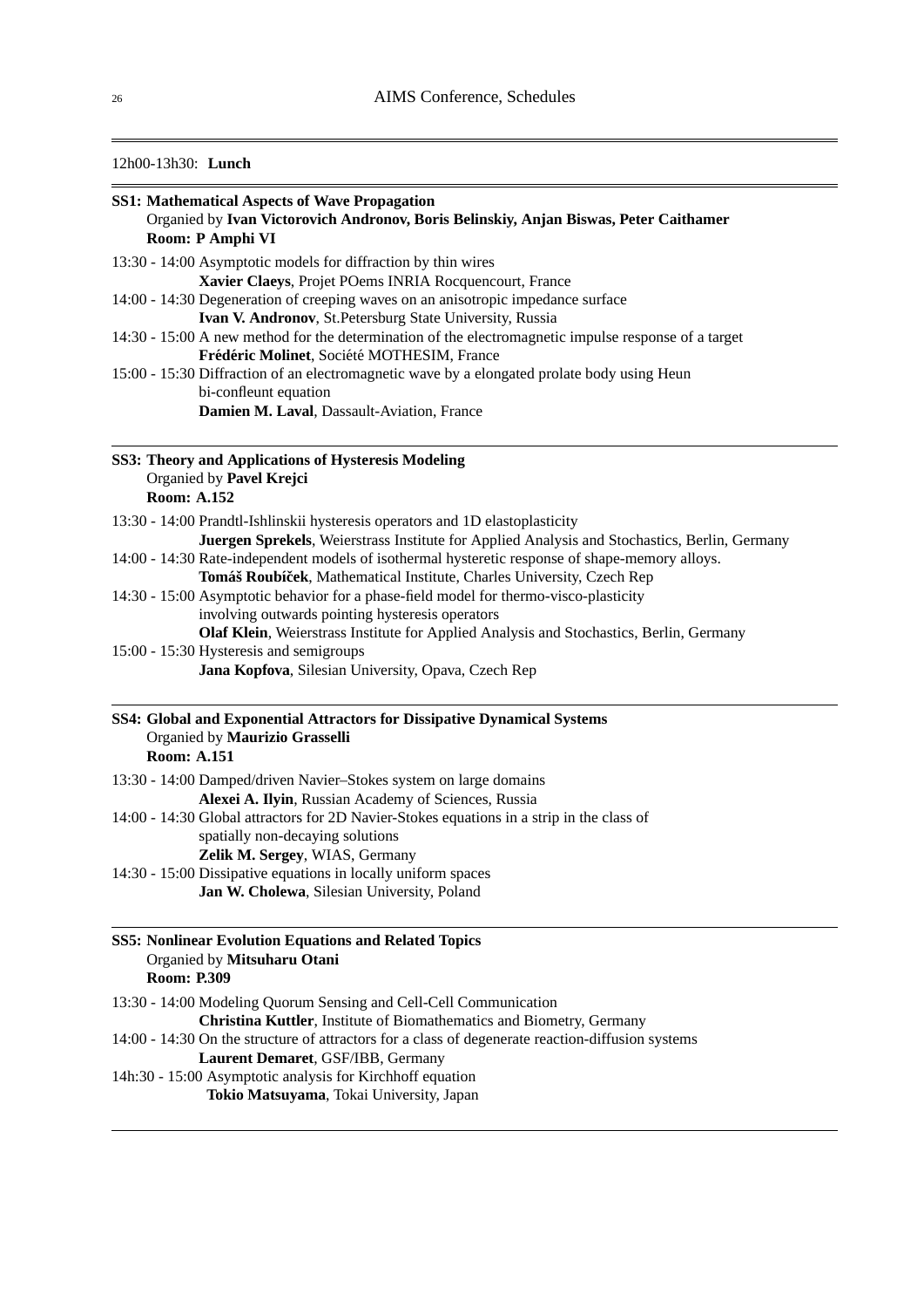12h00-13h30: **Lunch**

---

**SS1: Mathematical Aspects of Wave Propagation**
Organied by **Ivan Victorovich Andronov, Boris Belinskiy, Anjan Biswas, Peter Caithamer**
**Room: P Amphi VI**

13:30 - 14:00 Asymptotic models for diffraction by thin wires
**Xavier Claeys**, Projet POems INRIA Rocquencourt, France

14:00 - 14:30 Degeneration of creeping waves on an anisotropic impedance surface
**Ivan V. Andronov**, St.Petersburg State University, Russia

14:30 - 15:00 A new method for the determination of the electromagnetic impulse response of a target
**Frédéric Molinet**, Société MOTHESIM, France

15:00 - 15:30 Diffraction of an electromagnetic wave by a elongated prolate body using Heun bi-confleunt equation
**Damien M. Laval**, Dassault-Aviation, France

---

**SS3: Theory and Applications of Hysteresis Modeling**
Organied by **Pavel Krejci**
**Room: A.152**

13:30 - 14:00 Prandtl-Ishlinskii hysteresis operators and 1D elastoplasticity
**Juergen Sprekels**, Weierstrass Institute for Applied Analysis and Stochastics, Berlin, Germany

14:00 - 14:30 Rate-independent models of isothermal hysteretic response of shape-memory alloys.
**Tomáš Roubíček**, Mathematical Institute, Charles University, Czech Rep

14:30 - 15:00 Asymptotic behavior for a phase-field model for thermo-visco-plasticity involving outwards pointing hysteresis operators
**Olaf Klein**, Weierstrass Institute for Applied Analysis and Stochastics, Berlin, Germany

15:00 - 15:30 Hysteresis and semigroups
**Jana Kopfova**, Silesian University, Opava, Czech Rep

---

**SS4: Global and Exponential Attractors for Dissipative Dynamical Systems**
Organied by **Maurizio Grasselli**
**Room: A.151**

13:30 - 14:00 Damped/driven Navier–Stokes system on large domains
**Alexei A. Ilyin**, Russian Academy of Sciences, Russia

14:00 - 14:30 Global attractors for 2D Navier-Stokes equations in a strip in the class of spatially non-decaying solutions
**Zelik M. Sergey**, WIAS, Germany

14:30 - 15:00 Dissipative equations in locally uniform spaces
**Jan W. Cholewa**, Silesian University, Poland

---

**SS5: Nonlinear Evolution Equations and Related Topics**
Organied by **Mitsuharu Otani**
**Room: P.309**

13:30 - 14:00 Modeling Quorum Sensing and Cell-Cell Communication
**Christina Kuttler**, Institute of Biomathematics and Biometry, Germany

14:00 - 14:30 On the structure of attractors for a class of degenerate reaction-diffusion systems
**Laurent Demaret**, GSF/IBB, Germany

14h:30 - 15:00 Asymptotic analysis for Kirchhoff equation
**Tokio Matsuyama**, Tokai University, Japan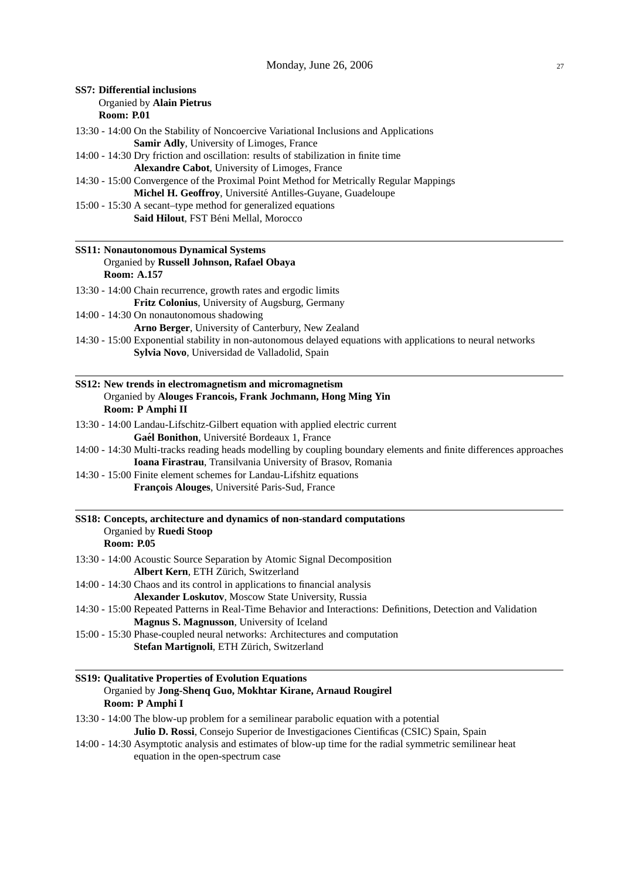**SS7: Differential inclusions**
Organied by **Alain Pietrus**
**Room: P.01**

13:30 - 14:00 On the Stability of Noncoercive Variational Inclusions and Applications
**Samir Adly**, University of Limoges, France

14:00 - 14:30 Dry friction and oscillation: results of stabilization in finite time
**Alexandre Cabot**, University of Limoges, France

14:30 - 15:00 Convergence of the Proximal Point Method for Metrically Regular Mappings
**Michel H. Geoffroy**, Université Antilles-Guyane, Guadeloupe

15:00 - 15:30 A secant–type method for generalized equations
**Said Hilout**, FST Béni Mellal, Morocco

---

**SS11: Nonautonomous Dynamical Systems**
Organied by **Russell Johnson, Rafael Obaya**
**Room: A.157**

13:30 - 14:00 Chain recurrence, growth rates and ergodic limits
**Fritz Colonius**, University of Augsburg, Germany

14:00 - 14:30 On nonautonomous shadowing
**Arno Berger**, University of Canterbury, New Zealand

14:30 - 15:00 Exponential stability in non-autonomous delayed equations with applications to neural networks
**Sylvia Novo**, Universidad de Valladolid, Spain

---

**SS12: New trends in electromagnetism and micromagnetism**
Organied by **Alouges Francois, Frank Jochmann, Hong Ming Yin**
**Room: P Amphi II**

13:30 - 14:00 Landau-Lifschitz-Gilbert equation with applied electric current
**Gaél Bonithon**, Université Bordeaux 1, France

14:00 - 14:30 Multi-tracks reading heads modelling by coupling boundary elements and finite differences approaches
**Ioana Firastrau**, Transilvania University of Brasov, Romania

14:30 - 15:00 Finite element schemes for Landau-Lifshitz equations
**François Alouges**, Université Paris-Sud, France

---

**SS18: Concepts, architecture and dynamics of non-standard computations**
Organied by **Ruedi Stoop**
**Room: P.05**

13:30 - 14:00 Acoustic Source Separation by Atomic Signal Decomposition
**Albert Kern**, ETH Zürich, Switzerland

14:00 - 14:30 Chaos and its control in applications to financial analysis
**Alexander Loskutov**, Moscow State University, Russia

14:30 - 15:00 Repeated Patterns in Real-Time Behavior and Interactions: Definitions, Detection and Validation
**Magnus S. Magnusson**, University of Iceland

15:00 - 15:30 Phase-coupled neural networks: Architectures and computation
**Stefan Martignoli**, ETH Zürich, Switzerland

---

**SS19: Qualitative Properties of Evolution Equations**
Organied by **Jong-Shenq Guo, Mokhtar Kirane, Arnaud Rougirel**
**Room: P Amphi I**

13:30 - 14:00 The blow-up problem for a semilinear parabolic equation with a potential
**Julio D. Rossi**, Consejo Superior de Investigaciones Cientificas (CSIC) Spain, Spain

14:00 - 14:30 Asymptotic analysis and estimates of blow-up time for the radial symmetric semilinear heat equation in the open-spectrum case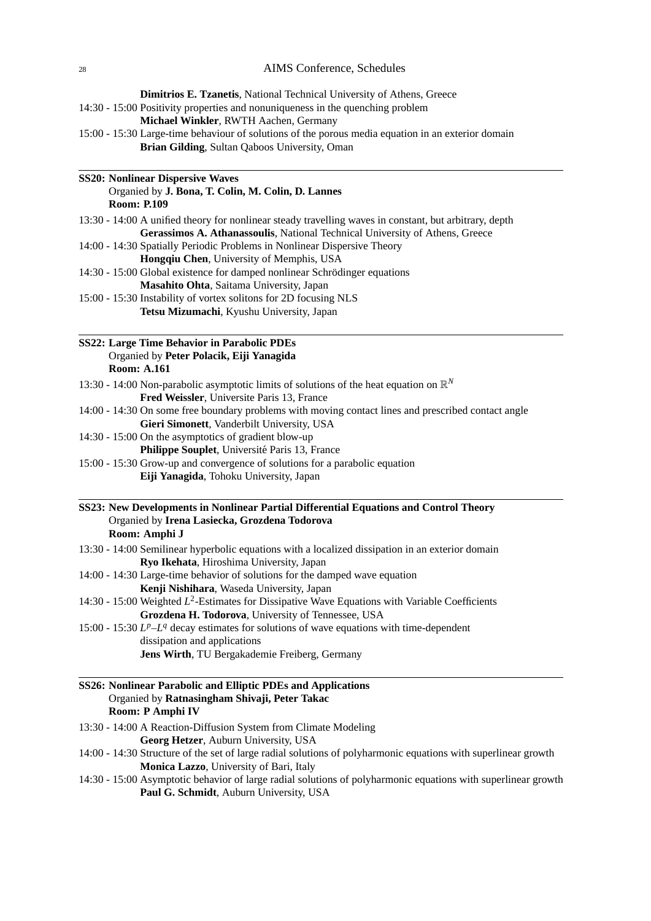**Dimitrios E. Tzanetis**, National Technical University of Athens, Greece

14:30 - 15:00 Positivity properties and nonuniqueness in the quenching problem
**Michael Winkler**, RWTH Aachen, Germany

15:00 - 15:30 Large-time behaviour of solutions of the porous media equation in an exterior domain
**Brian Gilding**, Sultan Qaboos University, Oman

---

**SS20: Nonlinear Dispersive Waves**
Organied by **J. Bona, T. Colin, M. Colin, D. Lannes**
**Room: P.109**

13:30 - 14:00 A unified theory for nonlinear steady travelling waves in constant, but arbitrary, depth
**Gerassimos A. Athanassoulis**, National Technical University of Athens, Greece

14:00 - 14:30 Spatially Periodic Problems in Nonlinear Dispersive Theory
**Hongqiu Chen**, University of Memphis, USA

14:30 - 15:00 Global existence for damped nonlinear Schrödinger equations
**Masahito Ohta**, Saitama University, Japan

15:00 - 15:30 Instability of vortex solitons for 2D focusing NLS
**Tetsu Mizumachi**, Kyushu University, Japan

---

**SS22: Large Time Behavior in Parabolic PDEs**
Organied by **Peter Polacik, Eiji Yanagida**
**Room: A.161**

13:30 - 14:00 Non-parabolic asymptotic limits of solutions of the heat equation on $\mathbb{R}^N$
**Fred Weissler**, Universite Paris 13, France

14:00 - 14:30 On some free boundary problems with moving contact lines and prescribed contact angle
**Gieri Simonett**, Vanderbilt University, USA

14:30 - 15:00 On the asymptotics of gradient blow-up
**Philippe Souplet**, Université Paris 13, France

15:00 - 15:30 Grow-up and convergence of solutions for a parabolic equation
**Eiji Yanagida**, Tohoku University, Japan

---

**SS23: New Developments in Nonlinear Partial Differential Equations and Control Theory**
Organied by **Irena Lasiecka, Grozdena Todorova**
**Room: Amphi J**

13:30 - 14:00 Semilinear hyperbolic equations with a localized dissipation in an exterior domain
**Ryo Ikehata**, Hiroshima University, Japan

14:00 - 14:30 Large-time behavior of solutions for the damped wave equation
**Kenji Nishihara**, Waseda University, Japan

14:30 - 15:00 Weighted $L^2$-Estimates for Dissipative Wave Equations with Variable Coefficients
**Grozdena H. Todorova**, University of Tennessee, USA

15:00 - 15:30 $L^p$–$L^q$ decay estimates for solutions of wave equations with time-dependent dissipation and applications
**Jens Wirth**, TU Bergakademie Freiberg, Germany

---

**SS26: Nonlinear Parabolic and Elliptic PDEs and Applications**
Organied by **Ratnasingham Shivaji, Peter Takac**
**Room: P Amphi IV**

13:30 - 14:00 A Reaction-Diffusion System from Climate Modeling
**Georg Hetzer**, Auburn University, USA

14:00 - 14:30 Structure of the set of large radial solutions of polyharmonic equations with superlinear growth
**Monica Lazzo**, University of Bari, Italy

14:30 - 15:00 Asymptotic behavior of large radial solutions of polyharmonic equations with superlinear growth
**Paul G. Schmidt**, Auburn University, USA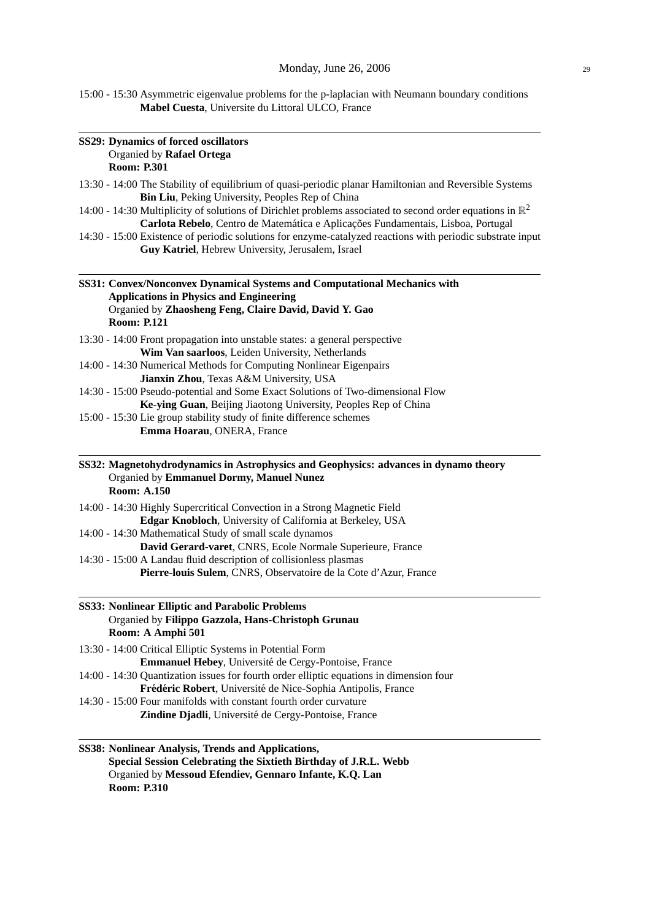15:00 - 15:30 Asymmetric eigenvalue problems for the p-laplacian with Neumann boundary conditions
**Mabel Cuesta**, Universite du Littoral ULCO, France

---

**SS29: Dynamics of forced oscillators**
Organied by **Rafael Ortega**
**Room: P.301**

13:30 - 14:00 The Stability of equilibrium of quasi-periodic planar Hamiltonian and Reversible Systems
**Bin Liu**, Peking University, Peoples Rep of China

14:00 - 14:30 Multiplicity of solutions of Dirichlet problems associated to second order equations in $\mathbb{R}^2$
**Carlota Rebelo**, Centro de Matemática e Aplicações Fundamentais, Lisboa, Portugal

14:30 - 15:00 Existence of periodic solutions for enzyme-catalyzed reactions with periodic substrate input
**Guy Katriel**, Hebrew University, Jerusalem, Israel

---

**SS31: Convex/Nonconvex Dynamical Systems and Computational Mechanics with Applications in Physics and Engineering**
Organied by **Zhaosheng Feng, Claire David, David Y. Gao**
**Room: P.121**

13:30 - 14:00 Front propagation into unstable states: a general perspective
**Wim Van saarloos**, Leiden University, Netherlands

14:00 - 14:30 Numerical Methods for Computing Nonlinear Eigenpairs
**Jianxin Zhou**, Texas A&M University, USA

14:30 - 15:00 Pseudo-potential and Some Exact Solutions of Two-dimensional Flow
**Ke-ying Guan**, Beijing Jiaotong University, Peoples Rep of China

15:00 - 15:30 Lie group stability study of finite difference schemes
**Emma Hoarau**, ONERA, France

---

**SS32: Magnetohydrodynamics in Astrophysics and Geophysics: advances in dynamo theory**
Organied by **Emmanuel Dormy, Manuel Nunez**
**Room: A.150**

14:00 - 14:30 Highly Supercritical Convection in a Strong Magnetic Field
**Edgar Knobloch**, University of California at Berkeley, USA

14:00 - 14:30 Mathematical Study of small scale dynamos
**David Gerard-varet**, CNRS, Ecole Normale Superieure, France

14:30 - 15:00 A Landau fluid description of collisionless plasmas
**Pierre-louis Sulem**, CNRS, Observatoire de la Cote d'Azur, France

---

**SS33: Nonlinear Elliptic and Parabolic Problems**
Organied by **Filippo Gazzola, Hans-Christoph Grunau**
**Room: A Amphi 501**

13:30 - 14:00 Critical Elliptic Systems in Potential Form
**Emmanuel Hebey**, Université de Cergy-Pontoise, France

14:00 - 14:30 Quantization issues for fourth order elliptic equations in dimension four
**Frédéric Robert**, Université de Nice-Sophia Antipolis, France

14:30 - 15:00 Four manifolds with constant fourth order curvature
**Zindine Djadli**, Université de Cergy-Pontoise, France

---

**SS38: Nonlinear Analysis, Trends and Applications,**
**Special Session Celebrating the Sixtieth Birthday of J.R.L. Webb**
Organied by **Messoud Efendiev, Gennaro Infante, K.Q. Lan**
**Room: P.310**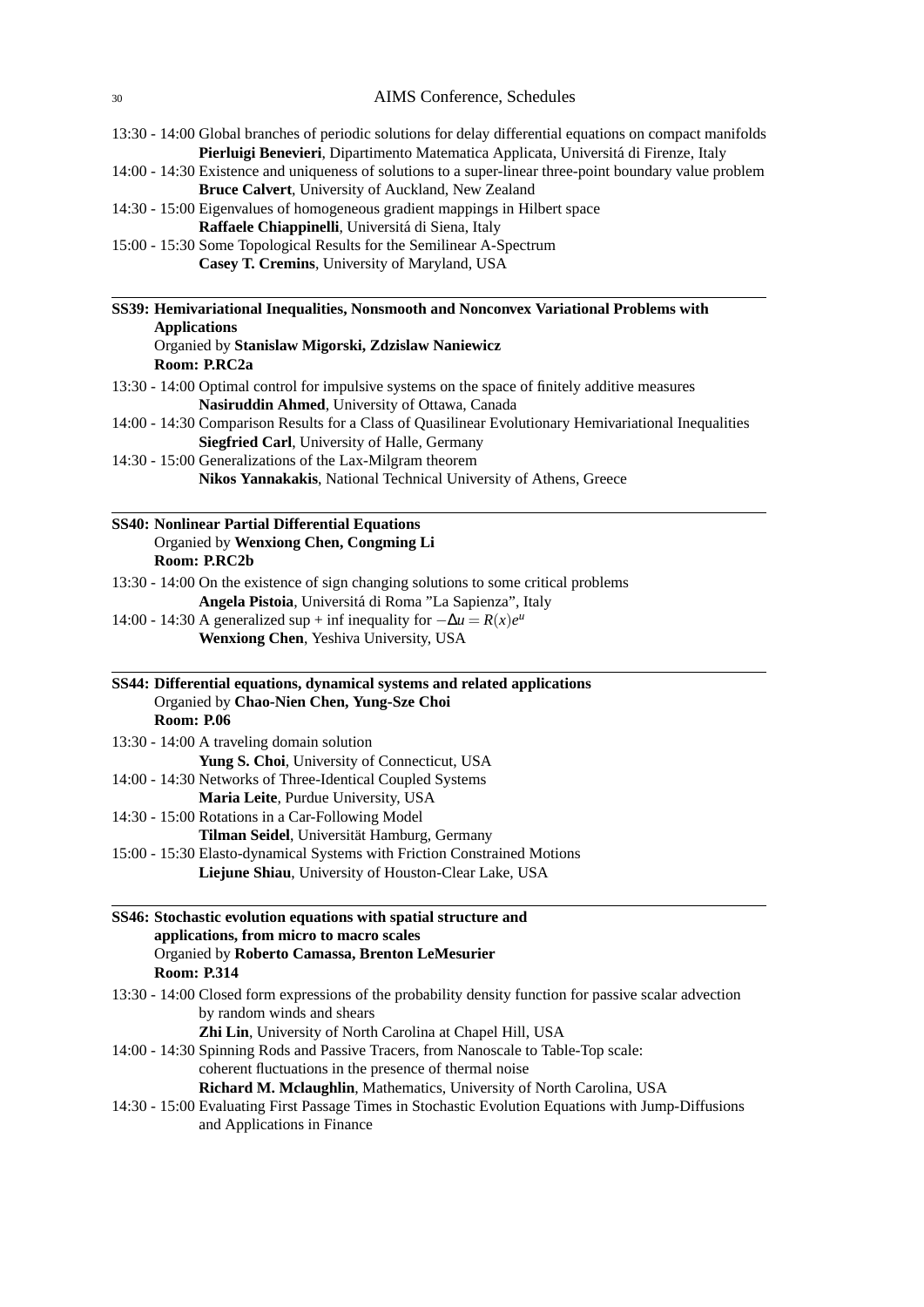13:30 - 14:00 Global branches of periodic solutions for delay differential equations on compact manifolds
**Pierluigi Benevieri**, Dipartimento Matematica Applicata, Universitá di Firenze, Italy

14:00 - 14:30 Existence and uniqueness of solutions to a super-linear three-point boundary value problem
**Bruce Calvert**, University of Auckland, New Zealand

14:30 - 15:00 Eigenvalues of homogeneous gradient mappings in Hilbert space
**Raffaele Chiappinelli**, Universitá di Siena, Italy

15:00 - 15:30 Some Topological Results for the Semilinear A-Spectrum
**Casey T. Cremins**, University of Maryland, USA

---

**SS39: Hemivariational Inequalities, Nonsmooth and Nonconvex Variational Problems with Applications**
Organied by **Stanislaw Migorski, Zdzislaw Naniewicz**
**Room: P.RC2a**

13:30 - 14:00 Optimal control for impulsive systems on the space of finitely additive measures
**Nasiruddin Ahmed**, University of Ottawa, Canada

14:00 - 14:30 Comparison Results for a Class of Quasilinear Evolutionary Hemivariational Inequalities
**Siegfried Carl**, University of Halle, Germany

14:30 - 15:00 Generalizations of the Lax-Milgram theorem
**Nikos Yannakakis**, National Technical University of Athens, Greece

---

**SS40: Nonlinear Partial Differential Equations**
Organied by **Wenxiong Chen, Congming Li**
**Room: P.RC2b**

13:30 - 14:00 On the existence of sign changing solutions to some critical problems
**Angela Pistoia**, Universitá di Roma "La Sapienza", Italy

14:00 - 14:30 A generalized sup + inf inequality for $-\Delta u = R(x)e^u$
**Wenxiong Chen**, Yeshiva University, USA

---

**SS44: Differential equations, dynamical systems and related applications**
Organied by **Chao-Nien Chen, Yung-Sze Choi**
**Room: P.06**

13:30 - 14:00 A traveling domain solution
**Yung S. Choi**, University of Connecticut, USA

14:00 - 14:30 Networks of Three-Identical Coupled Systems
**Maria Leite**, Purdue University, USA

14:30 - 15:00 Rotations in a Car-Following Model
**Tilman Seidel**, Universität Hamburg, Germany

15:00 - 15:30 Elasto-dynamical Systems with Friction Constrained Motions
**Liejune Shiau**, University of Houston-Clear Lake, USA

---

**SS46: Stochastic evolution equations with spatial structure and applications, from micro to macro scales**
Organied by **Roberto Camassa, Brenton LeMesurier**
**Room: P.314**

13:30 - 14:00 Closed form expressions of the probability density function for passive scalar advection by random winds and shears
**Zhi Lin**, University of North Carolina at Chapel Hill, USA

14:00 - 14:30 Spinning Rods and Passive Tracers, from Nanoscale to Table-Top scale: coherent fluctuations in the presence of thermal noise
**Richard M. Mclaughlin**, Mathematics, University of North Carolina, USA

14:30 - 15:00 Evaluating First Passage Times in Stochastic Evolution Equations with Jump-Diffusions and Applications in Finance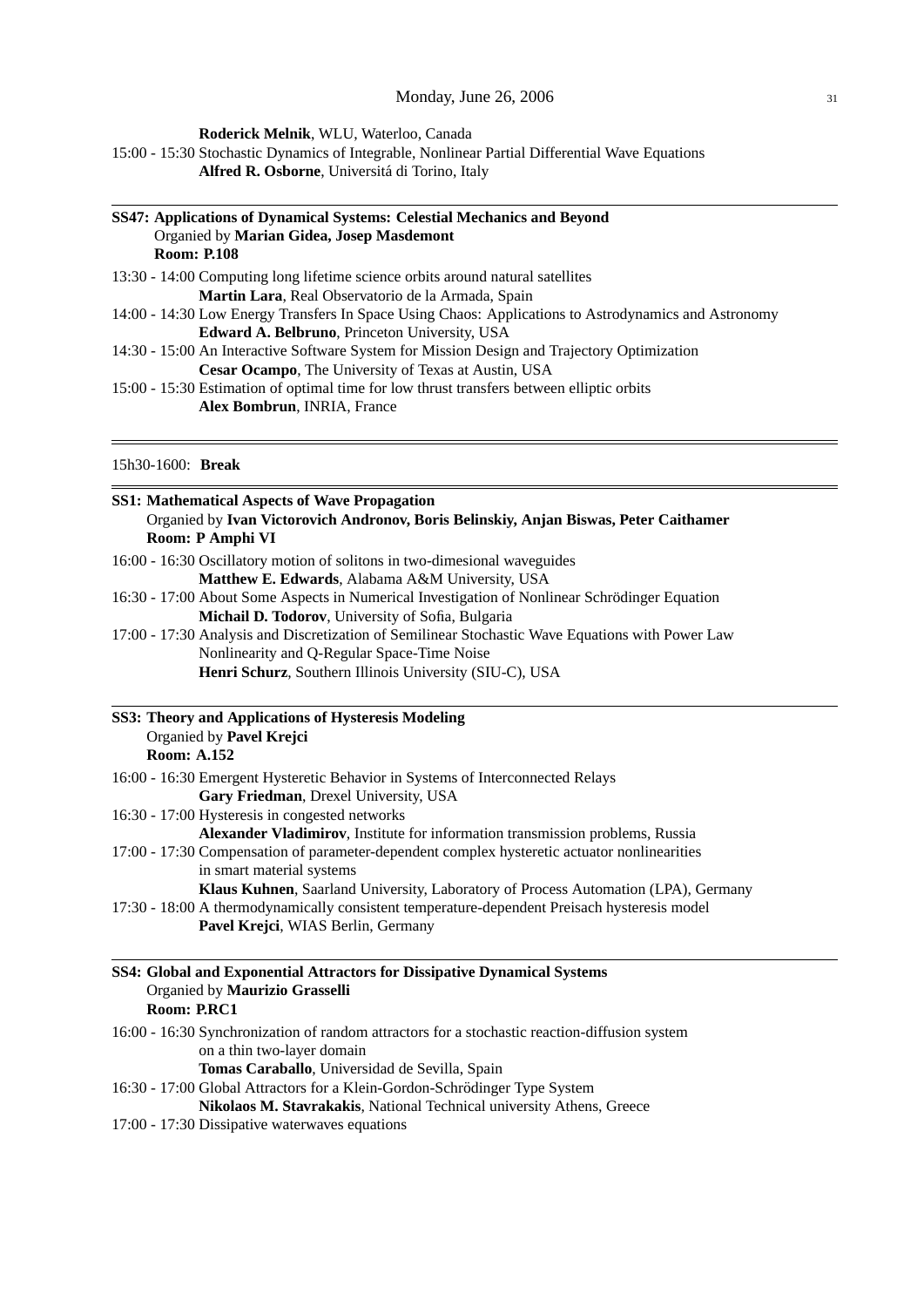**Roderick Melnik**, WLU, Waterloo, Canada

15:00 - 15:30 Stochastic Dynamics of Integrable, Nonlinear Partial Differential Wave Equations
**Alfred R. Osborne**, Universitá di Torino, Italy

---

**SS47: Applications of Dynamical Systems: Celestial Mechanics and Beyond**
Organied by **Marian Gidea, Josep Masdemont**
**Room: P.108**

13:30 - 14:00 Computing long lifetime science orbits around natural satellites
**Martin Lara**, Real Observatorio de la Armada, Spain

14:00 - 14:30 Low Energy Transfers In Space Using Chaos: Applications to Astrodynamics and Astronomy
**Edward A. Belbruno**, Princeton University, USA

14:30 - 15:00 An Interactive Software System for Mission Design and Trajectory Optimization
**Cesar Ocampo**, The University of Texas at Austin, USA

15:00 - 15:30 Estimation of optimal time for low thrust transfers between elliptic orbits
**Alex Bombrun**, INRIA, France

---

15h30-1600: **Break**

---

**SS1: Mathematical Aspects of Wave Propagation**
Organied by **Ivan Victorovich Andronov, Boris Belinskiy, Anjan Biswas, Peter Caithamer**
**Room: P Amphi VI**

16:00 - 16:30 Oscillatory motion of solitons in two-dimesional waveguides
**Matthew E. Edwards**, Alabama A&M University, USA

16:30 - 17:00 About Some Aspects in Numerical Investigation of Nonlinear Schrödinger Equation
**Michail D. Todorov**, University of Sofia, Bulgaria

17:00 - 17:30 Analysis and Discretization of Semilinear Stochastic Wave Equations with Power Law Nonlinearity and Q-Regular Space-Time Noise
**Henri Schurz**, Southern Illinois University (SIU-C), USA

---

**SS3: Theory and Applications of Hysteresis Modeling**
Organied by **Pavel Krejci**
**Room: A.152**

16:00 - 16:30 Emergent Hysteretic Behavior in Systems of Interconnected Relays
**Gary Friedman**, Drexel University, USA

16:30 - 17:00 Hysteresis in congested networks
**Alexander Vladimirov**, Institute for information transmission problems, Russia

17:00 - 17:30 Compensation of parameter-dependent complex hysteretic actuator nonlinearities in smart material systems
**Klaus Kuhnen**, Saarland University, Laboratory of Process Automation (LPA), Germany

17:30 - 18:00 A thermodynamically consistent temperature-dependent Preisach hysteresis model
**Pavel Krejci**, WIAS Berlin, Germany

---

**SS4: Global and Exponential Attractors for Dissipative Dynamical Systems**
Organied by **Maurizio Grasselli**
**Room: P.RC1**

16:00 - 16:30 Synchronization of random attractors for a stochastic reaction-diffusion system on a thin two-layer domain
**Tomas Caraballo**, Universidad de Sevilla, Spain

16:30 - 17:00 Global Attractors for a Klein-Gordon-Schrödinger Type System
**Nikolaos M. Stavrakakis**, National Technical university Athens, Greece

17:00 - 17:30 Dissipative waterwaves equations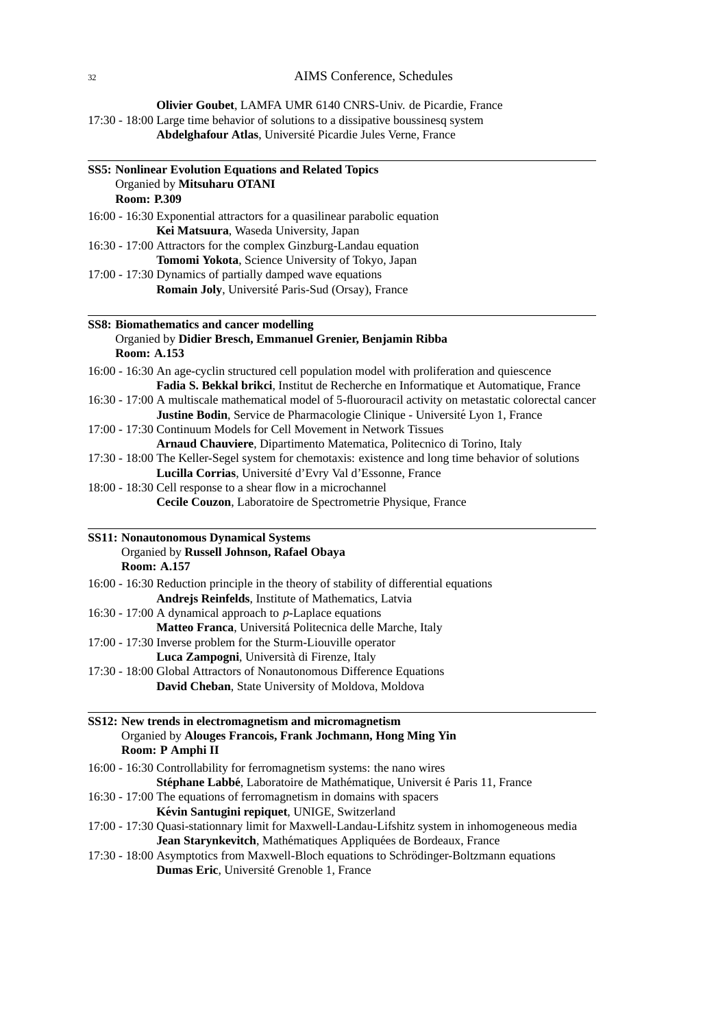**Olivier Goubet**, LAMFA UMR 6140 CNRS-Univ. de Picardie, France

17:30 - 18:00 Large time behavior of solutions to a dissipative boussinesq system
**Abdelghafour Atlas**, Université Picardie Jules Verne, France

---

**SS5: Nonlinear Evolution Equations and Related Topics**
Organied by **Mitsuharu OTANI**
**Room: P.309**

16:00 - 16:30 Exponential attractors for a quasilinear parabolic equation
**Kei Matsuura**, Waseda University, Japan

16:30 - 17:00 Attractors for the complex Ginzburg-Landau equation
**Tomomi Yokota**, Science University of Tokyo, Japan

17:00 - 17:30 Dynamics of partially damped wave equations
**Romain Joly**, Université Paris-Sud (Orsay), France

---

**SS8: Biomathematics and cancer modelling**
Organied by **Didier Bresch, Emmanuel Grenier, Benjamin Ribba**
**Room: A.153**

16:00 - 16:30 An age-cyclin structured cell population model with proliferation and quiescence
**Fadia S. Bekkal brikci**, Institut de Recherche en Informatique et Automatique, France

16:30 - 17:00 A multiscale mathematical model of 5-fluorouracil activity on metastatic colorectal cancer
**Justine Bodin**, Service de Pharmacologie Clinique - Université Lyon 1, France

17:00 - 17:30 Continuum Models for Cell Movement in Network Tissues
**Arnaud Chauviere**, Dipartimento Matematica, Politecnico di Torino, Italy

17:30 - 18:00 The Keller-Segel system for chemotaxis: existence and long time behavior of solutions
**Lucilla Corrias**, Université d'Evry Val d'Essonne, France

18:00 - 18:30 Cell response to a shear flow in a microchannel
**Cecile Couzon**, Laboratoire de Spectrometrie Physique, France

---

**SS11: Nonautonomous Dynamical Systems**
Organied by **Russell Johnson, Rafael Obaya**
**Room: A.157**

16:00 - 16:30 Reduction principle in the theory of stability of differential equations
**Andrejs Reinfelds**, Institute of Mathematics, Latvia

16:30 - 17:00 A dynamical approach to $p$-Laplace equations
**Matteo Franca**, Universitá Politecnica delle Marche, Italy

17:00 - 17:30 Inverse problem for the Sturm-Liouville operator
**Luca Zampogni**, Università di Firenze, Italy

17:30 - 18:00 Global Attractors of Nonautonomous Difference Equations
**David Cheban**, State University of Moldova, Moldova

---

**SS12: New trends in electromagnetism and micromagnetism**
Organied by **Alouges Francois, Frank Jochmann, Hong Ming Yin**
**Room: P Amphi II**

16:00 - 16:30 Controllability for ferromagnetism systems: the nano wires
**Stéphane Labbé**, Laboratoire de Mathématique, Universit é Paris 11, France

16:30 - 17:00 The equations of ferromagnetism in domains with spacers
**Kévin Santugini repiquet**, UNIGE, Switzerland

17:00 - 17:30 Quasi-stationnary limit for Maxwell-Landau-Lifshitz system in inhomogeneous media
**Jean Starynkevitch**, Mathématiques Appliquées de Bordeaux, France

17:30 - 18:00 Asymptotics from Maxwell-Bloch equations to Schrödinger-Boltzmann equations
**Dumas Eric**, Université Grenoble 1, France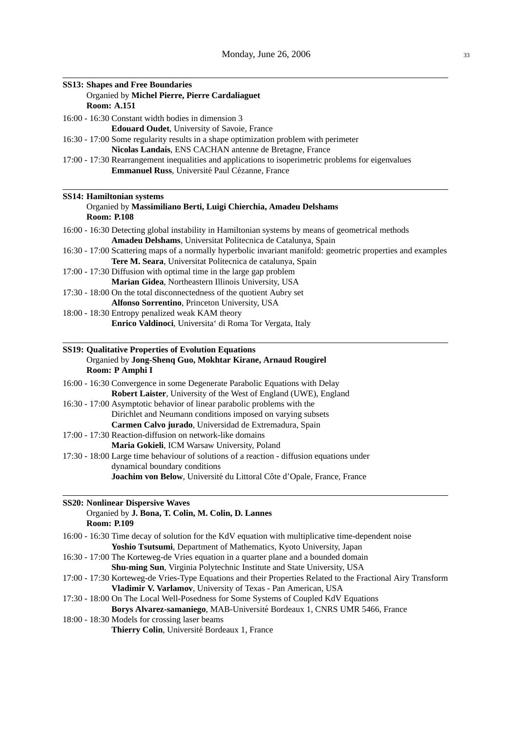**SS13: Shapes and Free Boundaries**
Organied by **Michel Pierre, Pierre Cardaliaguet**
**Room: A.151**

16:00 - 16:30 Constant width bodies in dimension 3
**Edouard Oudet**, University of Savoie, France

16:30 - 17:00 Some regularity results in a shape optimization problem with perimeter
**Nicolas Landais**, ENS CACHAN antenne de Bretagne, France

17:00 - 17:30 Rearrangement inequalities and applications to isoperimetric problems for eigenvalues
**Emmanuel Russ**, Université Paul Cézanne, France

---

**SS14: Hamiltonian systems**
Organied by **Massimiliano Berti, Luigi Chierchia, Amadeu Delshams**
**Room: P.108**

16:00 - 16:30 Detecting global instability in Hamiltonian systems by means of geometrical methods
**Amadeu Delshams**, Universitat Politecnica de Catalunya, Spain

16:30 - 17:00 Scattering maps of a normally hyperbolic invariant manifold: geometric properties and examples
**Tere M. Seara**, Universitat Politecnica de catalunya, Spain

17:00 - 17:30 Diffusion with optimal time in the large gap problem
**Marian Gidea**, Northeastern Illinois University, USA

17:30 - 18:00 On the total disconnectedness of the quotient Aubry set
**Alfonso Sorrentino**, Princeton University, USA

18:00 - 18:30 Entropy penalized weak KAM theory
**Enrico Valdinoci**, Universita‘ di Roma Tor Vergata, Italy

---

**SS19: Qualitative Properties of Evolution Equations**
Organied by **Jong-Shenq Guo, Mokhtar Kirane, Arnaud Rougirel**
**Room: P Amphi I**

16:00 - 16:30 Convergence in some Degenerate Parabolic Equations with Delay
**Robert Laister**, University of the West of England (UWE), England

16:30 - 17:00 Asymptotic behavior of linear parabolic problems with the Dirichlet and Neumann conditions imposed on varying subsets
**Carmen Calvo jurado**, Universidad de Extremadura, Spain

17:00 - 17:30 Reaction-diffusion on network-like domains
**Maria Gokieli**, ICM Warsaw University, Poland

17:30 - 18:00 Large time behaviour of solutions of a reaction - diffusion equations under dynamical boundary conditions
**Joachim von Below**, Université du Littoral Côte d'Opale, France, France

---

**SS20: Nonlinear Dispersive Waves**
Organied by **J. Bona, T. Colin, M. Colin, D. Lannes**
**Room: P.109**

16:00 - 16:30 Time decay of solution for the KdV equation with multiplicative time-dependent noise
**Yoshio Tsutsumi**, Department of Mathematics, Kyoto University, Japan

16:30 - 17:00 The Korteweg-de Vries equation in a quarter plane and a bounded domain
**Shu-ming Sun**, Virginia Polytechnic Institute and State University, USA

17:00 - 17:30 Korteweg-de Vries-Type Equations and their Properties Related to the Fractional Airy Transform
**Vladimir V. Varlamov**, University of Texas - Pan American, USA

17:30 - 18:00 On The Local Well-Posedness for Some Systems of Coupled KdV Equations
**Borys Alvarez-samaniego**, MAB-Université Bordeaux 1, CNRS UMR 5466, France

18:00 - 18:30 Models for crossing laser beams
**Thierry Colin**, Université Bordeaux 1, France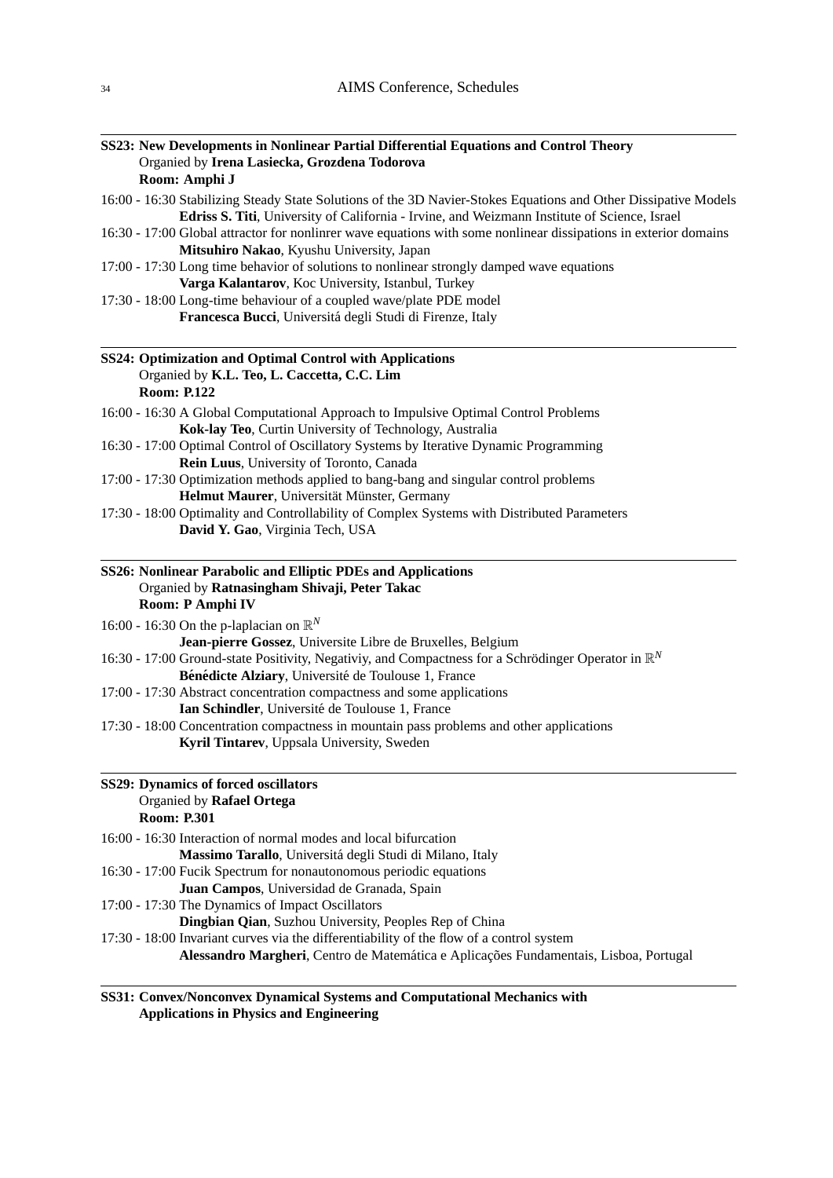**SS23: New Developments in Nonlinear Partial Differential Equations and Control Theory**
Organied by **Irena Lasiecka, Grozdena Todorova**
**Room: Amphi J**

16:00 - 16:30 Stabilizing Steady State Solutions of the 3D Navier-Stokes Equations and Other Dissipative Models
**Edriss S. Titi**, University of California - Irvine, and Weizmann Institute of Science, Israel

16:30 - 17:00 Global attractor for nonlinrer wave equations with some nonlinear dissipations in exterior domains
**Mitsuhiro Nakao**, Kyushu University, Japan

17:00 - 17:30 Long time behavior of solutions to nonlinear strongly damped wave equations
**Varga Kalantarov**, Koc University, Istanbul, Turkey

17:30 - 18:00 Long-time behaviour of a coupled wave/plate PDE model
**Francesca Bucci**, Universitá degli Studi di Firenze, Italy

**SS24: Optimization and Optimal Control with Applications**
Organied by **K.L. Teo, L. Caccetta, C.C. Lim**
**Room: P.122**

16:00 - 16:30 A Global Computational Approach to Impulsive Optimal Control Problems
**Kok-lay Teo**, Curtin University of Technology, Australia

16:30 - 17:00 Optimal Control of Oscillatory Systems by Iterative Dynamic Programming
**Rein Luus**, University of Toronto, Canada

17:00 - 17:30 Optimization methods applied to bang-bang and singular control problems
**Helmut Maurer**, Universität Münster, Germany

17:30 - 18:00 Optimality and Controllability of Complex Systems with Distributed Parameters
**David Y. Gao**, Virginia Tech, USA

**SS26: Nonlinear Parabolic and Elliptic PDEs and Applications**
Organied by **Ratnasingham Shivaji, Peter Takac**
**Room: P Amphi IV**

16:00 - 16:30 On the p-laplacian on $\mathbb{R}^N$
**Jean-pierre Gossez**, Universite Libre de Bruxelles, Belgium

16:30 - 17:00 Ground-state Positivity, Negativiy, and Compactness for a Schrödinger Operator in $\mathbb{R}^N$
**Bénédicte Alziary**, Université de Toulouse 1, France

17:00 - 17:30 Abstract concentration compactness and some applications
**Ian Schindler**, Université de Toulouse 1, France

17:30 - 18:00 Concentration compactness in mountain pass problems and other applications
**Kyril Tintarev**, Uppsala University, Sweden

**SS29: Dynamics of forced oscillators**
Organied by **Rafael Ortega**
**Room: P.301**

16:00 - 16:30 Interaction of normal modes and local bifurcation
**Massimo Tarallo**, Universitá degli Studi di Milano, Italy

16:30 - 17:00 Fucik Spectrum for nonautonomous periodic equations
**Juan Campos**, Universidad de Granada, Spain

17:00 - 17:30 The Dynamics of Impact Oscillators
**Dingbian Qian**, Suzhou University, Peoples Rep of China

17:30 - 18:00 Invariant curves via the differentiability of the flow of a control system
**Alessandro Margheri**, Centro de Matemática e Aplicações Fundamentais, Lisboa, Portugal

**SS31: Convex/Nonconvex Dynamical Systems and Computational Mechanics with Applications in Physics and Engineering**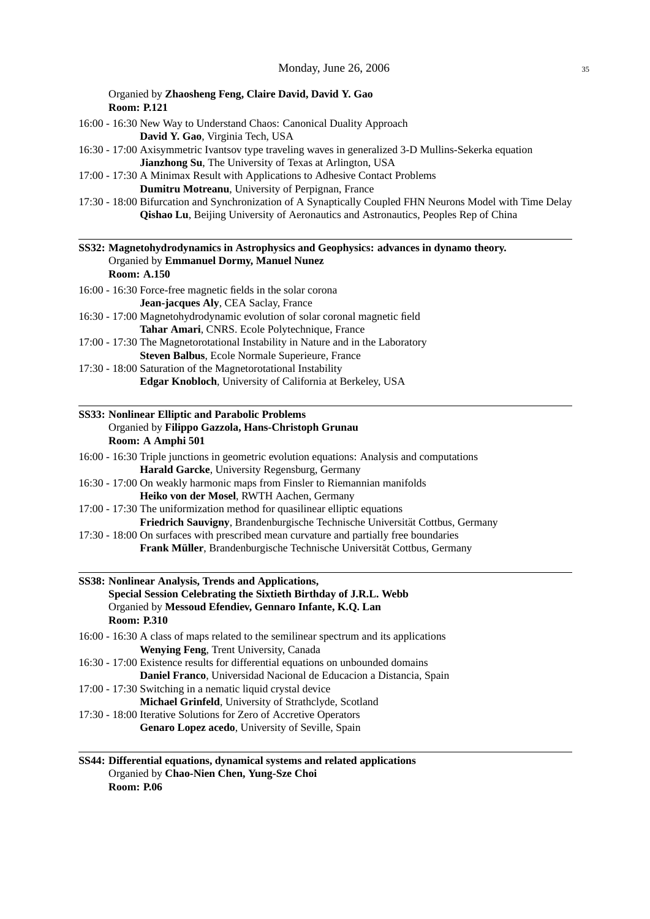Organied by **Zhaosheng Feng, Claire David, David Y. Gao**
**Room: P.121**

16:00 - 16:30 New Way to Understand Chaos: Canonical Duality Approach
**David Y. Gao**, Virginia Tech, USA

16:30 - 17:00 Axisymmetric Ivantsov type traveling waves in generalized 3-D Mullins-Sekerka equation
**Jianzhong Su**, The University of Texas at Arlington, USA

17:00 - 17:30 A Minimax Result with Applications to Adhesive Contact Problems
**Dumitru Motreanu**, University of Perpignan, France

17:30 - 18:00 Bifurcation and Synchronization of A Synaptically Coupled FHN Neurons Model with Time Delay
**Qishao Lu**, Beijing University of Aeronautics and Astronautics, Peoples Rep of China

---

**SS32: Magnetohydrodynamics in Astrophysics and Geophysics: advances in dynamo theory.**
Organied by **Emmanuel Dormy, Manuel Nunez**
**Room: A.150**

16:00 - 16:30 Force-free magnetic fields in the solar corona
**Jean-jacques Aly**, CEA Saclay, France

16:30 - 17:00 Magnetohydrodynamic evolution of solar coronal magnetic field
**Tahar Amari**, CNRS. Ecole Polytechnique, France

17:00 - 17:30 The Magnetorotational Instability in Nature and in the Laboratory
**Steven Balbus**, Ecole Normale Superieure, France

17:30 - 18:00 Saturation of the Magnetorotational Instability
**Edgar Knobloch**, University of California at Berkeley, USA

---

**SS33: Nonlinear Elliptic and Parabolic Problems**
Organied by **Filippo Gazzola, Hans-Christoph Grunau**
**Room: A Amphi 501**

16:00 - 16:30 Triple junctions in geometric evolution equations: Analysis and computations
**Harald Garcke**, University Regensburg, Germany

16:30 - 17:00 On weakly harmonic maps from Finsler to Riemannian manifolds
**Heiko von der Mosel**, RWTH Aachen, Germany

17:00 - 17:30 The uniformization method for quasilinear elliptic equations
**Friedrich Sauvigny**, Brandenburgische Technische Universität Cottbus, Germany

17:30 - 18:00 On surfaces with prescribed mean curvature and partially free boundaries
**Frank Müller**, Brandenburgische Technische Universität Cottbus, Germany

---

**SS38: Nonlinear Analysis, Trends and Applications,**
**Special Session Celebrating the Sixtieth Birthday of J.R.L. Webb**
Organied by **Messoud Efendiev, Gennaro Infante, K.Q. Lan**
**Room: P.310**

16:00 - 16:30 A class of maps related to the semilinear spectrum and its applications
**Wenying Feng**, Trent University, Canada

16:30 - 17:00 Existence results for differential equations on unbounded domains
**Daniel Franco**, Universidad Nacional de Educacion a Distancia, Spain

17:00 - 17:30 Switching in a nematic liquid crystal device
**Michael Grinfeld**, University of Strathclyde, Scotland

17:30 - 18:00 Iterative Solutions for Zero of Accretive Operators
**Genaro Lopez acedo**, University of Seville, Spain

---

**SS44: Differential equations, dynamical systems and related applications**
Organied by **Chao-Nien Chen, Yung-Sze Choi**
**Room: P.06**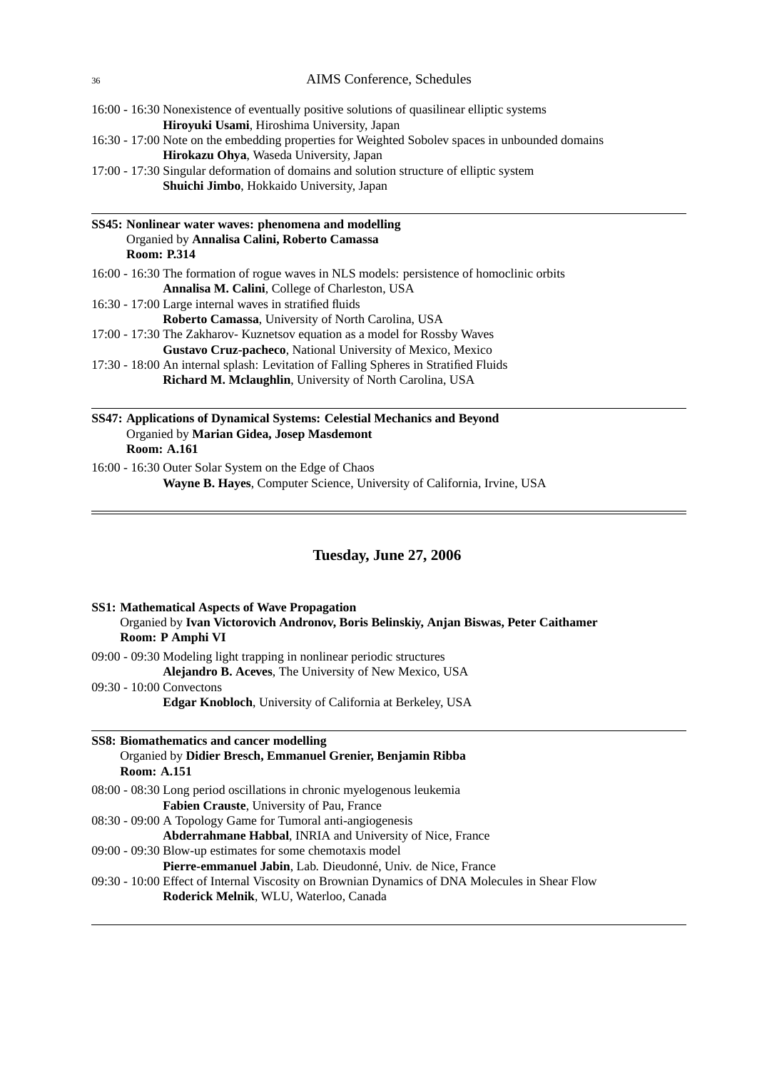16:00 - 16:30 Nonexistence of eventually positive solutions of quasilinear elliptic systems
**Hiroyuki Usami**, Hiroshima University, Japan

16:30 - 17:00 Note on the embedding properties for Weighted Sobolev spaces in unbounded domains
**Hirokazu Ohya**, Waseda University, Japan

17:00 - 17:30 Singular deformation of domains and solution structure of elliptic system
**Shuichi Jimbo**, Hokkaido University, Japan

---

**SS45: Nonlinear water waves: phenomena and modelling**
Organied by **Annalisa Calini, Roberto Camassa**
**Room: P.314**

16:00 - 16:30 The formation of rogue waves in NLS models: persistence of homoclinic orbits
**Annalisa M. Calini**, College of Charleston, USA

16:30 - 17:00 Large internal waves in stratified fluids
**Roberto Camassa**, University of North Carolina, USA

17:00 - 17:30 The Zakharov- Kuznetsov equation as a model for Rossby Waves
**Gustavo Cruz-pacheco**, National University of Mexico, Mexico

17:30 - 18:00 An internal splash: Levitation of Falling Spheres in Stratified Fluids
**Richard M. Mclaughlin**, University of North Carolina, USA

---

**SS47: Applications of Dynamical Systems: Celestial Mechanics and Beyond**
Organied by **Marian Gidea, Josep Masdemont**
**Room: A.161**

16:00 - 16:30 Outer Solar System on the Edge of Chaos
**Wayne B. Hayes**, Computer Science, University of California, Irvine, USA

---

## Tuesday, June 27, 2006

**SS1: Mathematical Aspects of Wave Propagation**
Organied by **Ivan Victorovich Andronov, Boris Belinskiy, Anjan Biswas, Peter Caithamer**
**Room: P Amphi VI**

09:00 - 09:30 Modeling light trapping in nonlinear periodic structures
**Alejandro B. Aceves**, The University of New Mexico, USA

09:30 - 10:00 Convectons
**Edgar Knobloch**, University of California at Berkeley, USA

---

**SS8: Biomathematics and cancer modelling**
Organied by **Didier Bresch, Emmanuel Grenier, Benjamin Ribba**
**Room: A.151**

08:00 - 08:30 Long period oscillations in chronic myelogenous leukemia
**Fabien Crauste**, University of Pau, France

08:30 - 09:00 A Topology Game for Tumoral anti-angiogenesis
**Abderrahmane Habbal**, INRIA and University of Nice, France

09:00 - 09:30 Blow-up estimates for some chemotaxis model
**Pierre-emmanuel Jabin**, Lab. Dieudonné, Univ. de Nice, France

09:30 - 10:00 Effect of Internal Viscosity on Brownian Dynamics of DNA Molecules in Shear Flow
**Roderick Melnik**, WLU, Waterloo, Canada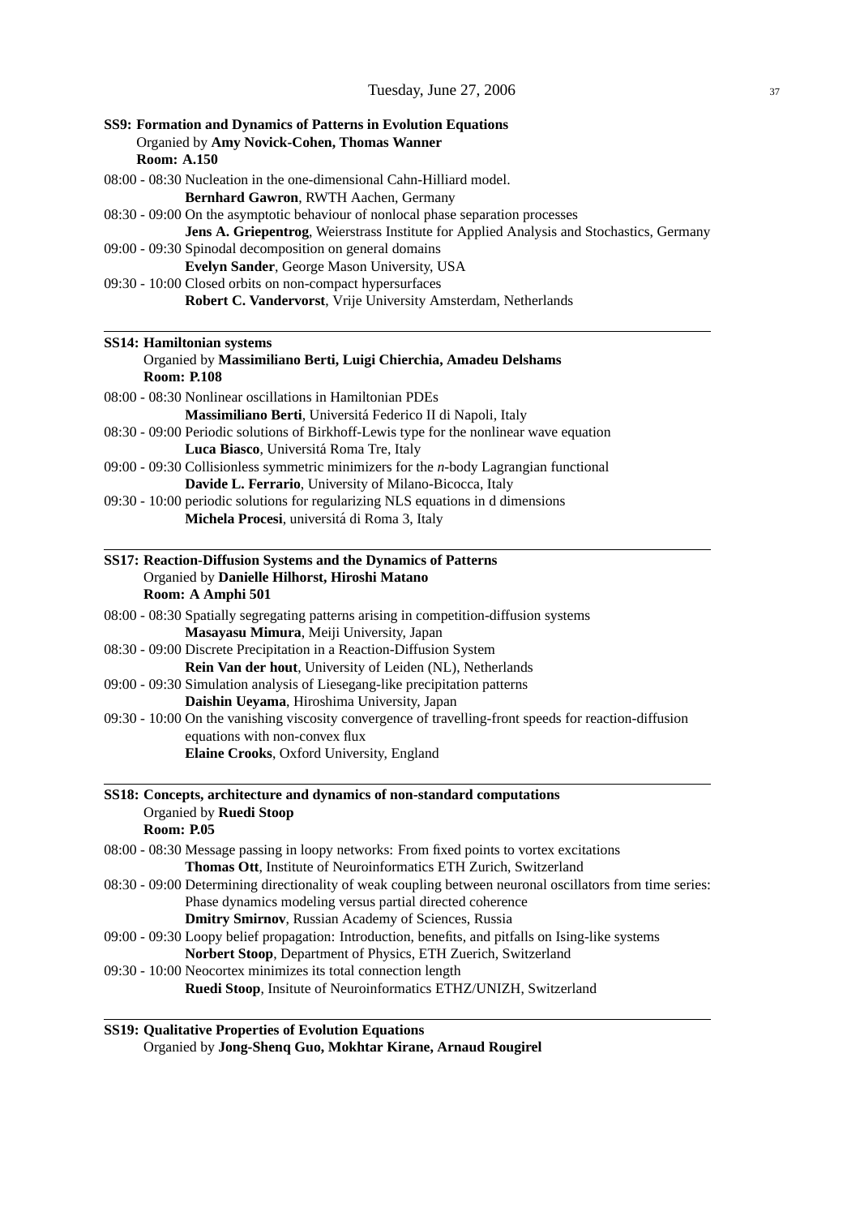**SS9: Formation and Dynamics of Patterns in Evolution Equations**
Organied by **Amy Novick-Cohen, Thomas Wanner**
**Room: A.150**

08:00 - 08:30 Nucleation in the one-dimensional Cahn-Hilliard model.
**Bernhard Gawron**, RWTH Aachen, Germany

08:30 - 09:00 On the asymptotic behaviour of nonlocal phase separation processes
**Jens A. Griepentrog**, Weierstrass Institute for Applied Analysis and Stochastics, Germany

09:00 - 09:30 Spinodal decomposition on general domains
**Evelyn Sander**, George Mason University, USA

09:30 - 10:00 Closed orbits on non-compact hypersurfaces
**Robert C. Vandervorst**, Vrije University Amsterdam, Netherlands

---

**SS14: Hamiltonian systems**
Organied by **Massimiliano Berti, Luigi Chierchia, Amadeu Delshams**
**Room: P.108**

08:00 - 08:30 Nonlinear oscillations in Hamiltonian PDEs
**Massimiliano Berti**, Universitá Federico II di Napoli, Italy

08:30 - 09:00 Periodic solutions of Birkhoff-Lewis type for the nonlinear wave equation
**Luca Biasco**, Universitá Roma Tre, Italy

09:00 - 09:30 Collisionless symmetric minimizers for the $n$-body Lagrangian functional
**Davide L. Ferrario**, University of Milano-Bicocca, Italy

09:30 - 10:00 periodic solutions for regularizing NLS equations in d dimensions
**Michela Procesi**, universitá di Roma 3, Italy

---

**SS17: Reaction-Diffusion Systems and the Dynamics of Patterns**
Organied by **Danielle Hilhorst, Hiroshi Matano**
**Room: A Amphi 501**

08:00 - 08:30 Spatially segregating patterns arising in competition-diffusion systems
**Masayasu Mimura**, Meiji University, Japan

08:30 - 09:00 Discrete Precipitation in a Reaction-Diffusion System
**Rein Van der hout**, University of Leiden (NL), Netherlands

09:00 - 09:30 Simulation analysis of Liesegang-like precipitation patterns
**Daishin Ueyama**, Hiroshima University, Japan

09:30 - 10:00 On the vanishing viscosity convergence of travelling-front speeds for reaction-diffusion equations with non-convex flux
**Elaine Crooks**, Oxford University, England

---

**SS18: Concepts, architecture and dynamics of non-standard computations**
Organied by **Ruedi Stoop**
**Room: P.05**

08:00 - 08:30 Message passing in loopy networks: From fixed points to vortex excitations
**Thomas Ott**, Institute of Neuroinformatics ETH Zurich, Switzerland

08:30 - 09:00 Determining directionality of weak coupling between neuronal oscillators from time series: Phase dynamics modeling versus partial directed coherence
**Dmitry Smirnov**, Russian Academy of Sciences, Russia

09:00 - 09:30 Loopy belief propagation: Introduction, benefits, and pitfalls on Ising-like systems
**Norbert Stoop**, Department of Physics, ETH Zuerich, Switzerland

09:30 - 10:00 Neocortex minimizes its total connection length
**Ruedi Stoop**, Insitute of Neuroinformatics ETHZ/UNIZH, Switzerland

---

**SS19: Qualitative Properties of Evolution Equations**
Organied by **Jong-Shenq Guo, Mokhtar Kirane, Arnaud Rougirel**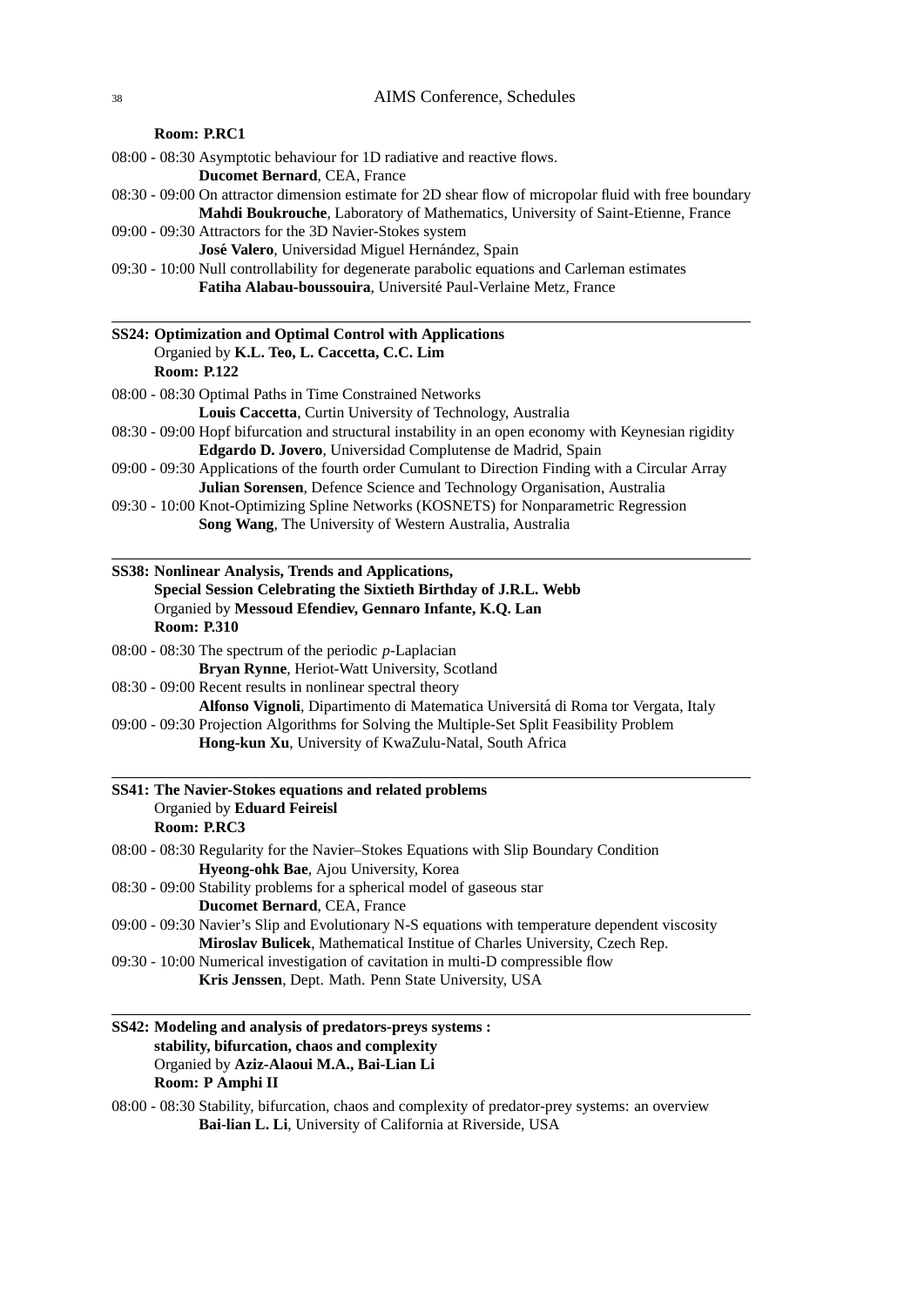**Room: P.RC1**

08:00 - 08:30 Asymptotic behaviour for 1D radiative and reactive flows.
**Ducomet Bernard**, CEA, France

08:30 - 09:00 On attractor dimension estimate for 2D shear flow of micropolar fluid with free boundary
**Mahdi Boukrouche**, Laboratory of Mathematics, University of Saint-Etienne, France

09:00 - 09:30 Attractors for the 3D Navier-Stokes system
**José Valero**, Universidad Miguel Hernández, Spain

09:30 - 10:00 Null controllability for degenerate parabolic equations and Carleman estimates
**Fatiha Alabau-boussouira**, Université Paul-Verlaine Metz, France

---

**SS24: Optimization and Optimal Control with Applications**
Organied by **K.L. Teo, L. Caccetta, C.C. Lim**
**Room: P.122**

08:00 - 08:30 Optimal Paths in Time Constrained Networks
**Louis Caccetta**, Curtin University of Technology, Australia

08:30 - 09:00 Hopf bifurcation and structural instability in an open economy with Keynesian rigidity
**Edgardo D. Jovero**, Universidad Complutense de Madrid, Spain

09:00 - 09:30 Applications of the fourth order Cumulant to Direction Finding with a Circular Array
**Julian Sorensen**, Defence Science and Technology Organisation, Australia

09:30 - 10:00 Knot-Optimizing Spline Networks (KOSNETS) for Nonparametric Regression
**Song Wang**, The University of Western Australia, Australia

---

**SS38: Nonlinear Analysis, Trends and Applications,**
**Special Session Celebrating the Sixtieth Birthday of J.R.L. Webb**
Organied by **Messoud Efendiev, Gennaro Infante, K.Q. Lan**
**Room: P.310**

08:00 - 08:30 The spectrum of the periodic $p$-Laplacian
**Bryan Rynne**, Heriot-Watt University, Scotland

08:30 - 09:00 Recent results in nonlinear spectral theory
**Alfonso Vignoli**, Dipartimento di Matematica Universitá di Roma tor Vergata, Italy

09:00 - 09:30 Projection Algorithms for Solving the Multiple-Set Split Feasibility Problem
**Hong-kun Xu**, University of KwaZulu-Natal, South Africa

---

**SS41: The Navier-Stokes equations and related problems**
Organied by **Eduard Feireisl**
**Room: P.RC3**

08:00 - 08:30 Regularity for the Navier–Stokes Equations with Slip Boundary Condition
**Hyeong-ohk Bae**, Ajou University, Korea

08:30 - 09:00 Stability problems for a spherical model of gaseous star
**Ducomet Bernard**, CEA, France

09:00 - 09:30 Navier's Slip and Evolutionary N-S equations with temperature dependent viscosity
**Miroslav Bulicek**, Mathematical Institue of Charles University, Czech Rep.

09:30 - 10:00 Numerical investigation of cavitation in multi-D compressible flow
**Kris Jenssen**, Dept. Math. Penn State University, USA

---

**SS42: Modeling and analysis of predators-preys systems :**
**stability, bifurcation, chaos and complexity**
Organied by **Aziz-Alaoui M.A., Bai-Lian Li**
**Room: P Amphi II**

08:00 - 08:30 Stability, bifurcation, chaos and complexity of predator-prey systems: an overview
**Bai-lian L. Li**, University of California at Riverside, USA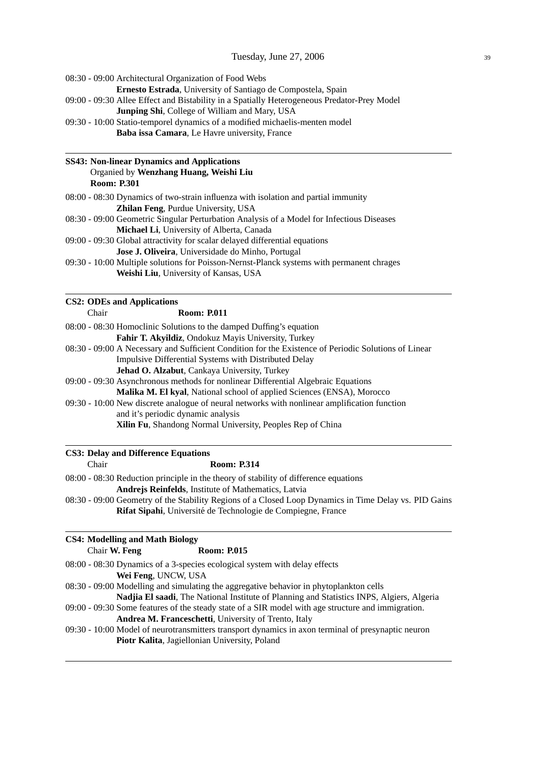08:30 - 09:00 Architectural Organization of Food Webs
**Ernesto Estrada**, University of Santiago de Compostela, Spain

09:00 - 09:30 Allee Effect and Bistability in a Spatially Heterogeneous Predator-Prey Model
**Junping Shi**, College of William and Mary, USA

09:30 - 10:00 Statio-temporel dynamics of a modified michaelis-menten model
**Baba issa Camara**, Le Havre university, France

---

**SS43: Non-linear Dynamics and Applications**
Organied by **Wenzhang Huang, Weishi Liu**
**Room: P.301**

08:00 - 08:30 Dynamics of two-strain influenza with isolation and partial immunity
**Zhilan Feng**, Purdue University, USA

08:30 - 09:00 Geometric Singular Perturbation Analysis of a Model for Infectious Diseases
**Michael Li**, University of Alberta, Canada

09:00 - 09:30 Global attractivity for scalar delayed differential equations
**Jose J. Oliveira**, Universidade do Minho, Portugal

09:30 - 10:00 Multiple solutions for Poisson-Nernst-Planck systems with permanent chrages
**Weishi Liu**, University of Kansas, USA

---

**CS2: ODEs and Applications**
Chair **Room: P.011**

08:00 - 08:30 Homoclinic Solutions to the damped Duffing's equation
**Fahir T. Akyildiz**, Ondokuz Mayis University, Turkey

08:30 - 09:00 A Necessary and Sufficient Condition for the Existence of Periodic Solutions of Linear Impulsive Differential Systems with Distributed Delay
**Jehad O. Alzabut**, Cankaya University, Turkey

09:00 - 09:30 Asynchronous methods for nonlinear Differential Algebraic Equations
**Malika M. El kyal**, National school of applied Sciences (ENSA), Morocco

09:30 - 10:00 New discrete analogue of neural networks with nonlinear amplification function and it's periodic dynamic analysis
**Xilin Fu**, Shandong Normal University, Peoples Rep of China

---

**CS3: Delay and Difference Equations**
Chair **Room: P.314**

08:00 - 08:30 Reduction principle in the theory of stability of difference equations
**Andrejs Reinfelds**, Institute of Mathematics, Latvia

08:30 - 09:00 Geometry of the Stability Regions of a Closed Loop Dynamics in Time Delay vs. PID Gains
**Rifat Sipahi**, Université de Technologie de Compiegne, France

---

**CS4: Modelling and Math Biology**
Chair **W. Feng** **Room: P.015**

08:00 - 08:30 Dynamics of a 3-species ecological system with delay effects
**Wei Feng**, UNCW, USA

08:30 - 09:00 Modelling and simulating the aggregative behavior in phytoplankton cells
**Nadjia El saadi**, The National Institute of Planning and Statistics INPS, Algiers, Algeria

09:00 - 09:30 Some features of the steady state of a SIR model with age structure and immigration.
**Andrea M. Franceschetti**, University of Trento, Italy

09:30 - 10:00 Model of neurotransmitters transport dynamics in axon terminal of presynaptic neuron
**Piotr Kalita**, Jagiellonian University, Poland

---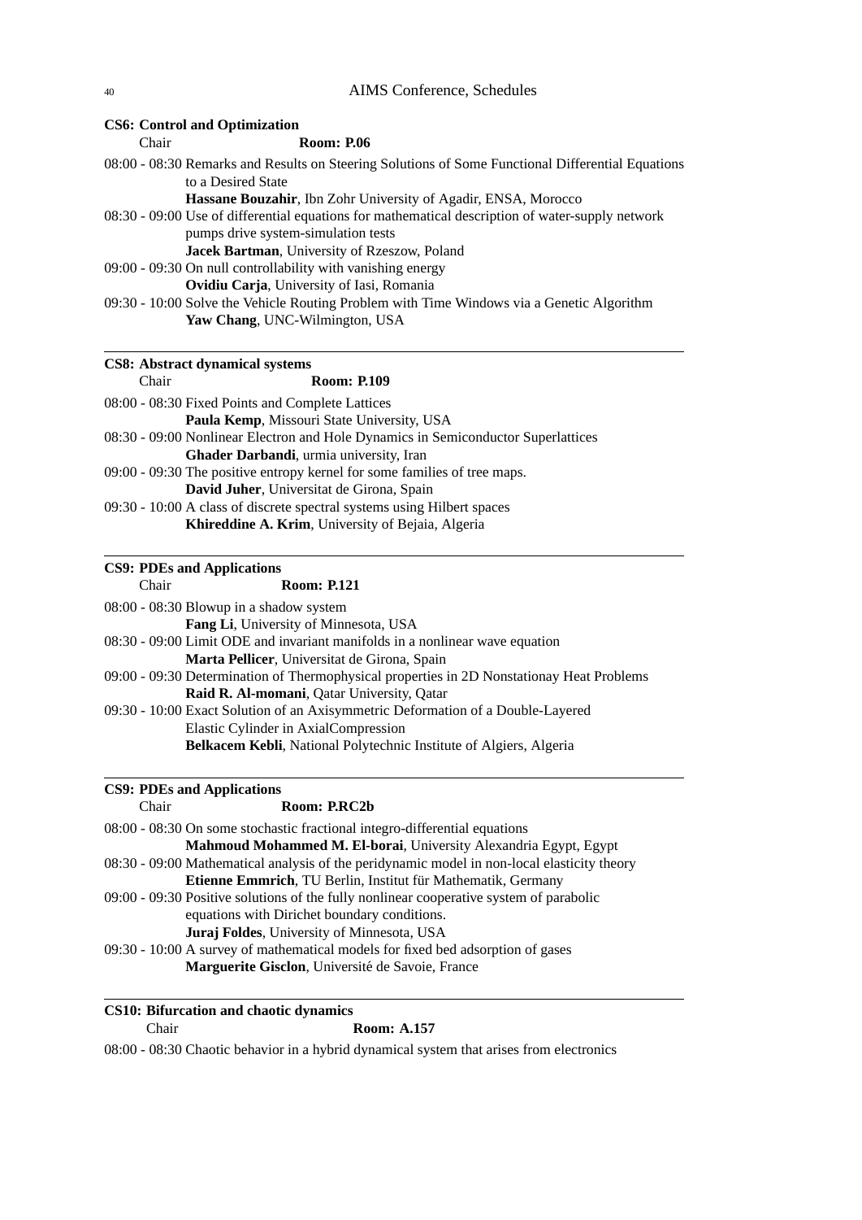**CS6: Control and Optimization**

Chair **Room: P.06**

08:00 - 08:30 Remarks and Results on Steering Solutions of Some Functional Differential Equations to a Desired State
**Hassane Bouzahir**, Ibn Zohr University of Agadir, ENSA, Morocco

08:30 - 09:00 Use of differential equations for mathematical description of water-supply network pumps drive system-simulation tests
**Jacek Bartman**, University of Rzeszow, Poland

09:00 - 09:30 On null controllability with vanishing energy
**Ovidiu Carja**, University of Iasi, Romania

09:30 - 10:00 Solve the Vehicle Routing Problem with Time Windows via a Genetic Algorithm
**Yaw Chang**, UNC-Wilmington, USA

---

**CS8: Abstract dynamical systems**

Chair **Room: P.109**

08:00 - 08:30 Fixed Points and Complete Lattices
**Paula Kemp**, Missouri State University, USA

08:30 - 09:00 Nonlinear Electron and Hole Dynamics in Semiconductor Superlattices
**Ghader Darbandi**, urmia university, Iran

09:00 - 09:30 The positive entropy kernel for some families of tree maps.
**David Juher**, Universitat de Girona, Spain

09:30 - 10:00 A class of discrete spectral systems using Hilbert spaces
**Khireddine A. Krim**, University of Bejaia, Algeria

---

**CS9: PDEs and Applications**

Chair **Room: P.121**

08:00 - 08:30 Blowup in a shadow system
**Fang Li**, University of Minnesota, USA

08:30 - 09:00 Limit ODE and invariant manifolds in a nonlinear wave equation
**Marta Pellicer**, Universitat de Girona, Spain

09:00 - 09:30 Determination of Thermophysical properties in 2D Nonstationay Heat Problems
**Raid R. Al-momani**, Qatar University, Qatar

09:30 - 10:00 Exact Solution of an Axisymmetric Deformation of a Double-Layered Elastic Cylinder in AxialCompression
**Belkacem Kebli**, National Polytechnic Institute of Algiers, Algeria

---

**CS9: PDEs and Applications**

Chair **Room: P.RC2b**

08:00 - 08:30 On some stochastic fractional integro-differential equations
**Mahmoud Mohammed M. El-borai**, University Alexandria Egypt, Egypt

08:30 - 09:00 Mathematical analysis of the peridynamic model in non-local elasticity theory
**Etienne Emmrich**, TU Berlin, Institut für Mathematik, Germany

09:00 - 09:30 Positive solutions of the fully nonlinear cooperative system of parabolic equations with Dirichet boundary conditions.
**Juraj Foldes**, University of Minnesota, USA

09:30 - 10:00 A survey of mathematical models for fixed bed adsorption of gases
**Marguerite Gisclon**, Université de Savoie, France

---

**CS10: Bifurcation and chaotic dynamics**

Chair **Room: A.157**

08:00 - 08:30 Chaotic behavior in a hybrid dynamical system that arises from electronics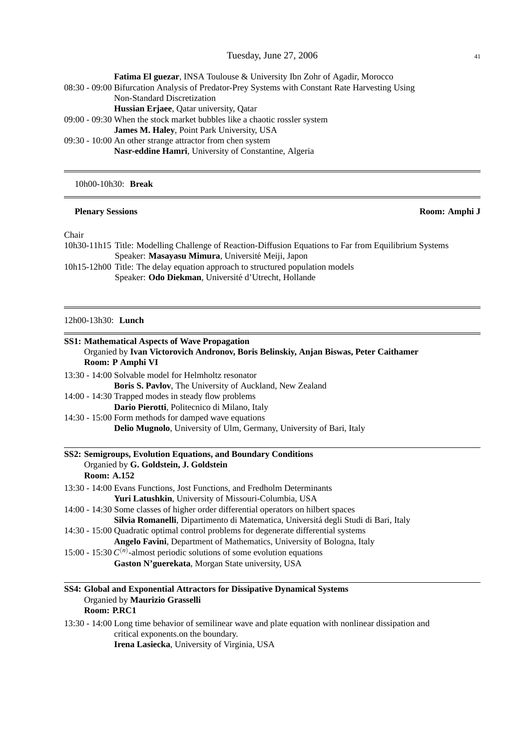**Fatima El guezar**, INSA Toulouse & University Ibn Zohr of Agadir, Morocco

08:30 - 09:00 Bifurcation Analysis of Predator-Prey Systems with Constant Rate Harvesting Using Non-Standard Discretization
**Hussian Erjaee**, Qatar university, Qatar

09:00 - 09:30 When the stock market bubbles like a chaotic rossler system
**James M. Haley**, Point Park University, USA

09:30 - 10:00 An other strange attractor from chen system
**Nasr-eddine Hamri**, University of Constantine, Algeria

---

10h00-10h30: **Break**

---

**Plenary Sessions** **Room: Amphi J**

Chair

10h30-11h15 Title: Modelling Challenge of Reaction-Diffusion Equations to Far from Equilibrium Systems
Speaker: **Masayasu Mimura**, Université Meiji, Japon

10h15-12h00 Title: The delay equation approach to structured population models
Speaker: **Odo Diekman**, Université d'Utrecht, Hollande

---

12h00-13h30: **Lunch**

---

**SS1: Mathematical Aspects of Wave Propagation**
Organied by **Ivan Victorovich Andronov, Boris Belinskiy, Anjan Biswas, Peter Caithamer**
**Room: P Amphi VI**

13:30 - 14:00 Solvable model for Helmholtz resonator
**Boris S. Pavlov**, The University of Auckland, New Zealand

14:00 - 14:30 Trapped modes in steady flow problems
**Dario Pierotti**, Politecnico di Milano, Italy

14:30 - 15:00 Form methods for damped wave equations
**Delio Mugnolo**, University of Ulm, Germany, University of Bari, Italy

---

**SS2: Semigroups, Evolution Equations, and Boundary Conditions**
Organied by **G. Goldstein, J. Goldstein**
**Room: A.152**

13:30 - 14:00 Evans Functions, Jost Functions, and Fredholm Determinants
**Yuri Latushkin**, University of Missouri-Columbia, USA

14:00 - 14:30 Some classes of higher order differential operators on hilbert spaces
**Silvia Romanelli**, Dipartimento di Matematica, Universitá degli Studi di Bari, Italy

14:30 - 15:00 Quadratic optimal control problems for degenerate differential systems
**Angelo Favini**, Department of Mathematics, University of Bologna, Italy

15:00 - 15:30 $C^{(n)}$-almost periodic solutions of some evolution equations
**Gaston N'guerekata**, Morgan State university, USA

---

**SS4: Global and Exponential Attractors for Dissipative Dynamical Systems**
Organied by **Maurizio Grasselli**
**Room: P.RC1**

13:30 - 14:00 Long time behavior of semilinear wave and plate equation with nonlinear dissipation and critical exponents.on the boundary.
**Irena Lasiecka**, University of Virginia, USA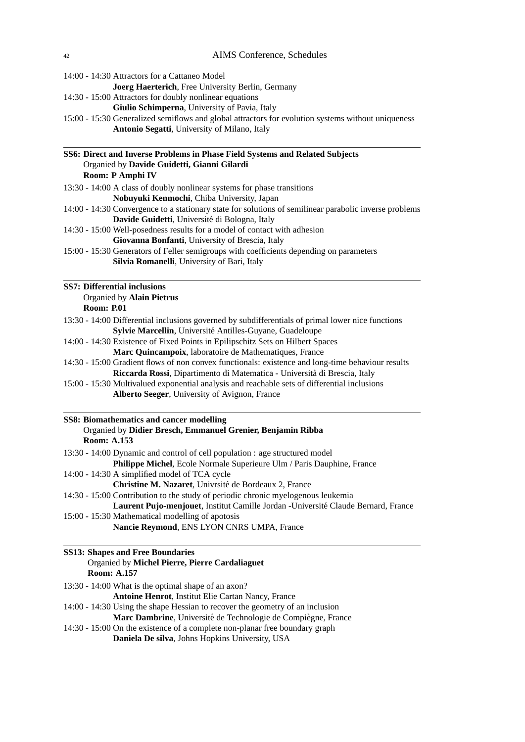14:00 - 14:30 Attractors for a Cattaneo Model
**Joerg Haerterich**, Free University Berlin, Germany

14:30 - 15:00 Attractors for doubly nonlinear equations
**Giulio Schimperna**, University of Pavia, Italy

15:00 - 15:30 Generalized semiflows and global attractors for evolution systems without uniqueness
**Antonio Segatti**, University of Milano, Italy

---

**SS6: Direct and Inverse Problems in Phase Field Systems and Related Subjects**
Organied by **Davide Guidetti, Gianni Gilardi**
**Room: P Amphi IV**

13:30 - 14:00 A class of doubly nonlinear systems for phase transitions
**Nobuyuki Kenmochi**, Chiba University, Japan

14:00 - 14:30 Convergence to a stationary state for solutions of semilinear parabolic inverse problems
**Davide Guidetti**, Université di Bologna, Italy

14:30 - 15:00 Well-posedness results for a model of contact with adhesion
**Giovanna Bonfanti**, University of Brescia, Italy

15:00 - 15:30 Generators of Feller semigroups with coefficients depending on parameters
**Silvia Romanelli**, University of Bari, Italy

---

**SS7: Differential inclusions**
Organied by **Alain Pietrus**
**Room: P.01**

13:30 - 14:00 Differential inclusions governed by subdifferentials of primal lower nice functions
**Sylvie Marcellin**, Université Antilles-Guyane, Guadeloupe

14:00 - 14:30 Existence of Fixed Points in Epilipschitz Sets on Hilbert Spaces
**Marc Quincampoix**, laboratoire de Mathematiques, France

14:30 - 15:00 Gradient flows of non convex functionals: existence and long-time behaviour results
**Riccarda Rossi**, Dipartimento di Matematica - Università di Brescia, Italy

15:00 - 15:30 Multivalued exponential analysis and reachable sets of differential inclusions
**Alberto Seeger**, University of Avignon, France

---

**SS8: Biomathematics and cancer modelling**
Organied by **Didier Bresch, Emmanuel Grenier, Benjamin Ribba**
**Room: A.153**

13:30 - 14:00 Dynamic and control of cell population : age structured model
**Philippe Michel**, Ecole Normale Superieure Ulm / Paris Dauphine, France

14:00 - 14:30 A simplified model of TCA cycle
**Christine M. Nazaret**, Univrsité de Bordeaux 2, France

14:30 - 15:00 Contribution to the study of periodic chronic myelogenous leukemia
**Laurent Pujo-menjouet**, Institut Camille Jordan -Université Claude Bernard, France

15:00 - 15:30 Mathematical modelling of apotosis
**Nancie Reymond**, ENS LYON CNRS UMPA, France

---

**SS13: Shapes and Free Boundaries**
Organied by **Michel Pierre, Pierre Cardaliaguet**
**Room: A.157**

13:30 - 14:00 What is the optimal shape of an axon?
**Antoine Henrot**, Institut Elie Cartan Nancy, France

14:00 - 14:30 Using the shape Hessian to recover the geometry of an inclusion
**Marc Dambrine**, Université de Technologie de Compiègne, France

14:30 - 15:00 On the existence of a complete non-planar free boundary graph
**Daniela De silva**, Johns Hopkins University, USA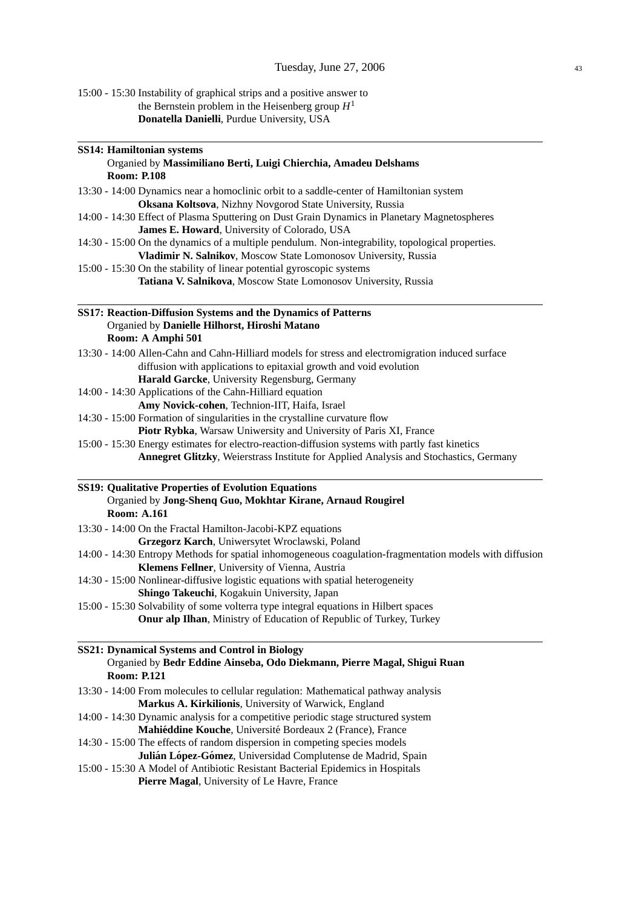15:00 - 15:30 Instability of graphical strips and a positive answer to the Bernstein problem in the Heisenberg group $H^1$
**Donatella Danielli**, Purdue University, USA

---

**SS14: Hamiltonian systems**
Organied by **Massimiliano Berti, Luigi Chierchia, Amadeu Delshams**
**Room: P.108**

13:30 - 14:00 Dynamics near a homoclinic orbit to a saddle-center of Hamiltonian system
**Oksana Koltsova**, Nizhny Novgorod State University, Russia

14:00 - 14:30 Effect of Plasma Sputtering on Dust Grain Dynamics in Planetary Magnetospheres
**James E. Howard**, University of Colorado, USA

14:30 - 15:00 On the dynamics of a multiple pendulum. Non-integrability, topological properties.
**Vladimir N. Salnikov**, Moscow State Lomonosov University, Russia

15:00 - 15:30 On the stability of linear potential gyroscopic systems
**Tatiana V. Salnikova**, Moscow State Lomonosov University, Russia

---

**SS17: Reaction-Diffusion Systems and the Dynamics of Patterns**
Organied by **Danielle Hilhorst, Hiroshi Matano**
**Room: A Amphi 501**

13:30 - 14:00 Allen-Cahn and Cahn-Hilliard models for stress and electromigration induced surface diffusion with applications to epitaxial growth and void evolution
**Harald Garcke**, University Regensburg, Germany

14:00 - 14:30 Applications of the Cahn-Hilliard equation
**Amy Novick-cohen**, Technion-IIT, Haifa, Israel

14:30 - 15:00 Formation of singularities in the crystalline curvature flow
**Piotr Rybka**, Warsaw Uniwersity and University of Paris XI, France

15:00 - 15:30 Energy estimates for electro-reaction-diffusion systems with partly fast kinetics
**Annegret Glitzky**, Weierstrass Institute for Applied Analysis and Stochastics, Germany

---

**SS19: Qualitative Properties of Evolution Equations**
Organied by **Jong-Shenq Guo, Mokhtar Kirane, Arnaud Rougirel**
**Room: A.161**

13:30 - 14:00 On the Fractal Hamilton-Jacobi-KPZ equations
**Grzegorz Karch**, Uniwersytet Wroclawski, Poland

14:00 - 14:30 Entropy Methods for spatial inhomogeneous coagulation-fragmentation models with diffusion
**Klemens Fellner**, University of Vienna, Austria

14:30 - 15:00 Nonlinear-diffusive logistic equations with spatial heterogeneity
**Shingo Takeuchi**, Kogakuin University, Japan

15:00 - 15:30 Solvability of some volterra type integral equations in Hilbert spaces
**Onur alp Ilhan**, Ministry of Education of Republic of Turkey, Turkey

---

**SS21: Dynamical Systems and Control in Biology**
Organied by **Bedr Eddine Ainseba, Odo Diekmann, Pierre Magal, Shigui Ruan**
**Room: P.121**

13:30 - 14:00 From molecules to cellular regulation: Mathematical pathway analysis
**Markus A. Kirkilionis**, University of Warwick, England

14:00 - 14:30 Dynamic analysis for a competitive periodic stage structured system
**Mahiéddine Kouche**, Université Bordeaux 2 (France), France

14:30 - 15:00 The effects of random dispersion in competing species models
**Julián López-Gómez**, Universidad Complutense de Madrid, Spain

15:00 - 15:30 A Model of Antibiotic Resistant Bacterial Epidemics in Hospitals
**Pierre Magal**, University of Le Havre, France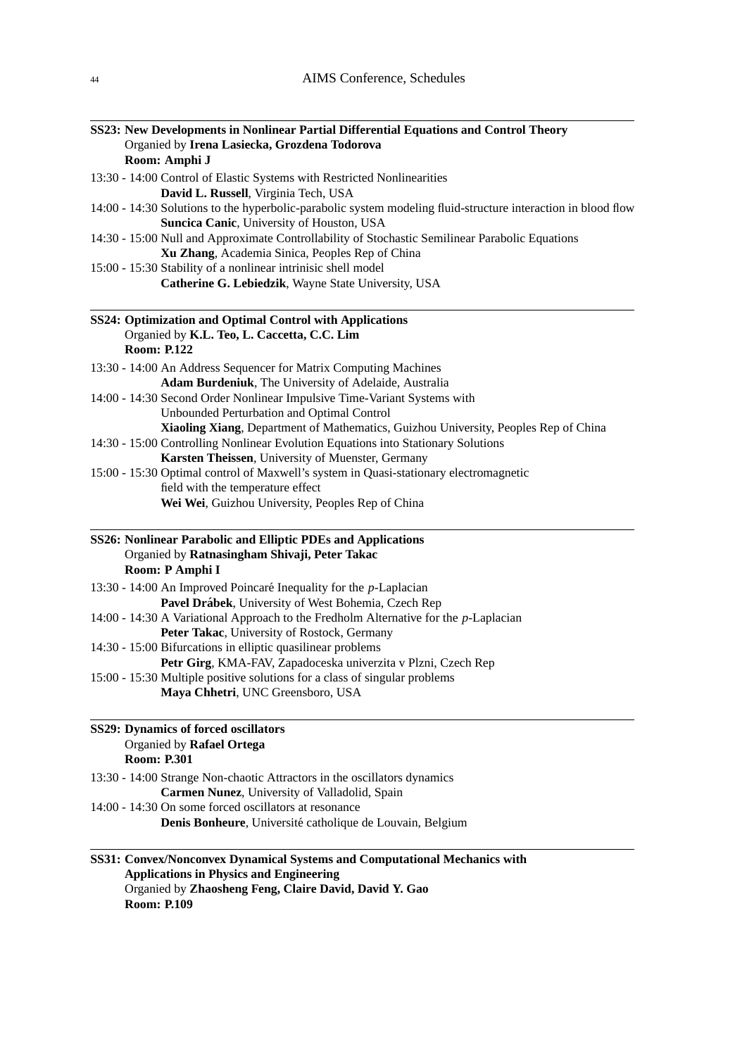**SS23: New Developments in Nonlinear Partial Differential Equations and Control Theory**
Organied by **Irena Lasiecka, Grozdena Todorova**
**Room: Amphi J**

13:30 - 14:00 Control of Elastic Systems with Restricted Nonlinearities
**David L. Russell**, Virginia Tech, USA

14:00 - 14:30 Solutions to the hyperbolic-parabolic system modeling fluid-structure interaction in blood flow
**Suncica Canic**, University of Houston, USA

14:30 - 15:00 Null and Approximate Controllability of Stochastic Semilinear Parabolic Equations
**Xu Zhang**, Academia Sinica, Peoples Rep of China

15:00 - 15:30 Stability of a nonlinear intrinisic shell model
**Catherine G. Lebiedzik**, Wayne State University, USA

---

**SS24: Optimization and Optimal Control with Applications**
Organied by **K.L. Teo, L. Caccetta, C.C. Lim**
**Room: P.122**

13:30 - 14:00 An Address Sequencer for Matrix Computing Machines
**Adam Burdeniuk**, The University of Adelaide, Australia

14:00 - 14:30 Second Order Nonlinear Impulsive Time-Variant Systems with Unbounded Perturbation and Optimal Control
**Xiaoling Xiang**, Department of Mathematics, Guizhou University, Peoples Rep of China

14:30 - 15:00 Controlling Nonlinear Evolution Equations into Stationary Solutions
**Karsten Theissen**, University of Muenster, Germany

15:00 - 15:30 Optimal control of Maxwell's system in Quasi-stationary electromagnetic field with the temperature effect
**Wei Wei**, Guizhou University, Peoples Rep of China

---

**SS26: Nonlinear Parabolic and Elliptic PDEs and Applications**
Organied by **Ratnasingham Shivaji, Peter Takac**
**Room: P Amphi I**

13:30 - 14:00 An Improved Poincaré Inequality for the $p$-Laplacian
**Pavel Drábek**, University of West Bohemia, Czech Rep

14:00 - 14:30 A Variational Approach to the Fredholm Alternative for the $p$-Laplacian
**Peter Takac**, University of Rostock, Germany

14:30 - 15:00 Bifurcations in elliptic quasilinear problems
**Petr Girg**, KMA-FAV, Zapadoceska univerzita v Plzni, Czech Rep

15:00 - 15:30 Multiple positive solutions for a class of singular problems
**Maya Chhetri**, UNC Greensboro, USA

---

**SS29: Dynamics of forced oscillators**
Organied by **Rafael Ortega**
**Room: P.301**

13:30 - 14:00 Strange Non-chaotic Attractors in the oscillators dynamics
**Carmen Nunez**, University of Valladolid, Spain

14:00 - 14:30 On some forced oscillators at resonance
**Denis Bonheure**, Université catholique de Louvain, Belgium

---

**SS31: Convex/Nonconvex Dynamical Systems and Computational Mechanics with Applications in Physics and Engineering**
Organied by **Zhaosheng Feng, Claire David, David Y. Gao**
**Room: P.109**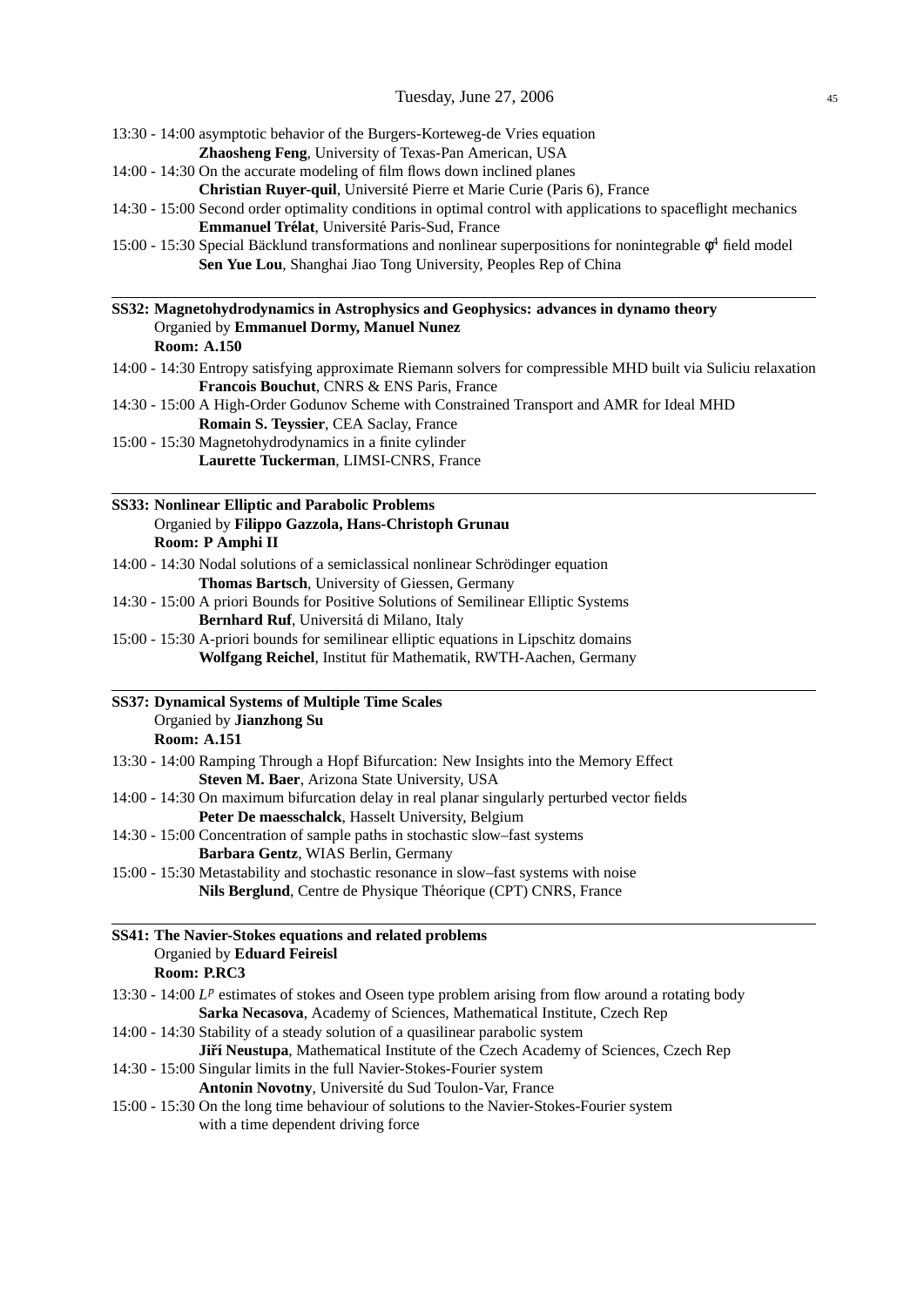13:30 - 14:00 asymptotic behavior of the Burgers-Korteweg-de Vries equation
**Zhaosheng Feng**, University of Texas-Pan American, USA

14:00 - 14:30 On the accurate modeling of film flows down inclined planes
**Christian Ruyer-quil**, Université Pierre et Marie Curie (Paris 6), France

14:30 - 15:00 Second order optimality conditions in optimal control with applications to spaceflight mechanics
**Emmanuel Trélat**, Université Paris-Sud, France

15:00 - 15:30 Special Bäcklund transformations and nonlinear superpositions for nonintegrable $\phi^4$ field model
**Sen Yue Lou**, Shanghai Jiao Tong University, Peoples Rep of China

---

**SS32: Magnetohydrodynamics in Astrophysics and Geophysics: advances in dynamo theory**
Organied by **Emmanuel Dormy, Manuel Nunez**
**Room: A.150**

14:00 - 14:30 Entropy satisfying approximate Riemann solvers for compressible MHD built via Suliciu relaxation
**Francois Bouchut**, CNRS & ENS Paris, France

14:30 - 15:00 A High-Order Godunov Scheme with Constrained Transport and AMR for Ideal MHD
**Romain S. Teyssier**, CEA Saclay, France

15:00 - 15:30 Magnetohydrodynamics in a finite cylinder
**Laurette Tuckerman**, LIMSI-CNRS, France

---

**SS33: Nonlinear Elliptic and Parabolic Problems**
Organied by **Filippo Gazzola, Hans-Christoph Grunau**
**Room: P Amphi II**

14:00 - 14:30 Nodal solutions of a semiclassical nonlinear Schrödinger equation
**Thomas Bartsch**, University of Giessen, Germany

14:30 - 15:00 A priori Bounds for Positive Solutions of Semilinear Elliptic Systems
**Bernhard Ruf**, Universitá di Milano, Italy

15:00 - 15:30 A-priori bounds for semilinear elliptic equations in Lipschitz domains
**Wolfgang Reichel**, Institut für Mathematik, RWTH-Aachen, Germany

---

**SS37: Dynamical Systems of Multiple Time Scales**
Organied by **Jianzhong Su**
**Room: A.151**

13:30 - 14:00 Ramping Through a Hopf Bifurcation: New Insights into the Memory Effect
**Steven M. Baer**, Arizona State University, USA

14:00 - 14:30 On maximum bifurcation delay in real planar singularly perturbed vector fields
**Peter De maesschalck**, Hasselt University, Belgium

14:30 - 15:00 Concentration of sample paths in stochastic slow–fast systems
**Barbara Gentz**, WIAS Berlin, Germany

15:00 - 15:30 Metastability and stochastic resonance in slow–fast systems with noise
**Nils Berglund**, Centre de Physique Théorique (CPT) CNRS, France

---

**SS41: The Navier-Stokes equations and related problems**
Organied by **Eduard Feireisl**
**Room: P.RC3**

13:30 - 14:00 $L^p$ estimates of stokes and Oseen type problem arising from flow around a rotating body
**Sarka Necasova**, Academy of Sciences, Mathematical Institute, Czech Rep

14:00 - 14:30 Stability of a steady solution of a quasilinear parabolic system
**Jiří Neustupa**, Mathematical Institute of the Czech Academy of Sciences, Czech Rep

14:30 - 15:00 Singular limits in the full Navier-Stokes-Fourier system
**Antonin Novotny**, Université du Sud Toulon-Var, France

15:00 - 15:30 On the long time behaviour of solutions to the Navier-Stokes-Fourier system with a time dependent driving force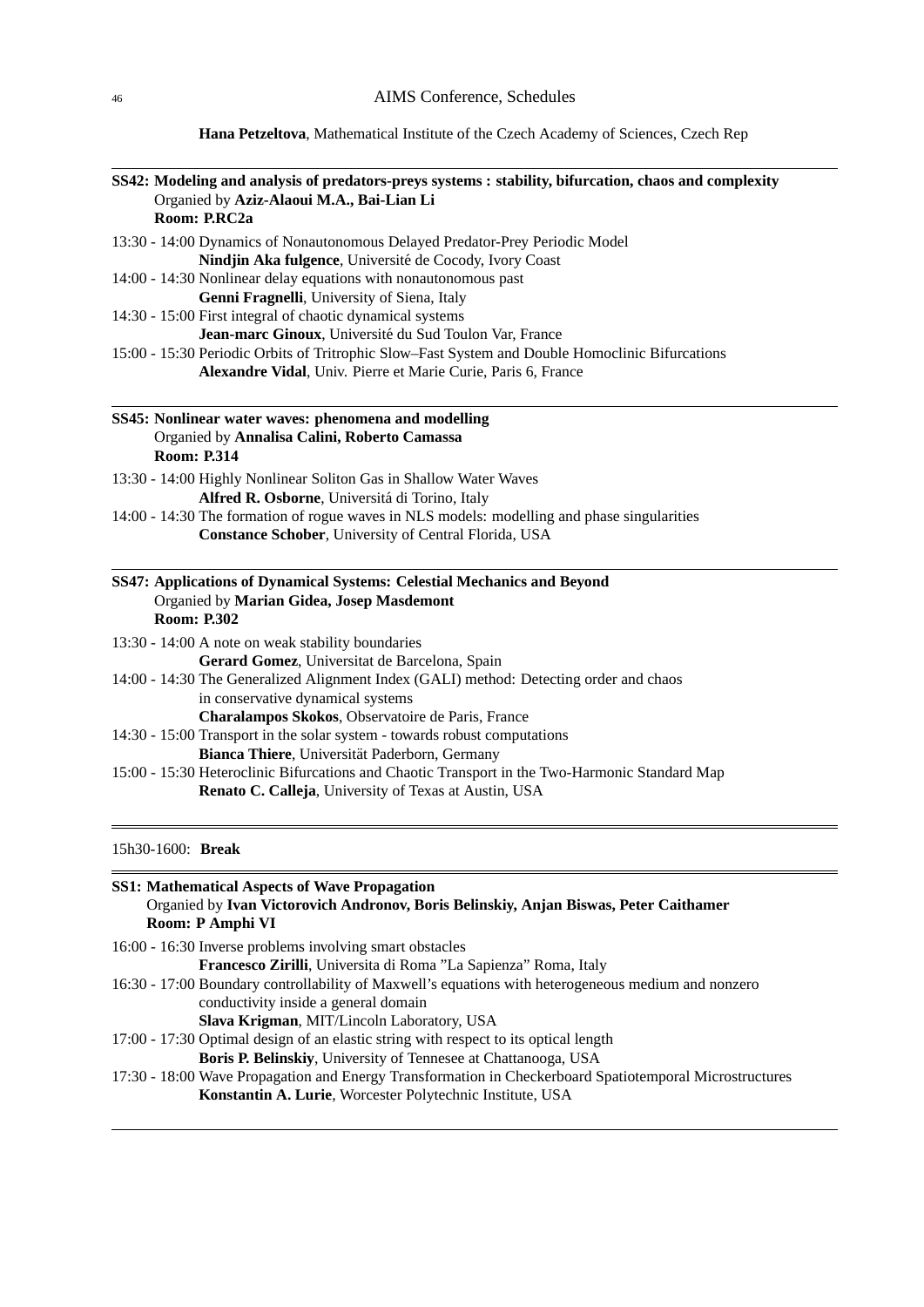**Hana Petzeltova**, Mathematical Institute of the Czech Academy of Sciences, Czech Rep

---

**SS42: Modeling and analysis of predators-preys systems : stability, bifurcation, chaos and complexity**
Organied by **Aziz-Alaoui M.A., Bai-Lian Li**
**Room: P.RC2a**

13:30 - 14:00 Dynamics of Nonautonomous Delayed Predator-Prey Periodic Model
**Nindjin Aka fulgence**, Université de Cocody, Ivory Coast

14:00 - 14:30 Nonlinear delay equations with nonautonomous past
**Genni Fragnelli**, University of Siena, Italy

14:30 - 15:00 First integral of chaotic dynamical systems
**Jean-marc Ginoux**, Université du Sud Toulon Var, France

15:00 - 15:30 Periodic Orbits of Tritrophic Slow–Fast System and Double Homoclinic Bifurcations
**Alexandre Vidal**, Univ. Pierre et Marie Curie, Paris 6, France

---

**SS45: Nonlinear water waves: phenomena and modelling**
Organied by **Annalisa Calini, Roberto Camassa**
**Room: P.314**

13:30 - 14:00 Highly Nonlinear Soliton Gas in Shallow Water Waves
**Alfred R. Osborne**, Universitá di Torino, Italy

14:00 - 14:30 The formation of rogue waves in NLS models: modelling and phase singularities
**Constance Schober**, University of Central Florida, USA

---

**SS47: Applications of Dynamical Systems: Celestial Mechanics and Beyond**
Organied by **Marian Gidea, Josep Masdemont**
**Room: P.302**

13:30 - 14:00 A note on weak stability boundaries
**Gerard Gomez**, Universitat de Barcelona, Spain

14:00 - 14:30 The Generalized Alignment Index (GALI) method: Detecting order and chaos in conservative dynamical systems
**Charalampos Skokos**, Observatoire de Paris, France

14:30 - 15:00 Transport in the solar system - towards robust computations
**Bianca Thiere**, Universität Paderborn, Germany

15:00 - 15:30 Heteroclinic Bifurcations and Chaotic Transport in the Two-Harmonic Standard Map
**Renato C. Calleja**, University of Texas at Austin, USA

---

15h30-1600: **Break**

---

**SS1: Mathematical Aspects of Wave Propagation**
Organied by **Ivan Victorovich Andronov, Boris Belinskiy, Anjan Biswas, Peter Caithamer**
**Room: P Amphi VI**

16:00 - 16:30 Inverse problems involving smart obstacles
**Francesco Zirilli**, Universita di Roma "La Sapienza" Roma, Italy

16:30 - 17:00 Boundary controllability of Maxwell's equations with heterogeneous medium and nonzero conductivity inside a general domain
**Slava Krigman**, MIT/Lincoln Laboratory, USA

17:00 - 17:30 Optimal design of an elastic string with respect to its optical length
**Boris P. Belinskiy**, University of Tennesee at Chattanooga, USA

17:30 - 18:00 Wave Propagation and Energy Transformation in Checkerboard Spatiotemporal Microstructures
**Konstantin A. Lurie**, Worcester Polytechnic Institute, USA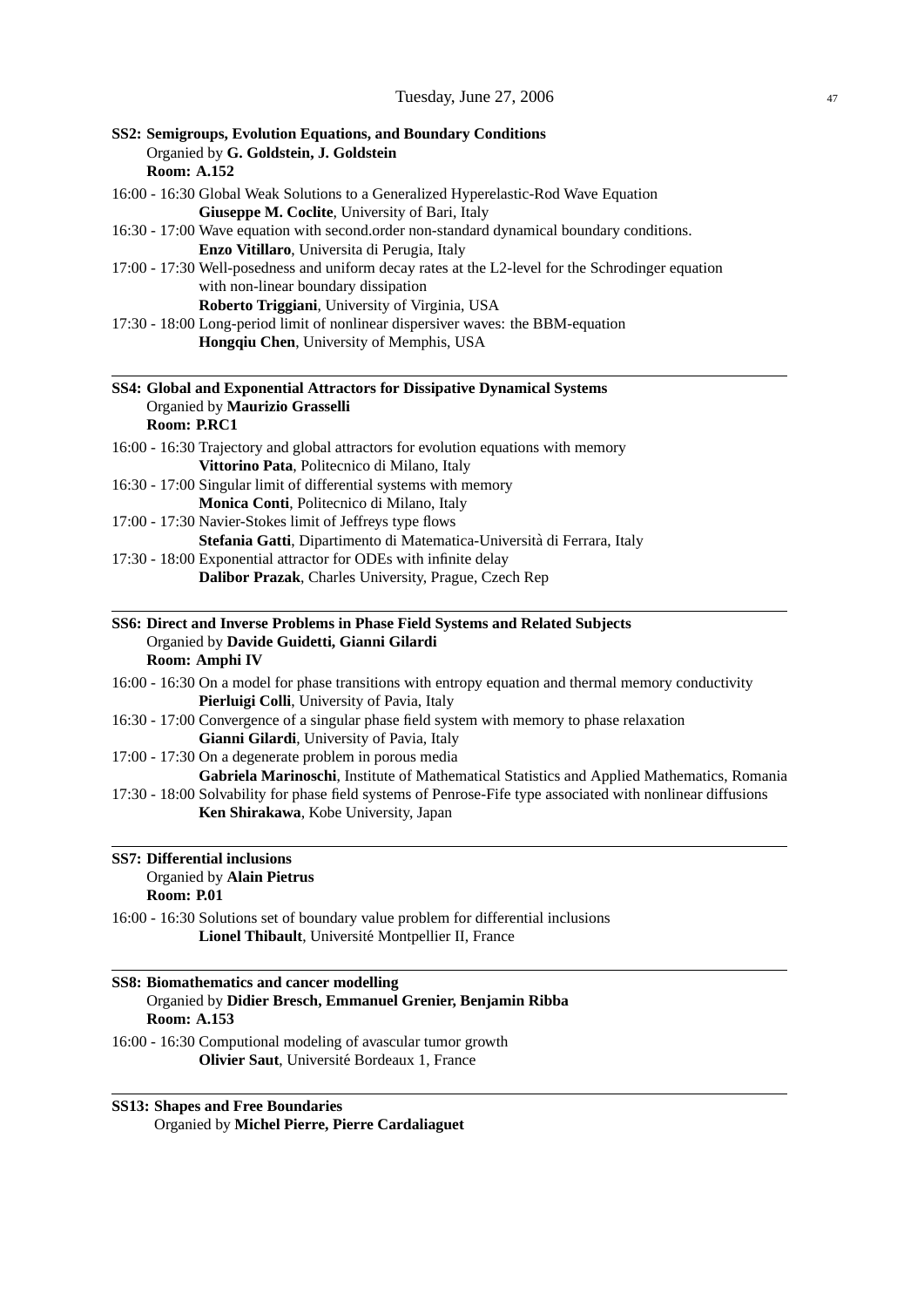### SS2: Semigroups, Evolution Equations, and Boundary Conditions

Organied by **G. Goldstein, J. Goldstein**
**Room: A.152**

16:00 - 16:30 Global Weak Solutions to a Generalized Hyperelastic-Rod Wave Equation
**Giuseppe M. Coclite**, University of Bari, Italy

16:30 - 17:00 Wave equation with second.order non-standard dynamical boundary conditions.
**Enzo Vitillaro**, Universita di Perugia, Italy

17:00 - 17:30 Well-posedness and uniform decay rates at the L2-level for the Schrodinger equation with non-linear boundary dissipation
**Roberto Triggiani**, University of Virginia, USA

17:30 - 18:00 Long-period limit of nonlinear dispersiver waves: the BBM-equation
**Hongqiu Chen**, University of Memphis, USA

---

### SS4: Global and Exponential Attractors for Dissipative Dynamical Systems

Organied by **Maurizio Grasselli**
**Room: P.RC1**

16:00 - 16:30 Trajectory and global attractors for evolution equations with memory
**Vittorino Pata**, Politecnico di Milano, Italy

16:30 - 17:00 Singular limit of differential systems with memory
**Monica Conti**, Politecnico di Milano, Italy

17:00 - 17:30 Navier-Stokes limit of Jeffreys type flows
**Stefania Gatti**, Dipartimento di Matematica-Università di Ferrara, Italy

17:30 - 18:00 Exponential attractor for ODEs with infinite delay
**Dalibor Prazak**, Charles University, Prague, Czech Rep

---

### SS6: Direct and Inverse Problems in Phase Field Systems and Related Subjects

Organied by **Davide Guidetti, Gianni Gilardi**
**Room: Amphi IV**

16:00 - 16:30 On a model for phase transitions with entropy equation and thermal memory conductivity
**Pierluigi Colli**, University of Pavia, Italy

16:30 - 17:00 Convergence of a singular phase field system with memory to phase relaxation
**Gianni Gilardi**, University of Pavia, Italy

17:00 - 17:30 On a degenerate problem in porous media
**Gabriela Marinoschi**, Institute of Mathematical Statistics and Applied Mathematics, Romania

17:30 - 18:00 Solvability for phase field systems of Penrose-Fife type associated with nonlinear diffusions
**Ken Shirakawa**, Kobe University, Japan

---

### SS7: Differential inclusions

Organied by **Alain Pietrus**
**Room: P.01**

16:00 - 16:30 Solutions set of boundary value problem for differential inclusions
**Lionel Thibault**, Université Montpellier II, France

---

### SS8: Biomathematics and cancer modelling

Organied by **Didier Bresch, Emmanuel Grenier, Benjamin Ribba**
**Room: A.153**

16:00 - 16:30 Computional modeling of avascular tumor growth
**Olivier Saut**, Université Bordeaux 1, France

---

### SS13: Shapes and Free Boundaries

Organied by **Michel Pierre, Pierre Cardaliaguet**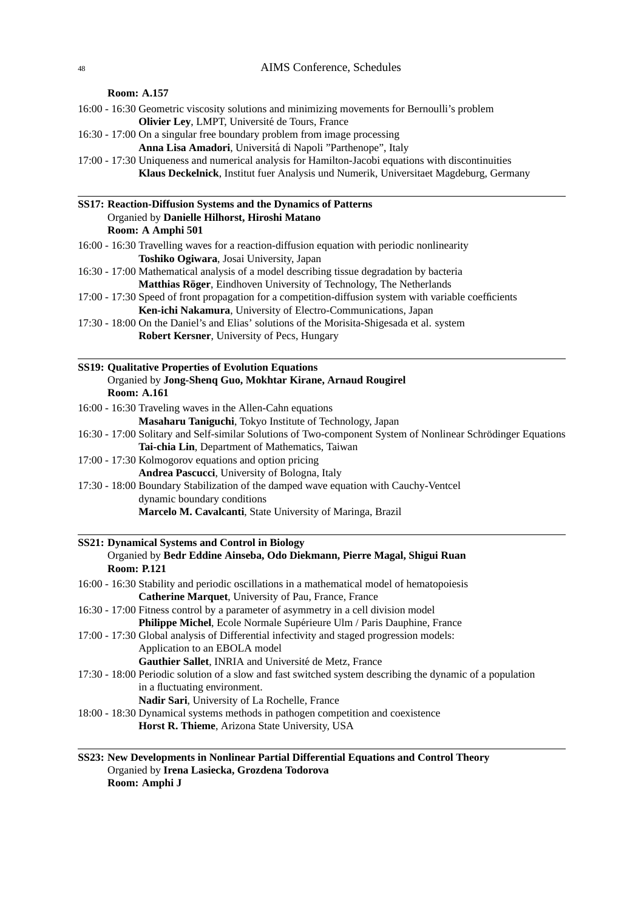**Room: A.157**

16:00 - 16:30 Geometric viscosity solutions and minimizing movements for Bernoulli's problem
**Olivier Ley**, LMPT, Université de Tours, France

16:30 - 17:00 On a singular free boundary problem from image processing
**Anna Lisa Amadori**, Universitá di Napoli "Parthenope", Italy

17:00 - 17:30 Uniqueness and numerical analysis for Hamilton-Jacobi equations with discontinuities
**Klaus Deckelnick**, Institut fuer Analysis und Numerik, Universitaet Magdeburg, Germany

---

**SS17: Reaction-Diffusion Systems and the Dynamics of Patterns**
Organied by **Danielle Hilhorst, Hiroshi Matano**
**Room: A Amphi 501**

16:00 - 16:30 Travelling waves for a reaction-diffusion equation with periodic nonlinearity
**Toshiko Ogiwara**, Josai University, Japan

16:30 - 17:00 Mathematical analysis of a model describing tissue degradation by bacteria
**Matthias Röger**, Eindhoven University of Technology, The Netherlands

17:00 - 17:30 Speed of front propagation for a competition-diffusion system with variable coefficients
**Ken-ichi Nakamura**, University of Electro-Communications, Japan

17:30 - 18:00 On the Daniel's and Elias' solutions of the Morisita-Shigesada et al. system
**Robert Kersner**, University of Pecs, Hungary

---

**SS19: Qualitative Properties of Evolution Equations**
Organied by **Jong-Shenq Guo, Mokhtar Kirane, Arnaud Rougirel**
**Room: A.161**

16:00 - 16:30 Traveling waves in the Allen-Cahn equations
**Masaharu Taniguchi**, Tokyo Institute of Technology, Japan

16:30 - 17:00 Solitary and Self-similar Solutions of Two-component System of Nonlinear Schrödinger Equations
**Tai-chia Lin**, Department of Mathematics, Taiwan

17:00 - 17:30 Kolmogorov equations and option pricing
**Andrea Pascucci**, University of Bologna, Italy

17:30 - 18:00 Boundary Stabilization of the damped wave equation with Cauchy-Ventcel dynamic boundary conditions
**Marcelo M. Cavalcanti**, State University of Maringa, Brazil

---

**SS21: Dynamical Systems and Control in Biology**
Organied by **Bedr Eddine Ainseba, Odo Diekmann, Pierre Magal, Shigui Ruan**
**Room: P.121**

16:00 - 16:30 Stability and periodic oscillations in a mathematical model of hematopoiesis
**Catherine Marquet**, University of Pau, France, France

16:30 - 17:00 Fitness control by a parameter of asymmetry in a cell division model
**Philippe Michel**, Ecole Normale Supérieure Ulm / Paris Dauphine, France

17:00 - 17:30 Global analysis of Differential infectivity and staged progression models: Application to an EBOLA model
**Gauthier Sallet**, INRIA and Université de Metz, France

17:30 - 18:00 Periodic solution of a slow and fast switched system describing the dynamic of a population in a fluctuating environment.
**Nadir Sari**, University of La Rochelle, France

18:00 - 18:30 Dynamical systems methods in pathogen competition and coexistence
**Horst R. Thieme**, Arizona State University, USA

---

**SS23: New Developments in Nonlinear Partial Differential Equations and Control Theory**
Organied by **Irena Lasiecka, Grozdena Todorova**
**Room: Amphi J**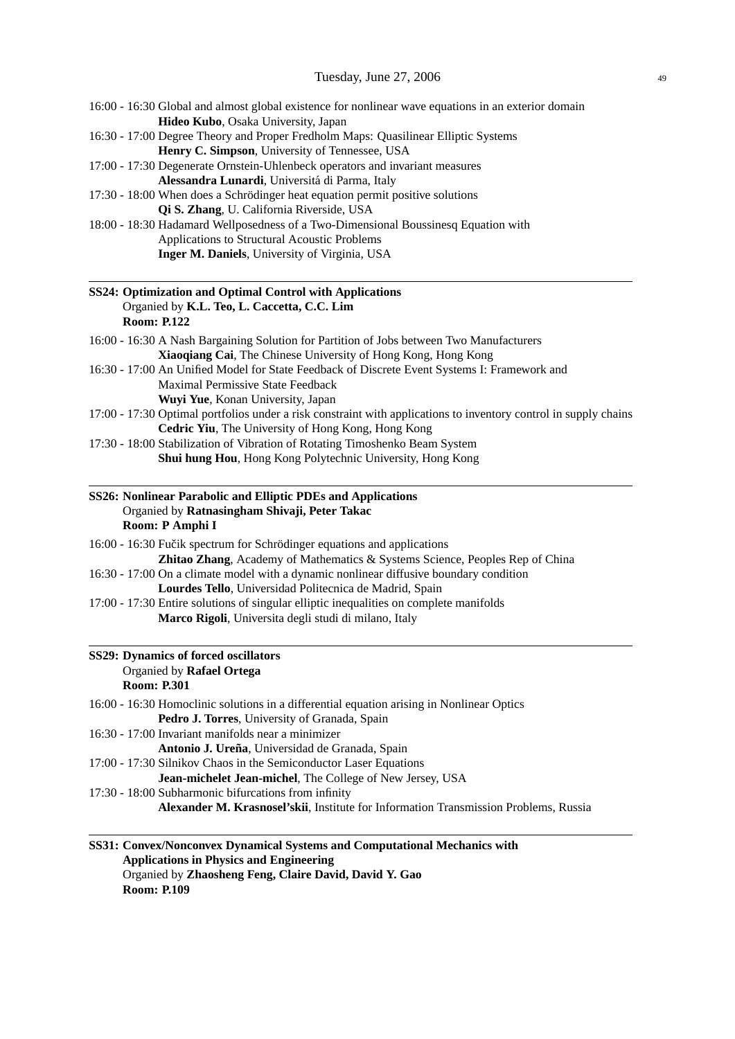16:00 - 16:30 Global and almost global existence for nonlinear wave equations in an exterior domain
**Hideo Kubo**, Osaka University, Japan

16:30 - 17:00 Degree Theory and Proper Fredholm Maps: Quasilinear Elliptic Systems
**Henry C. Simpson**, University of Tennessee, USA

17:00 - 17:30 Degenerate Ornstein-Uhlenbeck operators and invariant measures
**Alessandra Lunardi**, Universitá di Parma, Italy

17:30 - 18:00 When does a Schrödinger heat equation permit positive solutions
**Qi S. Zhang**, U. California Riverside, USA

18:00 - 18:30 Hadamard Wellposedness of a Two-Dimensional Boussinesq Equation with Applications to Structural Acoustic Problems
**Inger M. Daniels**, University of Virginia, USA

---

**SS24: Optimization and Optimal Control with Applications**
Organied by **K.L. Teo, L. Caccetta, C.C. Lim**
**Room: P.122**

16:00 - 16:30 A Nash Bargaining Solution for Partition of Jobs between Two Manufacturers
**Xiaoqiang Cai**, The Chinese University of Hong Kong, Hong Kong

16:30 - 17:00 An Unified Model for State Feedback of Discrete Event Systems I: Framework and Maximal Permissive State Feedback
**Wuyi Yue**, Konan University, Japan

17:00 - 17:30 Optimal portfolios under a risk constraint with applications to inventory control in supply chains
**Cedric Yiu**, The University of Hong Kong, Hong Kong

17:30 - 18:00 Stabilization of Vibration of Rotating Timoshenko Beam System
**Shui hung Hou**, Hong Kong Polytechnic University, Hong Kong

---

**SS26: Nonlinear Parabolic and Elliptic PDEs and Applications**
Organied by **Ratnasingham Shivaji, Peter Takac**
**Room: P Amphi I**

16:00 - 16:30 Fučik spectrum for Schrödinger equations and applications
**Zhitao Zhang**, Academy of Mathematics & Systems Science, Peoples Rep of China

16:30 - 17:00 On a climate model with a dynamic nonlinear diffusive boundary condition
**Lourdes Tello**, Universidad Politecnica de Madrid, Spain

17:00 - 17:30 Entire solutions of singular elliptic inequalities on complete manifolds
**Marco Rigoli**, Universita degli studi di milano, Italy

---

**SS29: Dynamics of forced oscillators**
Organied by **Rafael Ortega**
**Room: P.301**

16:00 - 16:30 Homoclinic solutions in a differential equation arising in Nonlinear Optics
**Pedro J. Torres**, University of Granada, Spain

16:30 - 17:00 Invariant manifolds near a minimizer
**Antonio J. Ureña**, Universidad de Granada, Spain

17:00 - 17:30 Silnikov Chaos in the Semiconductor Laser Equations
**Jean-michelet Jean-michel**, The College of New Jersey, USA

17:30 - 18:00 Subharmonic bifurcations from infinity
**Alexander M. Krasnosel'skii**, Institute for Information Transmission Problems, Russia

---

**SS31: Convex/Nonconvex Dynamical Systems and Computational Mechanics with Applications in Physics and Engineering**
Organied by **Zhaosheng Feng, Claire David, David Y. Gao**
**Room: P.109**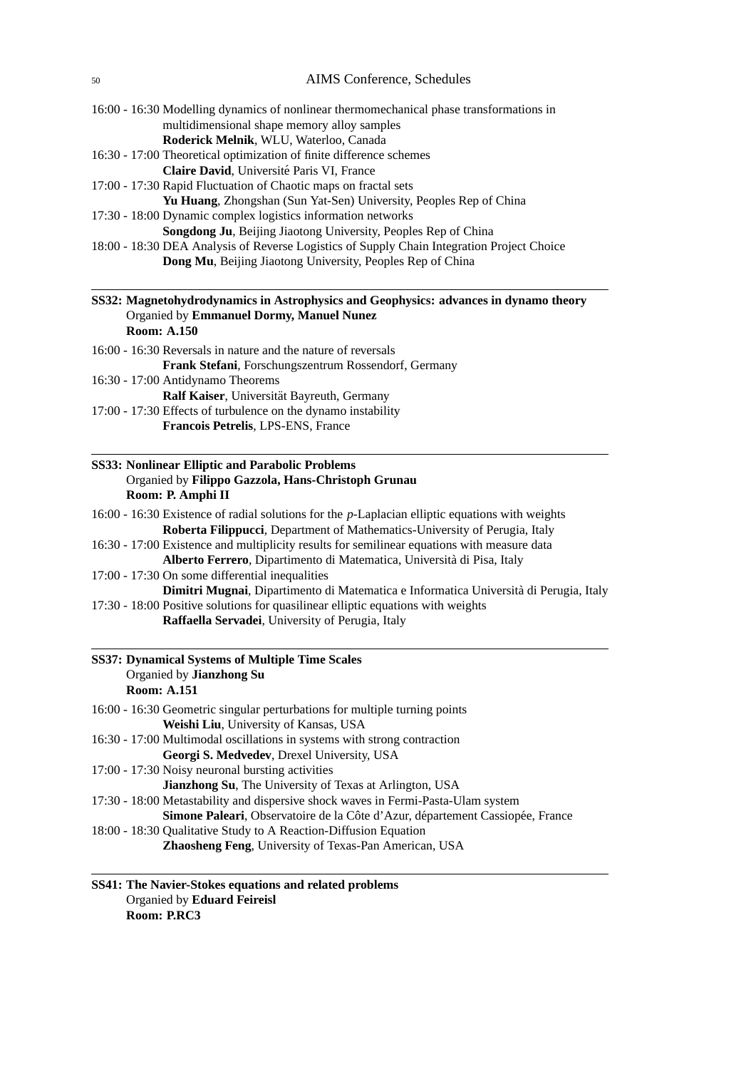16:00 - 16:30 Modelling dynamics of nonlinear thermomechanical phase transformations in multidimensional shape memory alloy samples
**Roderick Melnik**, WLU, Waterloo, Canada

16:30 - 17:00 Theoretical optimization of finite difference schemes
**Claire David**, Université Paris VI, France

17:00 - 17:30 Rapid Fluctuation of Chaotic maps on fractal sets
**Yu Huang**, Zhongshan (Sun Yat-Sen) University, Peoples Rep of China

17:30 - 18:00 Dynamic complex logistics information networks
**Songdong Ju**, Beijing Jiaotong University, Peoples Rep of China

18:00 - 18:30 DEA Analysis of Reverse Logistics of Supply Chain Integration Project Choice
**Dong Mu**, Beijing Jiaotong University, Peoples Rep of China

---

**SS32: Magnetohydrodynamics in Astrophysics and Geophysics: advances in dynamo theory**
Organied by **Emmanuel Dormy, Manuel Nunez**
**Room: A.150**

16:00 - 16:30 Reversals in nature and the nature of reversals
**Frank Stefani**, Forschungszentrum Rossendorf, Germany

16:30 - 17:00 Antidynamo Theorems
**Ralf Kaiser**, Universität Bayreuth, Germany

17:00 - 17:30 Effects of turbulence on the dynamo instability
**Francois Petrelis**, LPS-ENS, France

---

**SS33: Nonlinear Elliptic and Parabolic Problems**
Organied by **Filippo Gazzola, Hans-Christoph Grunau**
**Room: P. Amphi II**

16:00 - 16:30 Existence of radial solutions for the $p$-Laplacian elliptic equations with weights
**Roberta Filippucci**, Department of Mathematics-University of Perugia, Italy

16:30 - 17:00 Existence and multiplicity results for semilinear equations with measure data
**Alberto Ferrero**, Dipartimento di Matematica, Università di Pisa, Italy

17:00 - 17:30 On some differential inequalities
**Dimitri Mugnai**, Dipartimento di Matematica e Informatica Università di Perugia, Italy

17:30 - 18:00 Positive solutions for quasilinear elliptic equations with weights
**Raffaella Servadei**, University of Perugia, Italy

---

**SS37: Dynamical Systems of Multiple Time Scales**
Organied by **Jianzhong Su**
**Room: A.151**

16:00 - 16:30 Geometric singular perturbations for multiple turning points
**Weishi Liu**, University of Kansas, USA

16:30 - 17:00 Multimodal oscillations in systems with strong contraction
**Georgi S. Medvedev**, Drexel University, USA

17:00 - 17:30 Noisy neuronal bursting activities
**Jianzhong Su**, The University of Texas at Arlington, USA

17:30 - 18:00 Metastability and dispersive shock waves in Fermi-Pasta-Ulam system
**Simone Paleari**, Observatoire de la Côte d'Azur, département Cassiopée, France

18:00 - 18:30 Qualitative Study to A Reaction-Diffusion Equation
**Zhaosheng Feng**, University of Texas-Pan American, USA

---

**SS41: The Navier-Stokes equations and related problems**
Organied by **Eduard Feireisl**
**Room: P.RC3**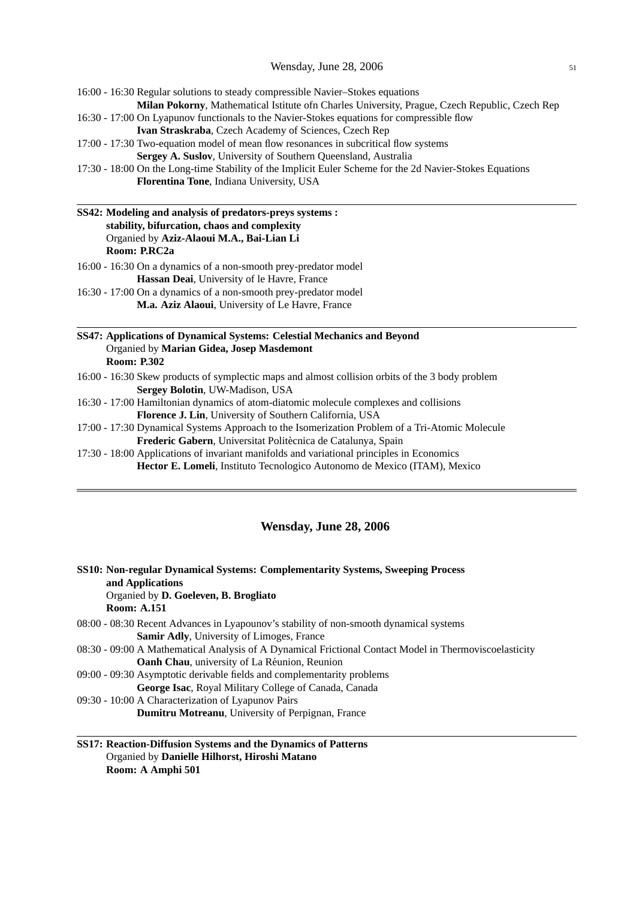16:00 - 16:30 Regular solutions to steady compressible Navier–Stokes equations
**Milan Pokorny**, Mathematical Istitute ofn Charles University, Prague, Czech Republic, Czech Rep

16:30 - 17:00 On Lyapunov functionals to the Navier-Stokes equations for compressible flow
**Ivan Straskraba**, Czech Academy of Sciences, Czech Rep

17:00 - 17:30 Two-equation model of mean flow resonances in subcritical flow systems
**Sergey A. Suslov**, University of Southern Queensland, Australia

17:30 - 18:00 On the Long-time Stability of the Implicit Euler Scheme for the 2d Navier-Stokes Equations
**Florentina Tone**, Indiana University, USA

---

**SS42: Modeling and analysis of predators-preys systems : stability, bifurcation, chaos and complexity**
Organied by **Aziz-Alaoui M.A., Bai-Lian Li**
**Room: P.RC2a**

16:00 - 16:30 On a dynamics of a non-smooth prey-predator model
**Hassan Deai**, University of le Havre, France

16:30 - 17:00 On a dynamics of a non-smooth prey-predator model
**M.a. Aziz Alaoui**, University of Le Havre, France

---

**SS47: Applications of Dynamical Systems: Celestial Mechanics and Beyond**
Organied by **Marian Gidea, Josep Masdemont**
**Room: P.302**

16:00 - 16:30 Skew products of symplectic maps and almost collision orbits of the 3 body problem
**Sergey Bolotin**, UW-Madison, USA

16:30 - 17:00 Hamiltonian dynamics of atom-diatomic molecule complexes and collisions
**Florence J. Lin**, University of Southern California, USA

17:00 - 17:30 Dynamical Systems Approach to the Isomerization Problem of a Tri-Atomic Molecule
**Frederic Gabern**, Universitat Politècnica de Catalunya, Spain

17:30 - 18:00 Applications of invariant manifolds and variational principles in Economics
**Hector E. Lomelí**, Instituto Tecnologico Autonomo de Mexico (ITAM), Mexico

---

## Wensday, June 28, 2006

**SS10: Non-regular Dynamical Systems: Complementarity Systems, Sweeping Process and Applications**
Organied by **D. Goeleven, B. Brogliato**
**Room: A.151**

08:00 - 08:30 Recent Advances in Lyapounov's stability of non-smooth dynamical systems
**Samir Adly**, University of Limoges, France

08:30 - 09:00 A Mathematical Analysis of A Dynamical Frictional Contact Model in Thermoviscoelasticity
**Oanh Chau**, university of La Réunion, Reunion

09:00 - 09:30 Asymptotic derivable fields and complementarity problems
**George Isac**, Royal Military College of Canada, Canada

09:30 - 10:00 A Characterization of Lyapunov Pairs
**Dumitru Motreanu**, University of Perpignan, France

---

**SS17: Reaction-Diffusion Systems and the Dynamics of Patterns**
Organied by **Danielle Hilhorst, Hiroshi Matano**
**Room: A Amphi 501**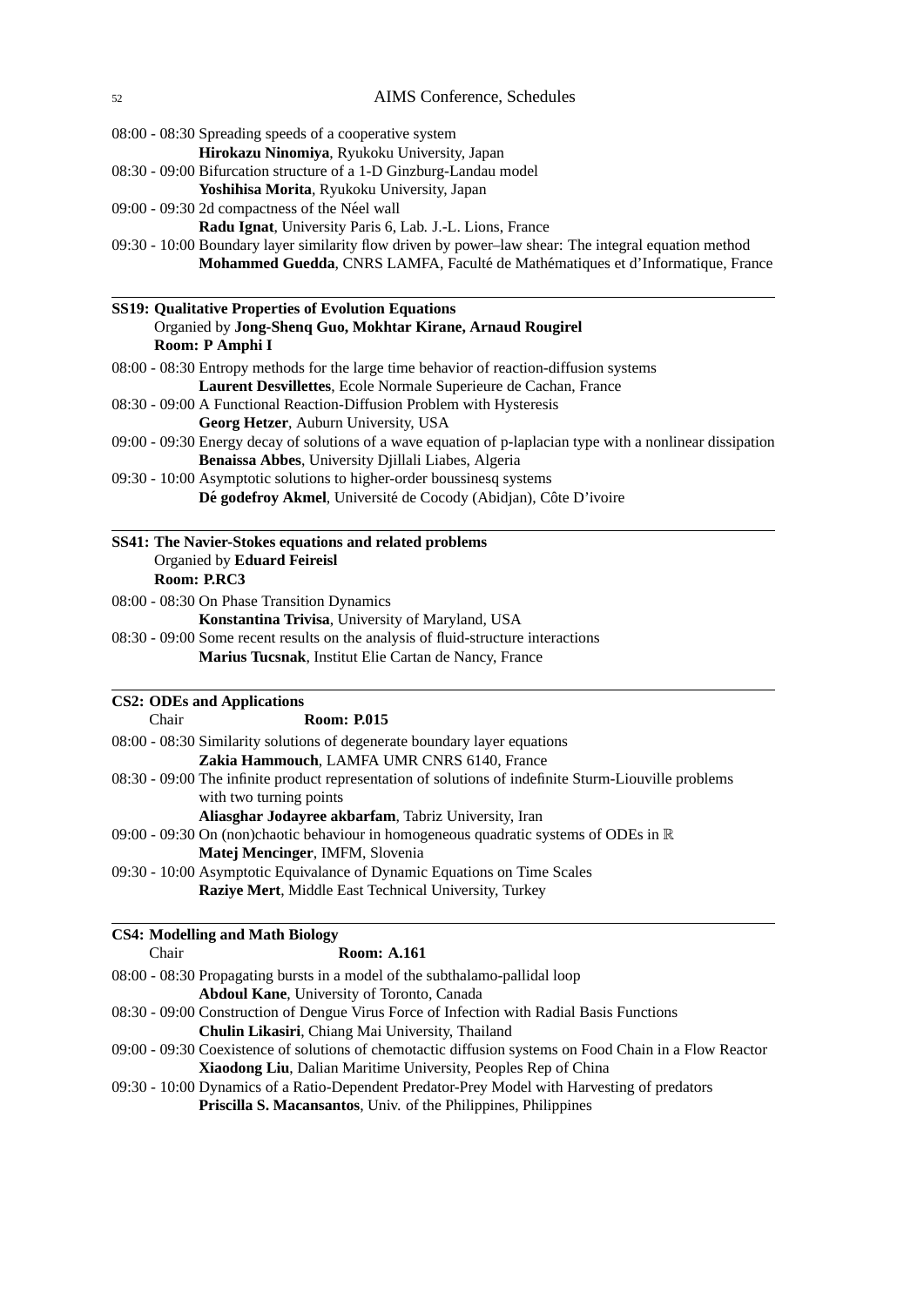08:00 - 08:30 Spreading speeds of a cooperative system
**Hirokazu Ninomiya**, Ryukoku University, Japan

08:30 - 09:00 Bifurcation structure of a 1-D Ginzburg-Landau model
**Yoshihisa Morita**, Ryukoku University, Japan

09:00 - 09:30 2d compactness of the Néel wall
**Radu Ignat**, University Paris 6, Lab. J.-L. Lions, France

09:30 - 10:00 Boundary layer similarity flow driven by power–law shear: The integral equation method
**Mohammed Guedda**, CNRS LAMFA, Faculté de Mathématiques et d'Informatique, France

---

**SS19: Qualitative Properties of Evolution Equations**
Organied by **Jong-Shenq Guo, Mokhtar Kirane, Arnaud Rougirel**
**Room: P Amphi I**

08:00 - 08:30 Entropy methods for the large time behavior of reaction-diffusion systems
**Laurent Desvillettes**, Ecole Normale Superieure de Cachan, France

08:30 - 09:00 A Functional Reaction-Diffusion Problem with Hysteresis
**Georg Hetzer**, Auburn University, USA

09:00 - 09:30 Energy decay of solutions of a wave equation of p-laplacian type with a nonlinear dissipation
**Benaissa Abbes**, University Djillali Liabes, Algeria

09:30 - 10:00 Asymptotic solutions to higher-order boussinesq systems
**Dé godefroy Akmel**, Université de Cocody (Abidjan), Côte D'ivoire

---

**SS41: The Navier-Stokes equations and related problems**
Organied by **Eduard Feireisl**
**Room: P.RC3**

08:00 - 08:30 On Phase Transition Dynamics
**Konstantina Trivisa**, University of Maryland, USA

08:30 - 09:00 Some recent results on the analysis of fluid-structure interactions
**Marius Tucsnak**, Institut Elie Cartan de Nancy, France

---

**CS2: ODEs and Applications**
Chair **Room: P.015**

08:00 - 08:30 Similarity solutions of degenerate boundary layer equations
**Zakia Hammouch**, LAMFA UMR CNRS 6140, France

08:30 - 09:00 The infinite product representation of solutions of indefinite Sturm-Liouville problems with two turning points
**Aliasghar Jodayree akbarfam**, Tabriz University, Iran

09:00 - 09:30 On (non)chaotic behaviour in homogeneous quadratic systems of ODEs in $\mathbb{R}$
**Matej Mencinger**, IMFM, Slovenia

09:30 - 10:00 Asymptotic Equivalance of Dynamic Equations on Time Scales
**Raziye Mert**, Middle East Technical University, Turkey

---

**CS4: Modelling and Math Biology**
Chair **Room: A.161**

08:00 - 08:30 Propagating bursts in a model of the subthalamo-pallidal loop
**Abdoul Kane**, University of Toronto, Canada

08:30 - 09:00 Construction of Dengue Virus Force of Infection with Radial Basis Functions
**Chulin Likasiri**, Chiang Mai University, Thailand

09:00 - 09:30 Coexistence of solutions of chemotactic diffusion systems on Food Chain in a Flow Reactor
**Xiaodong Liu**, Dalian Maritime University, Peoples Rep of China

09:30 - 10:00 Dynamics of a Ratio-Dependent Predator-Prey Model with Harvesting of predators
**Priscilla S. Macansantos**, Univ. of the Philippines, Philippines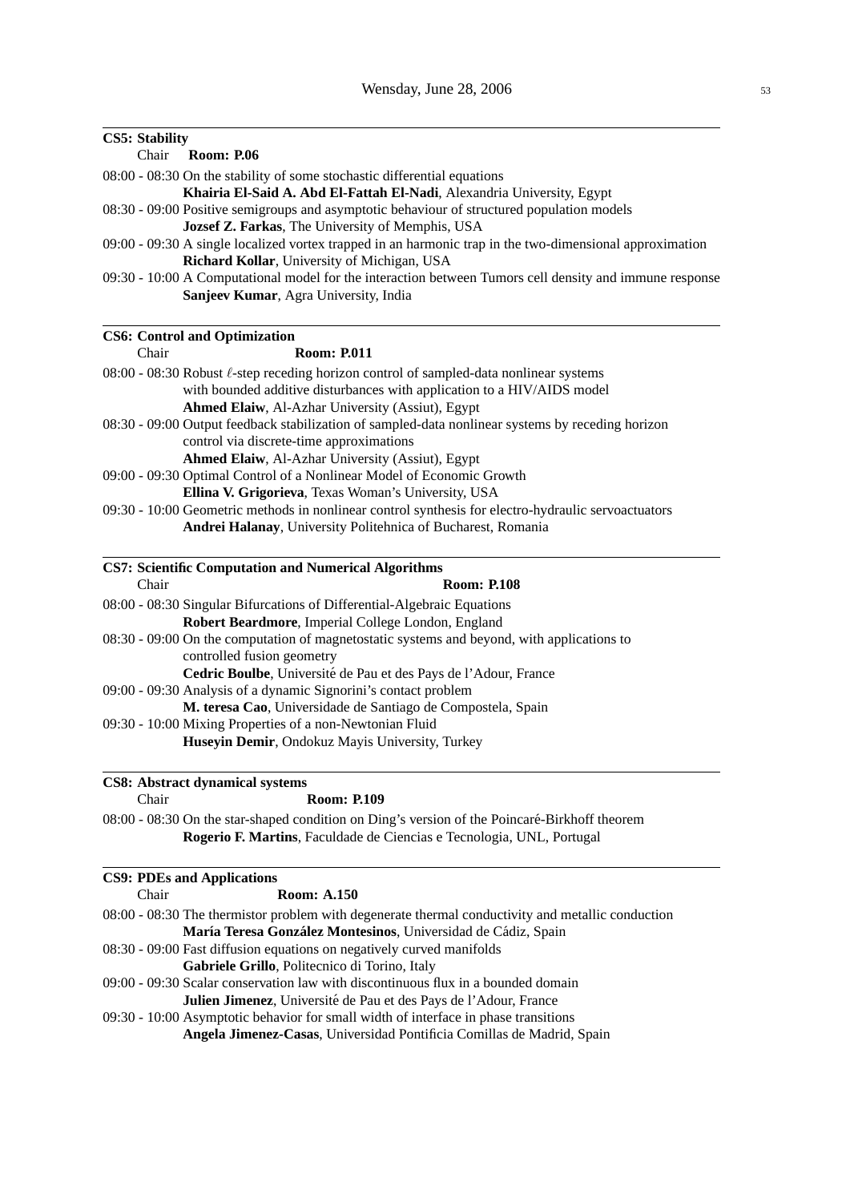## CS5: Stability

Chair **Room: P.06**

08:00 - 08:30 On the stability of some stochastic differential equations
**Khairia El-Said A. Abd El-Fattah El-Nadi**, Alexandria University, Egypt

08:30 - 09:00 Positive semigroups and asymptotic behaviour of structured population models
**Jozsef Z. Farkas**, The University of Memphis, USA

09:00 - 09:30 A single localized vortex trapped in an harmonic trap in the two-dimensional approximation
**Richard Kollar**, University of Michigan, USA

09:30 - 10:00 A Computational model for the interaction between Tumors cell density and immune response
**Sanjeev Kumar**, Agra University, India

## CS6: Control and Optimization

Chair **Room: P.011**

08:00 - 08:30 Robust $\ell$-step receding horizon control of sampled-data nonlinear systems with bounded additive disturbances with application to a HIV/AIDS model
**Ahmed Elaiw**, Al-Azhar University (Assiut), Egypt

08:30 - 09:00 Output feedback stabilization of sampled-data nonlinear systems by receding horizon control via discrete-time approximations
**Ahmed Elaiw**, Al-Azhar University (Assiut), Egypt

09:00 - 09:30 Optimal Control of a Nonlinear Model of Economic Growth
**Ellina V. Grigorieva**, Texas Woman's University, USA

09:30 - 10:00 Geometric methods in nonlinear control synthesis for electro-hydraulic servoactuators
**Andrei Halanay**, University Politehnica of Bucharest, Romania

## CS7: Scientific Computation and Numerical Algorithms

Chair **Room: P.108**

08:00 - 08:30 Singular Bifurcations of Differential-Algebraic Equations
**Robert Beardmore**, Imperial College London, England

08:30 - 09:00 On the computation of magnetostatic systems and beyond, with applications to controlled fusion geometry
**Cedric Boulbe**, Université de Pau et des Pays de l'Adour, France

09:00 - 09:30 Analysis of a dynamic Signorini's contact problem
**M. teresa Cao**, Universidade de Santiago de Compostela, Spain

09:30 - 10:00 Mixing Properties of a non-Newtonian Fluid
**Huseyin Demir**, Ondokuz Mayis University, Turkey

## CS8: Abstract dynamical systems

Chair **Room: P.109**

08:00 - 08:30 On the star-shaped condition on Ding's version of the Poincaré-Birkhoff theorem
**Rogerio F. Martins**, Faculdade de Ciencias e Tecnologia, UNL, Portugal

## CS9: PDEs and Applications

Chair **Room: A.150**

08:00 - 08:30 The thermistor problem with degenerate thermal conductivity and metallic conduction
**María Teresa González Montesinos**, Universidad de Cádiz, Spain

08:30 - 09:00 Fast diffusion equations on negatively curved manifolds
**Gabriele Grillo**, Politecnico di Torino, Italy

09:00 - 09:30 Scalar conservation law with discontinuous flux in a bounded domain
**Julien Jimenez**, Université de Pau et des Pays de l'Adour, France

09:30 - 10:00 Asymptotic behavior for small width of interface in phase transitions
**Angela Jimenez-Casas**, Universidad Pontificia Comillas de Madrid, Spain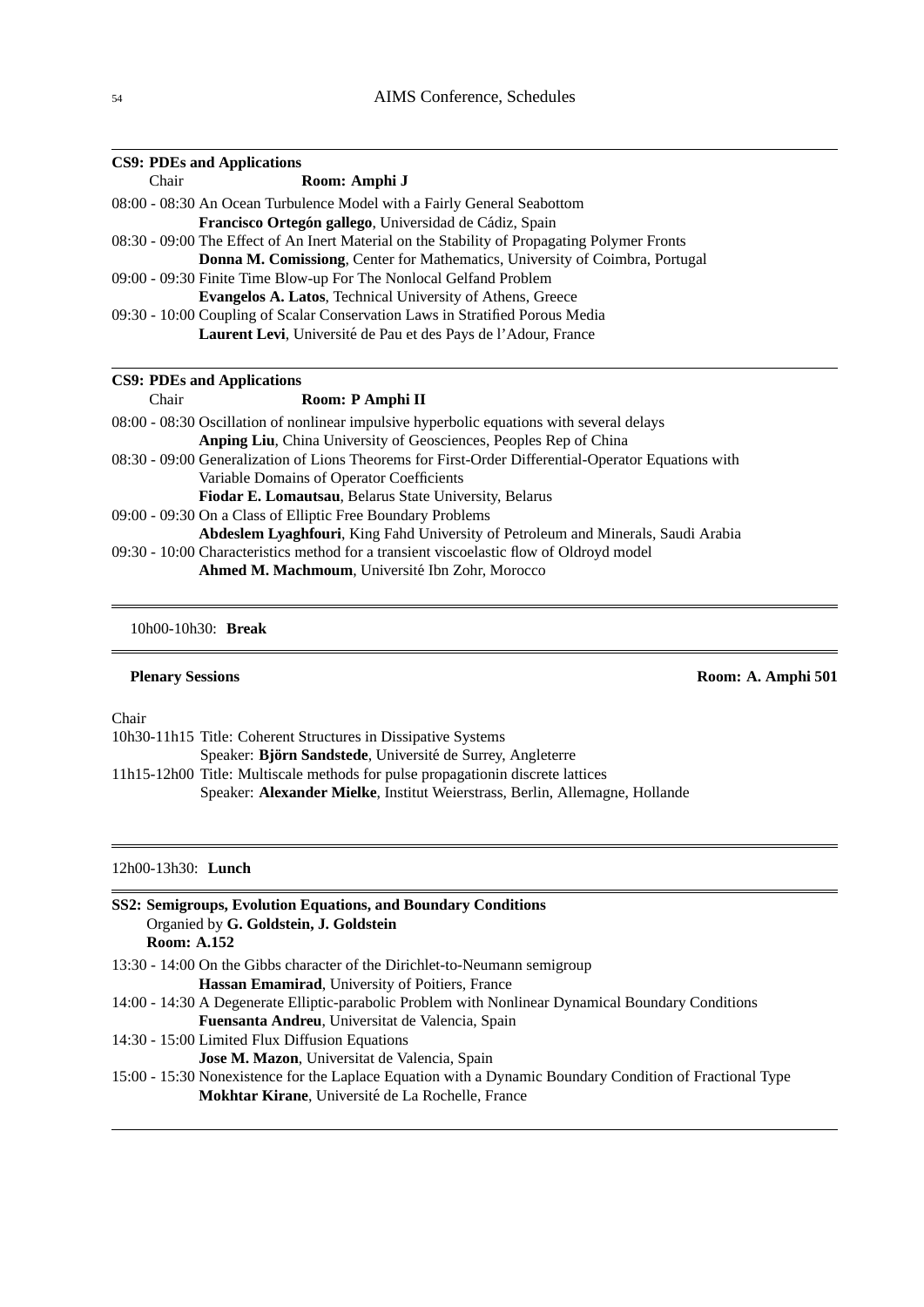**CS9: PDEs and Applications**

Chair **Room: Amphi J**

08:00 - 08:30 An Ocean Turbulence Model with a Fairly General Seabottom
**Francisco Ortegón gallego**, Universidad de Cádiz, Spain

08:30 - 09:00 The Effect of An Inert Material on the Stability of Propagating Polymer Fronts
**Donna M. Comissiong**, Center for Mathematics, University of Coimbra, Portugal

09:00 - 09:30 Finite Time Blow-up For The Nonlocal Gelfand Problem
**Evangelos A. Latos**, Technical University of Athens, Greece

09:30 - 10:00 Coupling of Scalar Conservation Laws in Stratified Porous Media
**Laurent Levi**, Université de Pau et des Pays de l'Adour, France

**CS9: PDEs and Applications**

Chair **Room: P Amphi II**

08:00 - 08:30 Oscillation of nonlinear impulsive hyperbolic equations with several delays
**Anping Liu**, China University of Geosciences, Peoples Rep of China

08:30 - 09:00 Generalization of Lions Theorems for First-Order Differential-Operator Equations with Variable Domains of Operator Coefficients
**Fiodar E. Lomautsau**, Belarus State University, Belarus

09:00 - 09:30 On a Class of Elliptic Free Boundary Problems
**Abdeslem Lyaghfouri**, King Fahd University of Petroleum and Minerals, Saudi Arabia

09:30 - 10:00 Characteristics method for a transient viscoelastic flow of Oldroyd model
**Ahmed M. Machmoum**, Université Ibn Zohr, Morocco

10h00-10h30: **Break**

**Plenary Sessions** **Room: A. Amphi 501**

Chair

10h30-11h15 Title: Coherent Structures in Dissipative Systems
Speaker: **Björn Sandstede**, Université de Surrey, Angleterre

11h15-12h00 Title: Multiscale methods for pulse propagationin discrete lattices
Speaker: **Alexander Mielke**, Institut Weierstrass, Berlin, Allemagne, Hollande

12h00-13h30: **Lunch**

**SS2: Semigroups, Evolution Equations, and Boundary Conditions**
Organied by **G. Goldstein, J. Goldstein**
**Room: A.152**

13:30 - 14:00 On the Gibbs character of the Dirichlet-to-Neumann semigroup
**Hassan Emamirad**, University of Poitiers, France

14:00 - 14:30 A Degenerate Elliptic-parabolic Problem with Nonlinear Dynamical Boundary Conditions
**Fuensanta Andreu**, Universitat de Valencia, Spain

14:30 - 15:00 Limited Flux Diffusion Equations
**Jose M. Mazon**, Universitat de Valencia, Spain

15:00 - 15:30 Nonexistence for the Laplace Equation with a Dynamic Boundary Condition of Fractional Type
**Mokhtar Kirane**, Université de La Rochelle, France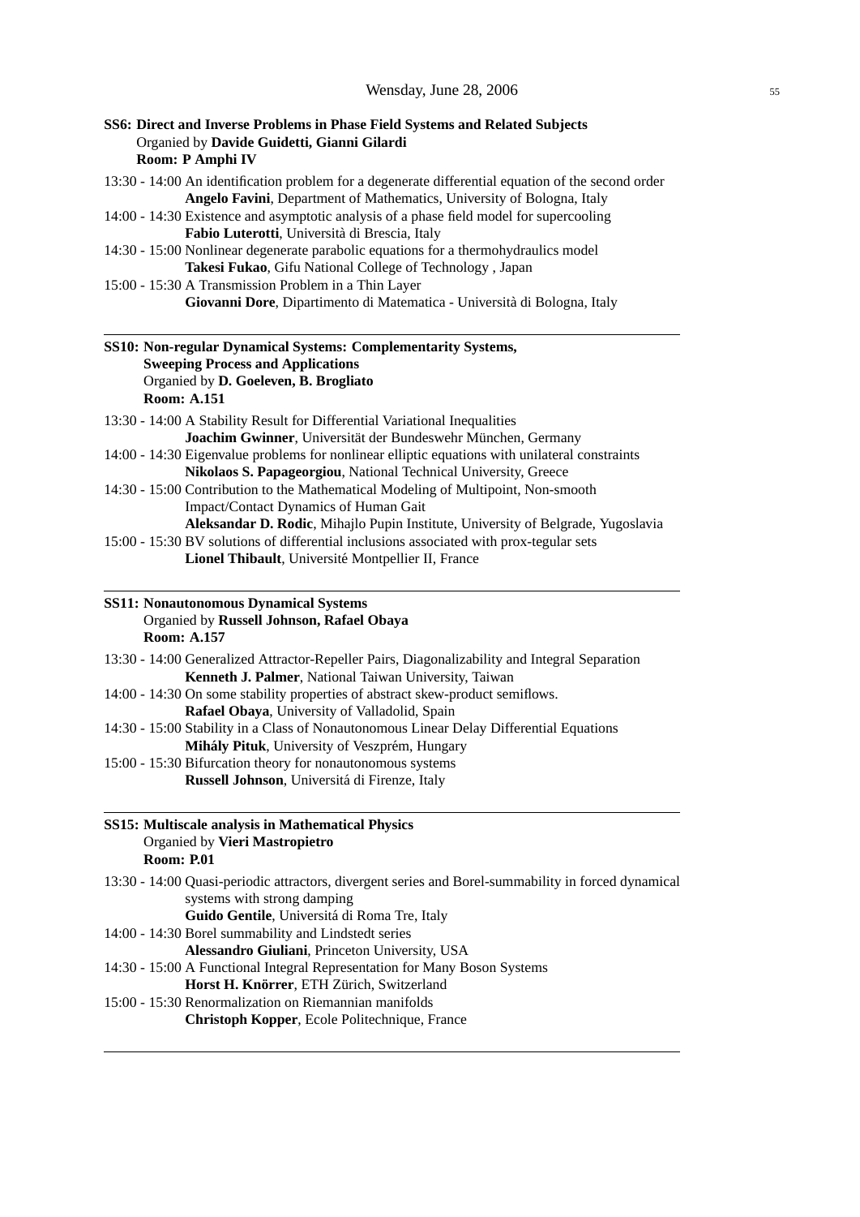## SS6: Direct and Inverse Problems in Phase Field Systems and Related Subjects

Organied by **Davide Guidetti, Gianni Gilardi**

**Room: P Amphi IV**

13:30 - 14:00 An identification problem for a degenerate differential equation of the second order
**Angelo Favini**, Department of Mathematics, University of Bologna, Italy

14:00 - 14:30 Existence and asymptotic analysis of a phase field model for supercooling
**Fabio Luterotti**, Università di Brescia, Italy

14:30 - 15:00 Nonlinear degenerate parabolic equations for a thermohydraulics model
**Takesi Fukao**, Gifu National College of Technology , Japan

15:00 - 15:30 A Transmission Problem in a Thin Layer
**Giovanni Dore**, Dipartimento di Matematica - Università di Bologna, Italy

---

## SS10: Non-regular Dynamical Systems: Complementarity Systems, Sweeping Process and Applications

Organied by **D. Goeleven, B. Brogliato**

**Room: A.151**

13:30 - 14:00 A Stability Result for Differential Variational Inequalities
**Joachim Gwinner**, Universität der Bundeswehr München, Germany

14:00 - 14:30 Eigenvalue problems for nonlinear elliptic equations with unilateral constraints
**Nikolaos S. Papageorgiou**, National Technical University, Greece

14:30 - 15:00 Contribution to the Mathematical Modeling of Multipoint, Non-smooth Impact/Contact Dynamics of Human Gait
**Aleksandar D. Rodic**, Mihajlo Pupin Institute, University of Belgrade, Yugoslavia

15:00 - 15:30 BV solutions of differential inclusions associated with prox-tegular sets
**Lionel Thibault**, Université Montpellier II, France

---

## SS11: Nonautonomous Dynamical Systems

Organied by **Russell Johnson, Rafael Obaya**

**Room: A.157**

13:30 - 14:00 Generalized Attractor-Repeller Pairs, Diagonalizability and Integral Separation
**Kenneth J. Palmer**, National Taiwan University, Taiwan

14:00 - 14:30 On some stability properties of abstract skew-product semiflows.
**Rafael Obaya**, University of Valladolid, Spain

14:30 - 15:00 Stability in a Class of Nonautonomous Linear Delay Differential Equations
**Mihály Pituk**, University of Veszprém, Hungary

15:00 - 15:30 Bifurcation theory for nonautonomous systems
**Russell Johnson**, Universitá di Firenze, Italy

---

## SS15: Multiscale analysis in Mathematical Physics

Organied by **Vieri Mastropietro**

**Room: P.01**

13:30 - 14:00 Quasi-periodic attractors, divergent series and Borel-summability in forced dynamical systems with strong damping
**Guido Gentile**, Universitá di Roma Tre, Italy

14:00 - 14:30 Borel summability and Lindstedt series
**Alessandro Giuliani**, Princeton University, USA

14:30 - 15:00 A Functional Integral Representation for Many Boson Systems
**Horst H. Knörrer**, ETH Zürich, Switzerland

15:00 - 15:30 Renormalization on Riemannian manifolds
**Christoph Kopper**, Ecole Politechnique, France

---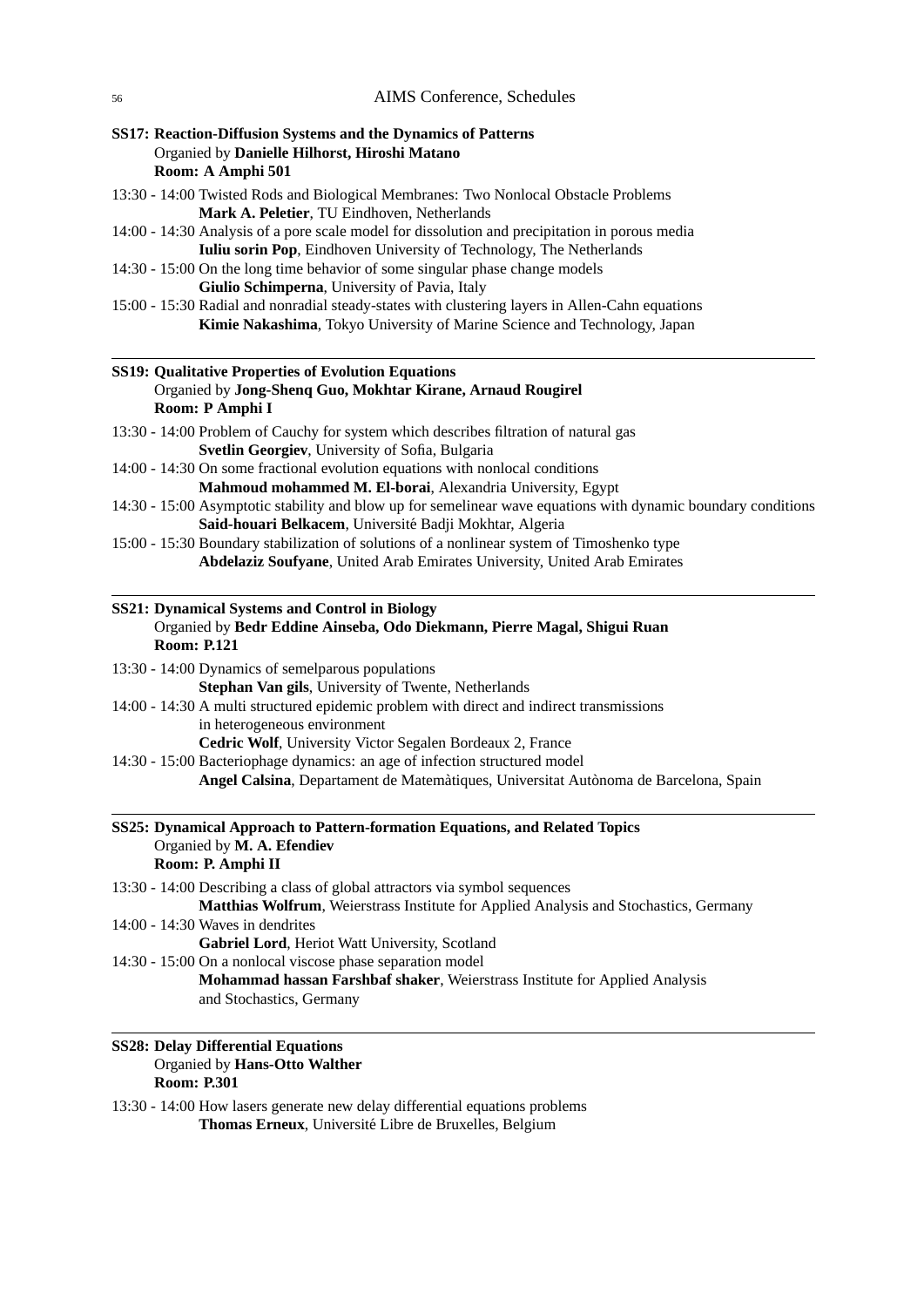**SS17: Reaction-Diffusion Systems and the Dynamics of Patterns**
Organied by **Danielle Hilhorst, Hiroshi Matano**
**Room: A Amphi 501**

13:30 - 14:00 Twisted Rods and Biological Membranes: Two Nonlocal Obstacle Problems
**Mark A. Peletier**, TU Eindhoven, Netherlands

14:00 - 14:30 Analysis of a pore scale model for dissolution and precipitation in porous media
**Iuliu sorin Pop**, Eindhoven University of Technology, The Netherlands

14:30 - 15:00 On the long time behavior of some singular phase change models
**Giulio Schimperna**, University of Pavia, Italy

15:00 - 15:30 Radial and nonradial steady-states with clustering layers in Allen-Cahn equations
**Kimie Nakashima**, Tokyo University of Marine Science and Technology, Japan

---

**SS19: Qualitative Properties of Evolution Equations**
Organied by **Jong-Shenq Guo, Mokhtar Kirane, Arnaud Rougirel**
**Room: P Amphi I**

13:30 - 14:00 Problem of Cauchy for system which describes filtration of natural gas
**Svetlin Georgiev**, University of Sofia, Bulgaria

14:00 - 14:30 On some fractional evolution equations with nonlocal conditions
**Mahmoud mohammed M. El-borai**, Alexandria University, Egypt

14:30 - 15:00 Asymptotic stability and blow up for semelinear wave equations with dynamic boundary conditions
**Said-houari Belkacem**, Université Badji Mokhtar, Algeria

15:00 - 15:30 Boundary stabilization of solutions of a nonlinear system of Timoshenko type
**Abdelaziz Soufyane**, United Arab Emirates University, United Arab Emirates

---

**SS21: Dynamical Systems and Control in Biology**
Organied by **Bedr Eddine Ainseba, Odo Diekmann, Pierre Magal, Shigui Ruan**
**Room: P.121**

13:30 - 14:00 Dynamics of semelparous populations
**Stephan Van gils**, University of Twente, Netherlands

14:00 - 14:30 A multi structured epidemic problem with direct and indirect transmissions in heterogeneous environment
**Cedric Wolf**, University Victor Segalen Bordeaux 2, France

14:30 - 15:00 Bacteriophage dynamics: an age of infection structured model
**Angel Calsina**, Departament de Matemàtiques, Universitat Autònoma de Barcelona, Spain

---

**SS25: Dynamical Approach to Pattern-formation Equations, and Related Topics**
Organied by **M. A. Efendiev**
**Room: P. Amphi II**

13:30 - 14:00 Describing a class of global attractors via symbol sequences
**Matthias Wolfrum**, Weierstrass Institute for Applied Analysis and Stochastics, Germany

14:00 - 14:30 Waves in dendrites
**Gabriel Lord**, Heriot Watt University, Scotland

14:30 - 15:00 On a nonlocal viscose phase separation model
**Mohammad hassan Farshbaf shaker**, Weierstrass Institute for Applied Analysis and Stochastics, Germany

---

**SS28: Delay Differential Equations**
Organied by **Hans-Otto Walther**
**Room: P.301**

13:30 - 14:00 How lasers generate new delay differential equations problems
**Thomas Erneux**, Université Libre de Bruxelles, Belgium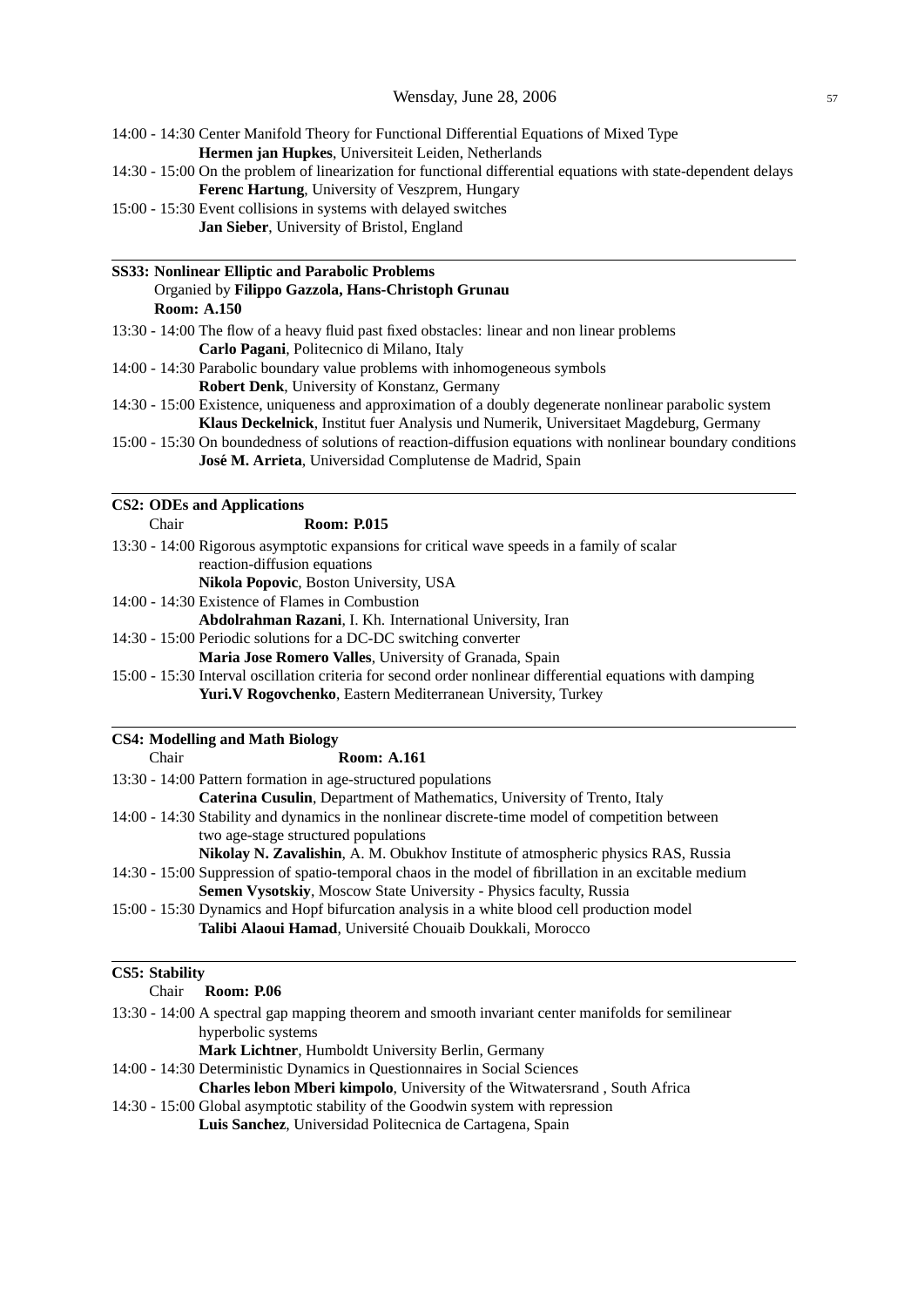14:00 - 14:30 Center Manifold Theory for Functional Differential Equations of Mixed Type
**Hermen jan Hupkes**, Universiteit Leiden, Netherlands

14:30 - 15:00 On the problem of linearization for functional differential equations with state-dependent delays
**Ferenc Hartung**, University of Veszprem, Hungary

15:00 - 15:30 Event collisions in systems with delayed switches
**Jan Sieber**, University of Bristol, England

---

**SS33: Nonlinear Elliptic and Parabolic Problems**
Organied by **Filippo Gazzola, Hans-Christoph Grunau**
**Room: A.150**

13:30 - 14:00 The flow of a heavy fluid past fixed obstacles: linear and non linear problems
**Carlo Pagani**, Politecnico di Milano, Italy

14:00 - 14:30 Parabolic boundary value problems with inhomogeneous symbols
**Robert Denk**, University of Konstanz, Germany

14:30 - 15:00 Existence, uniqueness and approximation of a doubly degenerate nonlinear parabolic system
**Klaus Deckelnick**, Institut fuer Analysis und Numerik, Universitaet Magdeburg, Germany

15:00 - 15:30 On boundedness of solutions of reaction-diffusion equations with nonlinear boundary conditions
**José M. Arrieta**, Universidad Complutense de Madrid, Spain

---

**CS2: ODEs and Applications**
Chair **Room: P.015**

13:30 - 14:00 Rigorous asymptotic expansions for critical wave speeds in a family of scalar reaction-diffusion equations
**Nikola Popovic**, Boston University, USA

14:00 - 14:30 Existence of Flames in Combustion
**Abdolrahman Razani**, I. Kh. International University, Iran

14:30 - 15:00 Periodic solutions for a DC-DC switching converter
**Maria Jose Romero Valles**, University of Granada, Spain

15:00 - 15:30 Interval oscillation criteria for second order nonlinear differential equations with damping
**Yuri.V Rogovchenko**, Eastern Mediterranean University, Turkey

---

**CS4: Modelling and Math Biology**
Chair **Room: A.161**

13:30 - 14:00 Pattern formation in age-structured populations
**Caterina Cusulin**, Department of Mathematics, University of Trento, Italy

14:00 - 14:30 Stability and dynamics in the nonlinear discrete-time model of competition between two age-stage structured populations
**Nikolay N. Zavalishin**, A. M. Obukhov Institute of atmospheric physics RAS, Russia

14:30 - 15:00 Suppression of spatio-temporal chaos in the model of fibrillation in an excitable medium
**Semen Vysotskiy**, Moscow State University - Physics faculty, Russia

15:00 - 15:30 Dynamics and Hopf bifurcation analysis in a white blood cell production model
**Talibi Alaoui Hamad**, Université Chouaib Doukkali, Morocco

---

**CS5: Stability**
Chair **Room: P.06**

13:30 - 14:00 A spectral gap mapping theorem and smooth invariant center manifolds for semilinear hyperbolic systems
**Mark Lichtner**, Humboldt University Berlin, Germany

14:00 - 14:30 Deterministic Dynamics in Questionnaires in Social Sciences
**Charles lebon Mberi kimpolo**, University of the Witwatersrand , South Africa

14:30 - 15:00 Global asymptotic stability of the Goodwin system with repression
**Luis Sanchez**, Universidad Politecnica de Cartagena, Spain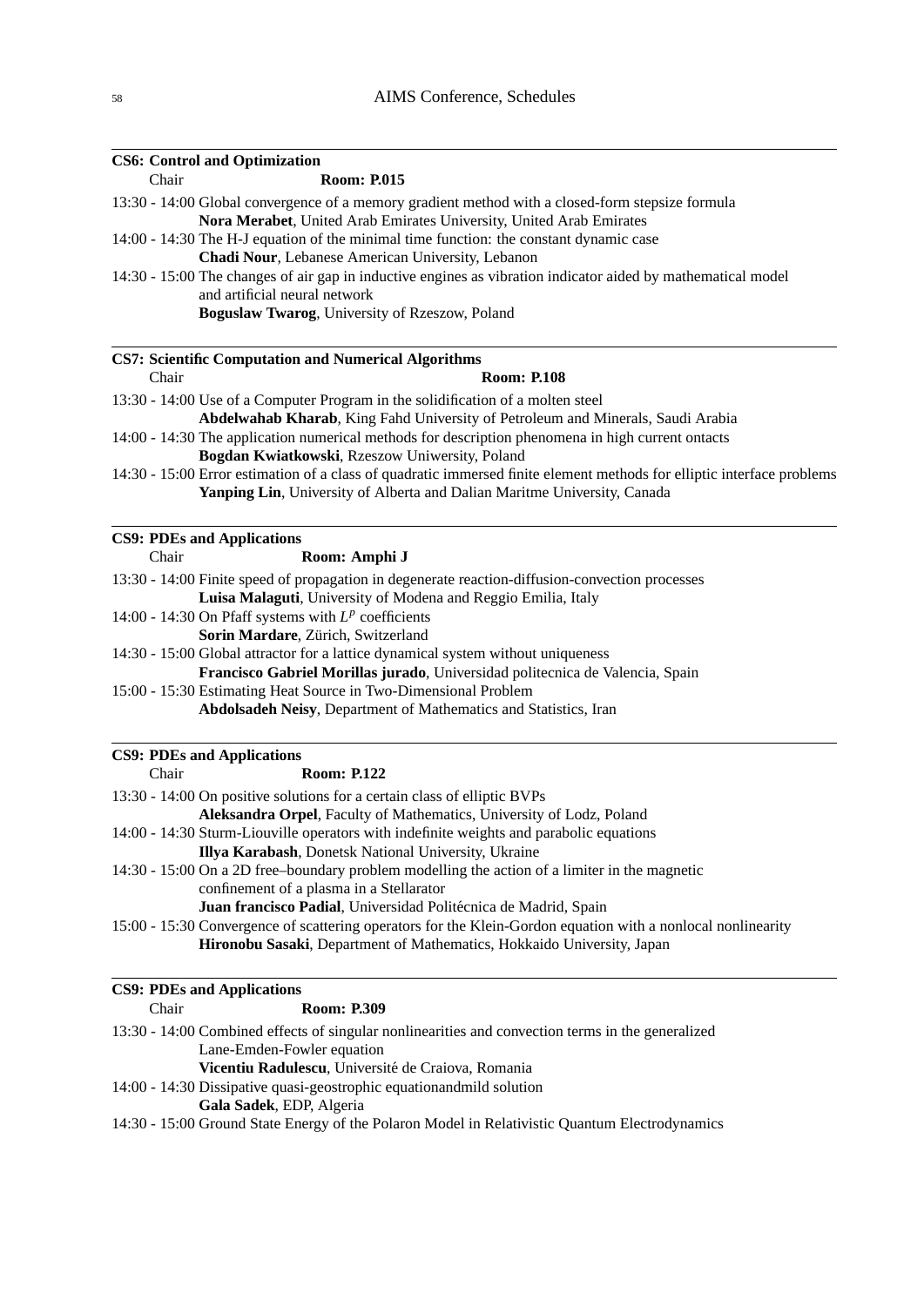### CS6: Control and Optimization

Chair **Room: P.015**

13:30 - 14:00 Global convergence of a memory gradient method with a closed-form stepsize formula
**Nora Merabet**, United Arab Emirates University, United Arab Emirates

14:00 - 14:30 The H-J equation of the minimal time function: the constant dynamic case
**Chadi Nour**, Lebanese American University, Lebanon

14:30 - 15:00 The changes of air gap in inductive engines as vibration indicator aided by mathematical model and artificial neural network
**Boguslaw Twarog**, University of Rzeszow, Poland

### CS7: Scientific Computation and Numerical Algorithms

Chair **Room: P.108**

13:30 - 14:00 Use of a Computer Program in the solidification of a molten steel
**Abdelwahab Kharab**, King Fahd University of Petroleum and Minerals, Saudi Arabia

14:00 - 14:30 The application numerical methods for description phenomena in high current ontacts
**Bogdan Kwiatkowski**, Rzeszow Uniwersity, Poland

14:30 - 15:00 Error estimation of a class of quadratic immersed finite element methods for elliptic interface problems
**Yanping Lin**, University of Alberta and Dalian Maritme University, Canada

### CS9: PDEs and Applications

Chair **Room: Amphi J**

13:30 - 14:00 Finite speed of propagation in degenerate reaction-diffusion-convection processes
**Luisa Malaguti**, University of Modena and Reggio Emilia, Italy

14:00 - 14:30 On Pfaff systems with $L^p$ coefficients
**Sorin Mardare**, Zürich, Switzerland

14:30 - 15:00 Global attractor for a lattice dynamical system without uniqueness
**Francisco Gabriel Morillas jurado**, Universidad politecnica de Valencia, Spain

15:00 - 15:30 Estimating Heat Source in Two-Dimensional Problem
**Abdolsadeh Neisy**, Department of Mathematics and Statistics, Iran

### CS9: PDEs and Applications

Chair **Room: P.122**

13:30 - 14:00 On positive solutions for a certain class of elliptic BVPs
**Aleksandra Orpel**, Faculty of Mathematics, University of Lodz, Poland

14:00 - 14:30 Sturm-Liouville operators with indefinite weights and parabolic equations
**Illya Karabash**, Donetsk National University, Ukraine

14:30 - 15:00 On a 2D free–boundary problem modelling the action of a limiter in the magnetic confinement of a plasma in a Stellarator
**Juan francisco Padial**, Universidad Politécnica de Madrid, Spain

15:00 - 15:30 Convergence of scattering operators for the Klein-Gordon equation with a nonlocal nonlinearity
**Hironobu Sasaki**, Department of Mathematics, Hokkaido University, Japan

### CS9: PDEs and Applications

Chair **Room: P.309**

13:30 - 14:00 Combined effects of singular nonlinearities and convection terms in the generalized Lane-Emden-Fowler equation
**Vicentiu Radulescu**, Université de Craiova, Romania

14:00 - 14:30 Dissipative quasi-geostrophic equationandmild solution
**Gala Sadek**, EDP, Algeria

14:30 - 15:00 Ground State Energy of the Polaron Model in Relativistic Quantum Electrodynamics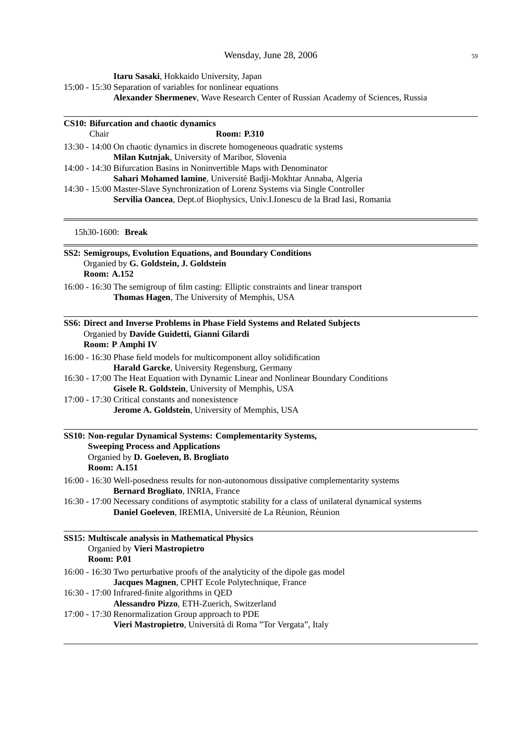**Itaru Sasaki**, Hokkaido University, Japan

15:00 - 15:30 Separation of variables for nonlinear equations
**Alexander Shermenev**, Wave Research Center of Russian Academy of Sciences, Russia

---

**CS10: Bifurcation and chaotic dynamics**
Chair **Room: P.310**

13:30 - 14:00 On chaotic dynamics in discrete homogeneous quadratic systems
**Milan Kutnjak**, University of Maribor, Slovenia

14:00 - 14:30 Bifurcation Basins in Noninvertible Maps with Denominator
**Sahari Mohamed lamine**, Université Badji-Mokhtar Annaba, Algeria

14:30 - 15:00 Master-Slave Synchronization of Lorenz Systems via Single Controller
**Servilia Oancea**, Dept.of Biophysics, Univ.I.Ionescu de la Brad Iasi, Romania

---

15h30-1600: **Break**

---

**SS2: Semigroups, Evolution Equations, and Boundary Conditions**
Organied by **G. Goldstein, J. Goldstein**
**Room: A.152**

16:00 - 16:30 The semigroup of film casting: Elliptic constraints and linear transport
**Thomas Hagen**, The University of Memphis, USA

---

**SS6: Direct and Inverse Problems in Phase Field Systems and Related Subjects**
Organied by **Davide Guidetti, Gianni Gilardi**
**Room: P Amphi IV**

16:00 - 16:30 Phase field models for multicomponent alloy solidification
**Harald Garcke**, University Regensburg, Germany

16:30 - 17:00 The Heat Equation with Dynamic Linear and Nonlinear Boundary Conditions
**Gisele R. Goldstein**, University of Memphis, USA

17:00 - 17:30 Critical constants and nonexistence
**Jerome A. Goldstein**, University of Memphis, USA

---

**SS10: Non-regular Dynamical Systems: Complementarity Systems, Sweeping Process and Applications**
Organied by **D. Goeleven, B. Brogliato**
**Room: A.151**

16:00 - 16:30 Well-posedness results for non-autonomous dissipative complementarity systems
**Bernard Brogliato**, INRIA, France

16:30 - 17:00 Necessary conditions of asymptotic stability for a class of unilateral dynamical systems
**Daniel Goeleven**, IREMIA, Université de La Réunion, Réunion

---

**SS15: Multiscale analysis in Mathematical Physics**
Organied by **Vieri Mastropietro**
**Room: P.01**

16:00 - 16:30 Two perturbative proofs of the analyticity of the dipole gas model
**Jacques Magnen**, CPHT Ecole Polytechnique, France

16:30 - 17:00 Infrared-finite algorithms in QED
**Alessandro Pizzo**, ETH-Zuerich, Switzerland

17:00 - 17:30 Renormalization Group approach to PDE
**Vieri Mastropietro**, Universitá di Roma "Tor Vergata", Italy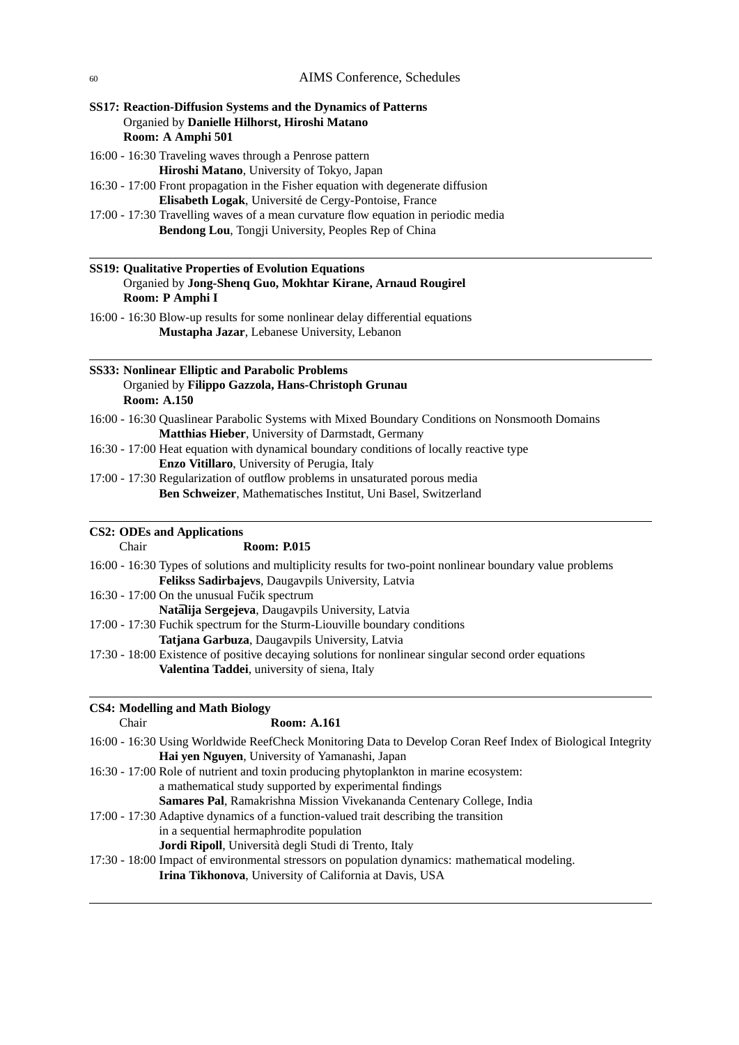**SS17: Reaction-Diffusion Systems and the Dynamics of Patterns**
Organied by **Danielle Hilhorst, Hiroshi Matano**
**Room: A Amphi 501**

16:00 - 16:30 Traveling waves through a Penrose pattern
**Hiroshi Matano**, University of Tokyo, Japan

16:30 - 17:00 Front propagation in the Fisher equation with degenerate diffusion
**Elisabeth Logak**, Université de Cergy-Pontoise, France

17:00 - 17:30 Travelling waves of a mean curvature flow equation in periodic media
**Bendong Lou**, Tongji University, Peoples Rep of China

---

**SS19: Qualitative Properties of Evolution Equations**
Organied by **Jong-Shenq Guo, Mokhtar Kirane, Arnaud Rougirel**
**Room: P Amphi I**

16:00 - 16:30 Blow-up results for some nonlinear delay differential equations
**Mustapha Jazar**, Lebanese University, Lebanon

---

**SS33: Nonlinear Elliptic and Parabolic Problems**
Organied by **Filippo Gazzola, Hans-Christoph Grunau**
**Room: A.150**

16:00 - 16:30 Quaslinear Parabolic Systems with Mixed Boundary Conditions on Nonsmooth Domains
**Matthias Hieber**, University of Darmstadt, Germany

16:30 - 17:00 Heat equation with dynamical boundary conditions of locally reactive type
**Enzo Vitillaro**, University of Perugia, Italy

17:00 - 17:30 Regularization of outflow problems in unsaturated porous media
**Ben Schweizer**, Mathematisches Institut, Uni Basel, Switzerland

---

**CS2: ODEs and Applications**
Chair **Room: P.015**

16:00 - 16:30 Types of solutions and multiplicity results for two-point nonlinear boundary value problems
**Felikss Sadirbajevs**, Daugavpils University, Latvia

16:30 - 17:00 On the unusual Fučik spectrum
**Natālija Sergejeva**, Daugavpils University, Latvia

17:00 - 17:30 Fuchik spectrum for the Sturm-Liouville boundary conditions
**Tatjana Garbuza**, Daugavpils University, Latvia

17:30 - 18:00 Existence of positive decaying solutions for nonlinear singular second order equations
**Valentina Taddei**, university of siena, Italy

---

**CS4: Modelling and Math Biology**
Chair **Room: A.161**

16:00 - 16:30 Using Worldwide ReefCheck Monitoring Data to Develop Coran Reef Index of Biological Integrity
**Hai yen Nguyen**, University of Yamanashi, Japan

16:30 - 17:00 Role of nutrient and toxin producing phytoplankton in marine ecosystem: a mathematical study supported by experimental findings
**Samares Pal**, Ramakrishna Mission Vivekananda Centenary College, India

17:00 - 17:30 Adaptive dynamics of a function-valued trait describing the transition in a sequential hermaphrodite population
**Jordi Ripoll**, Università degli Studi di Trento, Italy

17:30 - 18:00 Impact of environmental stressors on population dynamics: mathematical modeling.
**Irina Tikhonova**, University of California at Davis, USA

---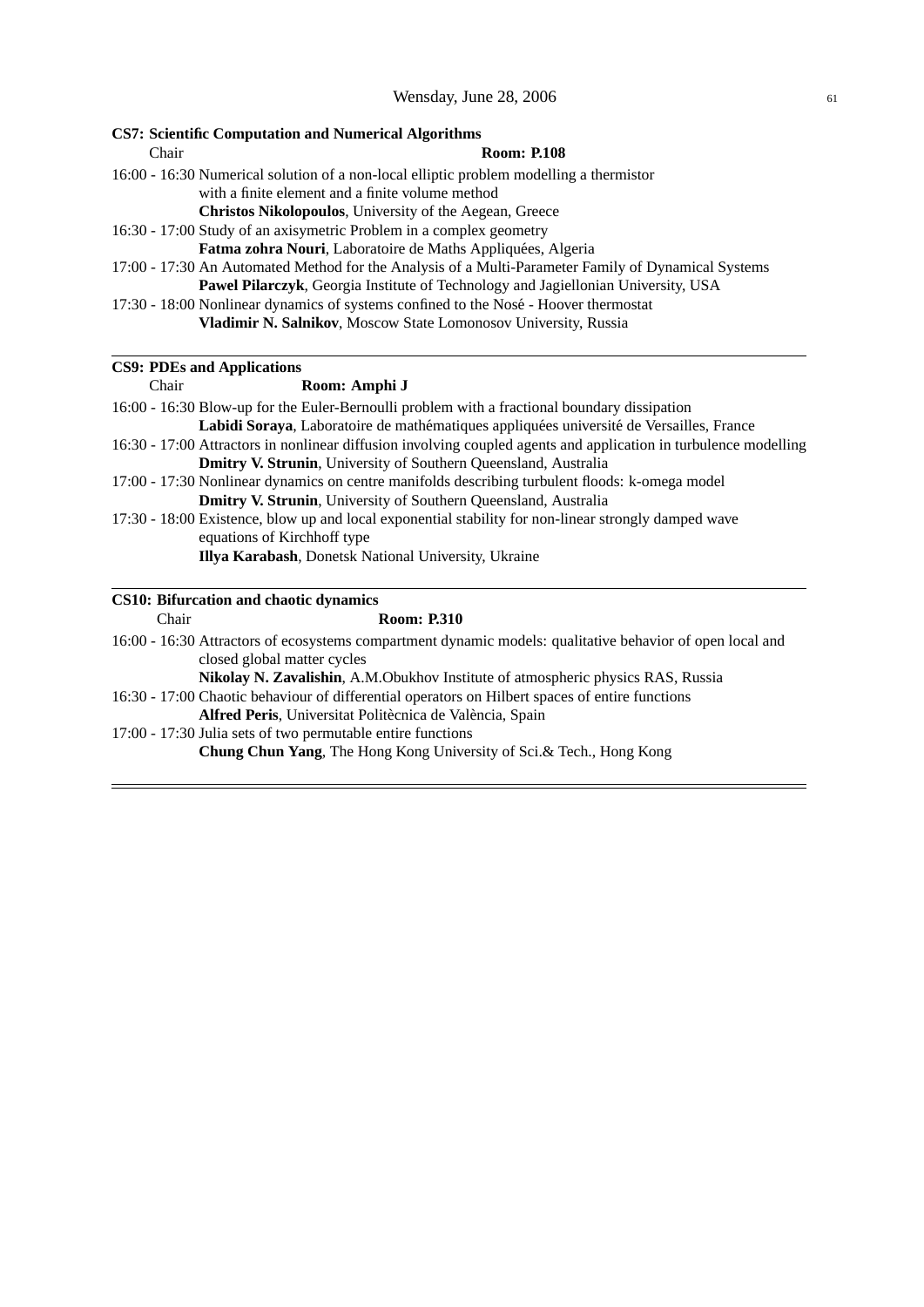**CS7: Scientific Computation and Numerical Algorithms**

Chair **Room: P.108**

16:00 - 16:30 Numerical solution of a non-local elliptic problem modelling a thermistor with a finite element and a finite volume method
**Christos Nikolopoulos**, University of the Aegean, Greece

16:30 - 17:00 Study of an axisymetric Problem in a complex geometry
**Fatma zohra Nouri**, Laboratoire de Maths Appliquées, Algeria

17:00 - 17:30 An Automated Method for the Analysis of a Multi-Parameter Family of Dynamical Systems
**Pawel Pilarczyk**, Georgia Institute of Technology and Jagiellonian University, USA

17:30 - 18:00 Nonlinear dynamics of systems confined to the Nosé - Hoover thermostat
**Vladimir N. Salnikov**, Moscow State Lomonosov University, Russia

---

**CS9: PDEs and Applications**

Chair **Room: Amphi J**

16:00 - 16:30 Blow-up for the Euler-Bernoulli problem with a fractional boundary dissipation
**Labidi Soraya**, Laboratoire de mathématiques appliquées université de Versailles, France

16:30 - 17:00 Attractors in nonlinear diffusion involving coupled agents and application in turbulence modelling
**Dmitry V. Strunin**, University of Southern Queensland, Australia

17:00 - 17:30 Nonlinear dynamics on centre manifolds describing turbulent floods: k-omega model
**Dmitry V. Strunin**, University of Southern Queensland, Australia

17:30 - 18:00 Existence, blow up and local exponential stability for non-linear strongly damped wave equations of Kirchhoff type
**Illya Karabash**, Donetsk National University, Ukraine

---

**CS10: Bifurcation and chaotic dynamics**

Chair **Room: P.310**

16:00 - 16:30 Attractors of ecosystems compartment dynamic models: qualitative behavior of open local and closed global matter cycles
**Nikolay N. Zavalishin**, A.M.Obukhov Institute of atmospheric physics RAS, Russia

16:30 - 17:00 Chaotic behaviour of differential operators on Hilbert spaces of entire functions
**Alfred Peris**, Universitat Politècnica de València, Spain

17:00 - 17:30 Julia sets of two permutable entire functions
**Chung Chun Yang**, The Hong Kong University of Sci.& Tech., Hong Kong